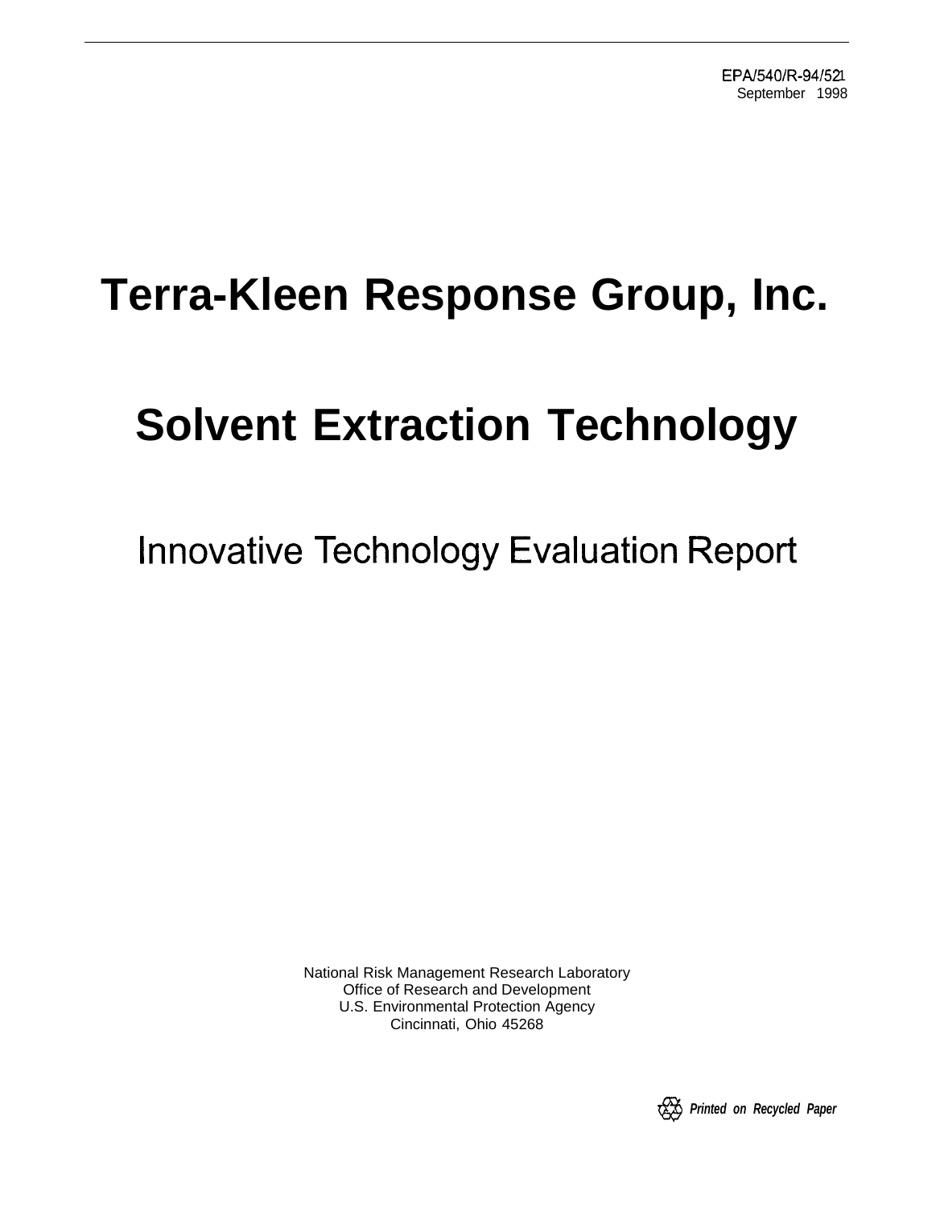EPA/540/R-94/521
September 1998

# Terra-Kleen Response Group, Inc.

# Solvent Extraction Technology

## Innovative Technology Evaluation Report

National Risk Management Research Laboratory
Office of Research and Development
U.S. Environmental Protection Agency
Cincinnati, Ohio 45268

*Printed on Recycled Paper*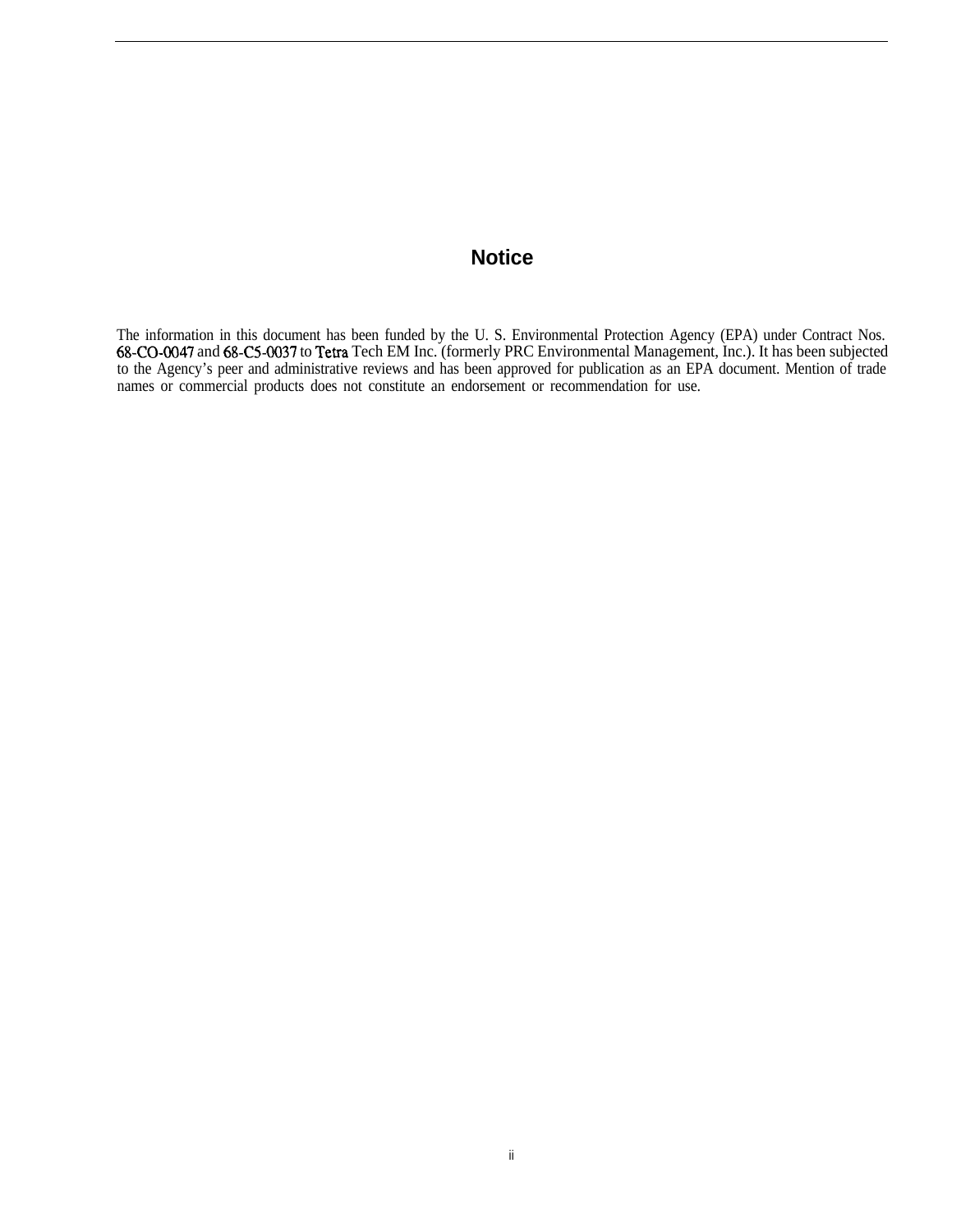# Notice

The information in this document has been funded by the U. S. Environmental Protection Agency (EPA) under Contract Nos. 68-CO-0047 and 68-C5-0037 to Tetra Tech EM Inc. (formerly PRC Environmental Management, Inc.). It has been subjected to the Agency's peer and administrative reviews and has been approved for publication as an EPA document. Mention of trade names or commercial products does not constitute an endorsement or recommendation for use.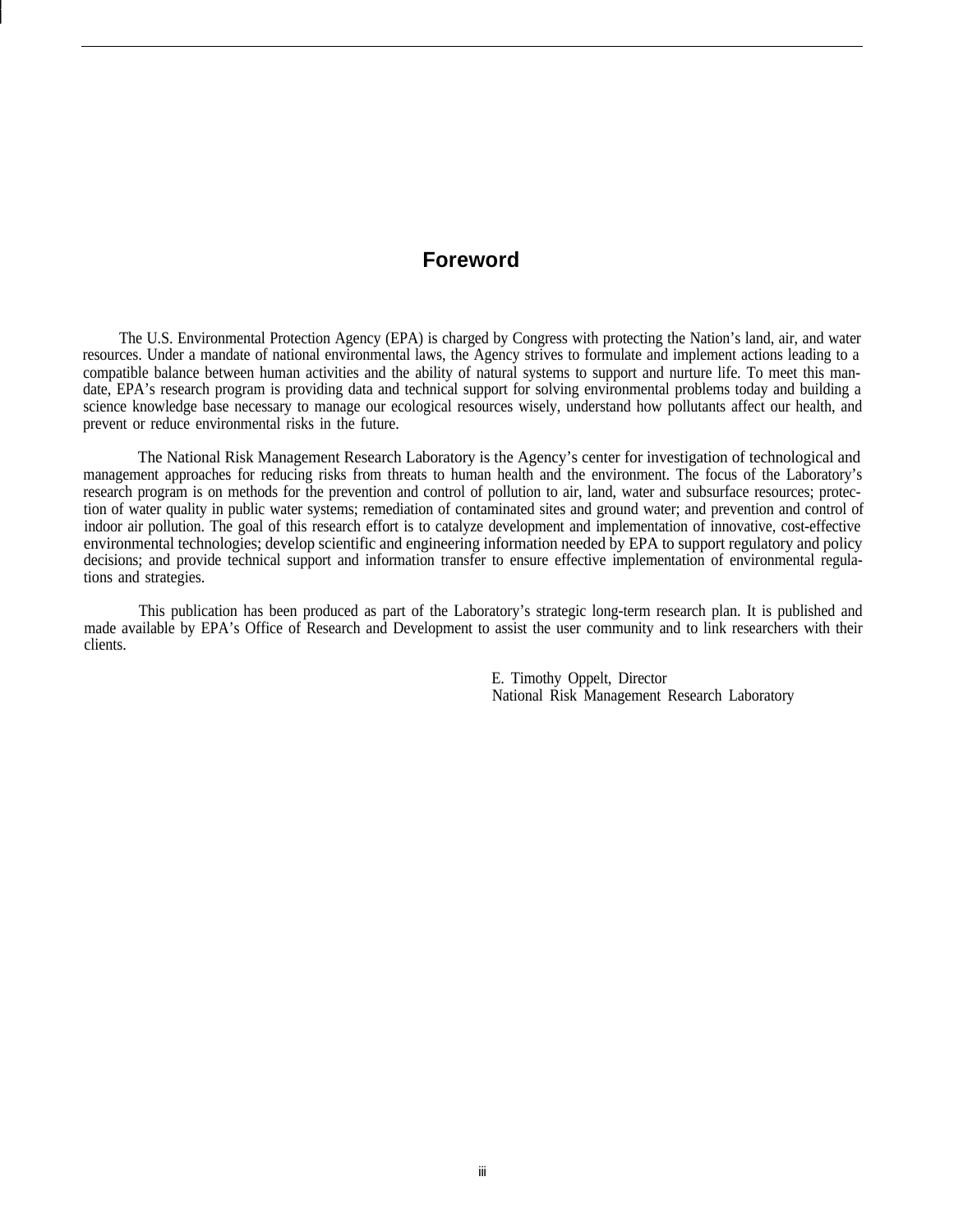# Foreword

The U.S. Environmental Protection Agency (EPA) is charged by Congress with protecting the Nation's land, air, and water resources. Under a mandate of national environmental laws, the Agency strives to formulate and implement actions leading to a compatible balance between human activities and the ability of natural systems to support and nurture life. To meet this mandate, EPA's research program is providing data and technical support for solving environmental problems today and building a science knowledge base necessary to manage our ecological resources wisely, understand how pollutants affect our health, and prevent or reduce environmental risks in the future.

The National Risk Management Research Laboratory is the Agency's center for investigation of technological and management approaches for reducing risks from threats to human health and the environment. The focus of the Laboratory's research program is on methods for the prevention and control of pollution to air, land, water and subsurface resources; protection of water quality in public water systems; remediation of contaminated sites and ground water; and prevention and control of indoor air pollution. The goal of this research effort is to catalyze development and implementation of innovative, cost-effective environmental technologies; develop scientific and engineering information needed by EPA to support regulatory and policy decisions; and provide technical support and information transfer to ensure effective implementation of environmental regulations and strategies.

This publication has been produced as part of the Laboratory's strategic long-term research plan. It is published and made available by EPA's Office of Research and Development to assist the user community and to link researchers with their clients.

E. Timothy Oppelt, Director
National Risk Management Research Laboratory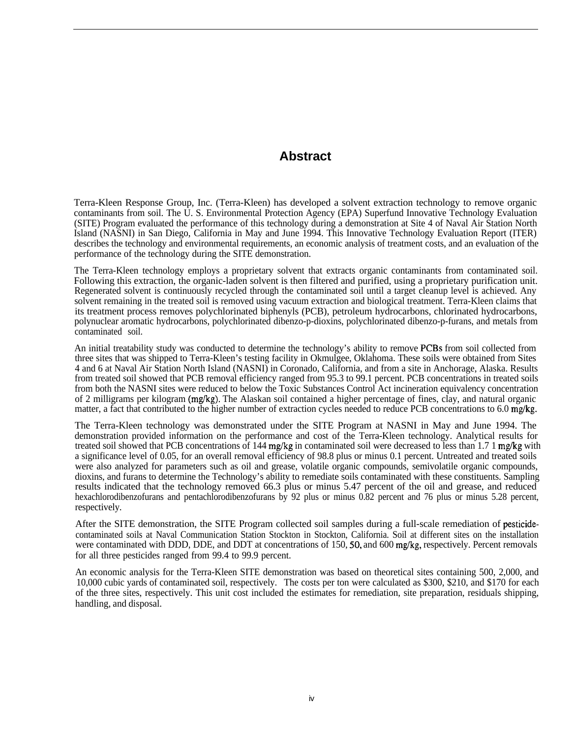# Abstract

Terra-Kleen Response Group, Inc. (Terra-Kleen) has developed a solvent extraction technology to remove organic contaminants from soil. The U. S. Environmental Protection Agency (EPA) Superfund Innovative Technology Evaluation (SITE) Program evaluated the performance of this technology during a demonstration at Site 4 of Naval Air Station North Island (NASNI) in San Diego, California in May and June 1994. This Innovative Technology Evaluation Report (ITER) describes the technology and environmental requirements, an economic analysis of treatment costs, and an evaluation of the performance of the technology during the SITE demonstration.

The Terra-Kleen technology employs a proprietary solvent that extracts organic contaminants from contaminated soil. Following this extraction, the organic-laden solvent is then filtered and purified, using a proprietary purification unit. Regenerated solvent is continuously recycled through the contaminated soil until a target cleanup level is achieved. Any solvent remaining in the treated soil is removed using vacuum extraction and biological treatment. Terra-Kleen claims that its treatment process removes polychlorinated biphenyls (PCB), petroleum hydrocarbons, chlorinated hydrocarbons, polynuclear aromatic hydrocarbons, polychlorinated dibenzo-p-dioxins, polychlorinated dibenzo-p-furans, and metals from contaminated soil.

An initial treatability study was conducted to determine the technology's ability to remove PCBs from soil collected from three sites that was shipped to Terra-Kleen's testing facility in Okmulgee, Oklahoma. These soils were obtained from Sites 4 and 6 at Naval Air Station North Island (NASNI) in Coronado, California, and from a site in Anchorage, Alaska. Results from treated soil showed that PCB removal efficiency ranged from 95.3 to 99.1 percent. PCB concentrations in treated soils from both the NASNI sites were reduced to below the Toxic Substances Control Act incineration equivalency concentration of 2 milligrams per kilogram (mg/kg). The Alaskan soil contained a higher percentage of fines, clay, and natural organic matter, a fact that contributed to the higher number of extraction cycles needed to reduce PCB concentrations to 6.0 mg/kg.

The Terra-Kleen technology was demonstrated under the SITE Program at NASNI in May and June 1994. The demonstration provided information on the performance and cost of the Terra-Kleen technology. Analytical results for treated soil showed that PCB concentrations of 144 mg/kg in contaminated soil were decreased to less than 1.7 1 mg/kg with a significance level of 0.05, for an overall removal efficiency of 98.8 plus or minus 0.1 percent. Untreated and treated soils were also analyzed for parameters such as oil and grease, volatile organic compounds, semivolatile organic compounds, dioxins, and furans to determine the Technology's ability to remediate soils contaminated with these constituents. Sampling results indicated that the technology removed 66.3 plus or minus 5.47 percent of the oil and grease, and reduced hexachlorodibenzofurans and pentachlorodibenzofurans by 92 plus or minus 0.82 percent and 76 plus or minus 5.28 percent, respectively.

After the SITE demonstration, the SITE Program collected soil samples during a full-scale remediation of pesticide-contaminated soils at Naval Communication Station Stockton in Stockton, California. Soil at different sites on the installation were contaminated with DDD, DDE, and DDT at concentrations of 150, 50, and 600 mg/kg, respectively. Percent removals for all three pesticides ranged from 99.4 to 99.9 percent.

An economic analysis for the Terra-Kleen SITE demonstration was based on theoretical sites containing 500, 2,000, and 10,000 cubic yards of contaminated soil, respectively. The costs per ton were calculated as $300, $210, and $170 for each of the three sites, respectively. This unit cost included the estimates for remediation, site preparation, residuals shipping, handling, and disposal.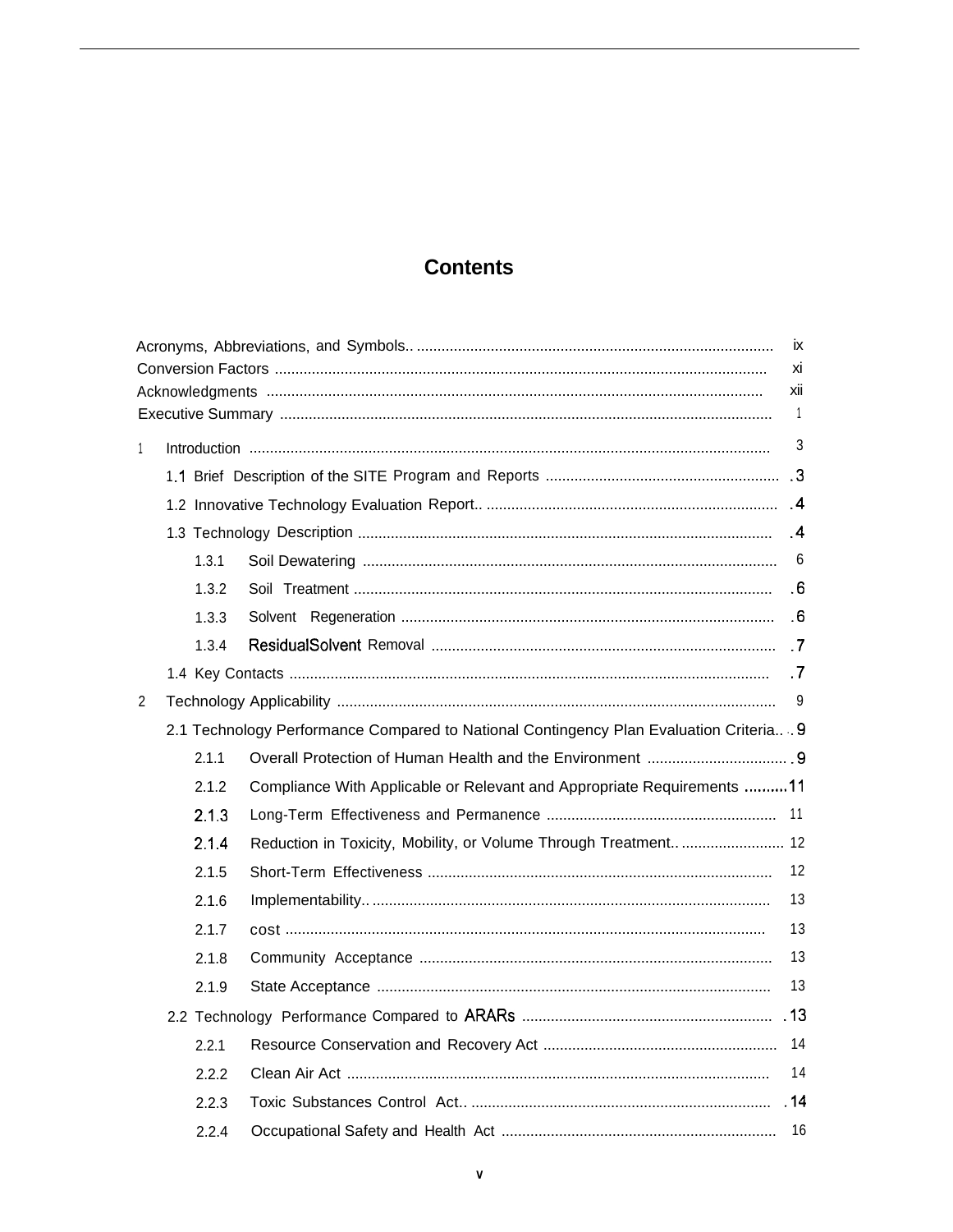# Contents

Acronyms, Abbreviations, and Symbols .......... ix
Conversion Factors .......... xi
Acknowledgments .......... xii
Executive Summary .......... 1

1 Introduction .......... 3
  1.1 Brief Description of the SITE Program and Reports .......... 3
  1.2 Innovative Technology Evaluation Report .......... 4
  1.3 Technology Description .......... 4
    1.3.1 Soil Dewatering .......... 6
    1.3.2 Soil Treatment .......... 6
    1.3.3 Solvent Regeneration .......... 6
    1.3.4 ResidualSolvent Removal .......... 7
  1.4 Key Contacts .......... 7
2 Technology Applicability .......... 9
  2.1 Technology Performance Compared to National Contingency Plan Evaluation Criteria .......... 9
    2.1.1 Overall Protection of Human Health and the Environment .......... 9
    2.1.2 Compliance With Applicable or Relevant and Appropriate Requirements .......... 11
    2.1.3 Long-Term Effectiveness and Permanence .......... 11
    2.1.4 Reduction in Toxicity, Mobility, or Volume Through Treatment .......... 12
    2.1.5 Short-Term Effectiveness .......... 12
    2.1.6 Implementability .......... 13
    2.1.7 cost .......... 13
    2.1.8 Community Acceptance .......... 13
    2.1.9 State Acceptance .......... 13
  2.2 Technology Performance Compared to ARARs .......... 13
    2.2.1 Resource Conservation and Recovery Act .......... 14
    2.2.2 Clean Air Act .......... 14
    2.2.3 Toxic Substances Control Act .......... 14
    2.2.4 Occupational Safety and Health Act .......... 16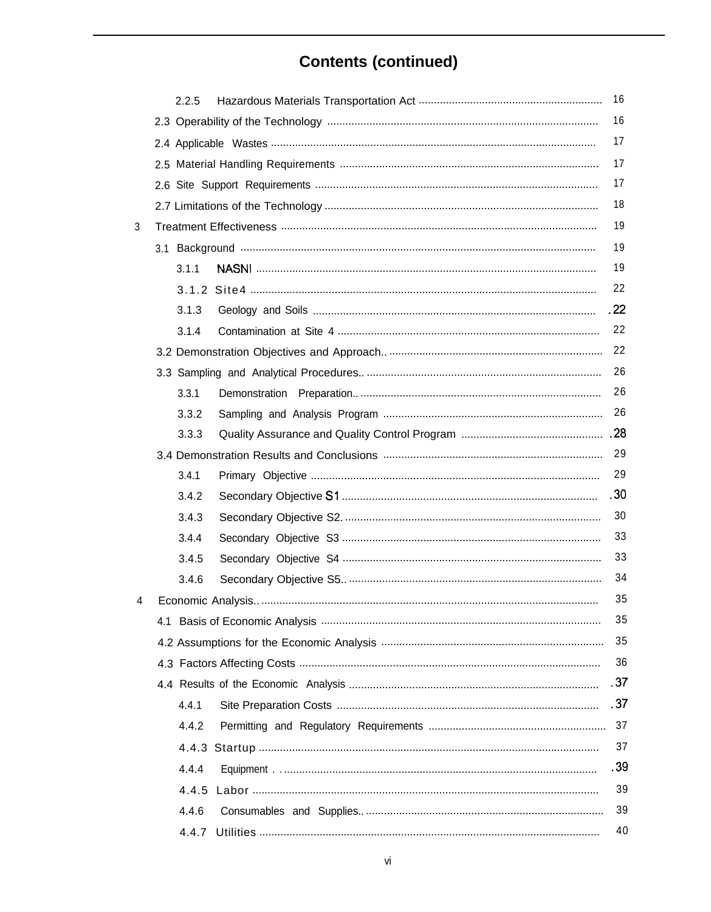## Contents (continued)

- 2.2.5 Hazardous Materials Transportation Act ............ 16
- 2.3 Operability of the Technology ............ 16
- 2.4 Applicable Wastes ............ 17
- 2.5 Material Handling Requirements ............ 17
- 2.6 Site Support Requirements ............ 17
- 2.7 Limitations of the Technology ............ 18
- 3 Treatment Effectiveness ............ 19
  - 3.1 Background ............ 19
    - 3.1.1 NASNI ............ 19
    - 3.1.2 Site4 ............ 22
    - 3.1.3 Geology and Soils ............ .22
    - 3.1.4 Contamination at Site 4 ............ 22
  - 3.2 Demonstration Objectives and Approach.. ............ 22
  - 3.3 Sampling and Analytical Procedures.. ............ 26
    - 3.3.1 Demonstration Preparation.. ............ 26
    - 3.3.2 Sampling and Analysis Program ............ 26
    - 3.3.3 Quality Assurance and Quality Control Program ............ .28
  - 3.4 Demonstration Results and Conclusions ............ 29
    - 3.4.1 Primary Objective ............ 29
    - 3.4.2 Secondary Objective S1 ............ .30
    - 3.4.3 Secondary Objective S2. ............ 30
    - 3.4.4 Secondary Objective S3 ............ 33
    - 3.4.5 Secondary Objective S4 ............ 33
    - 3.4.6 Secondary Objective S5.. ............ 34
- 4 Economic Analysis.. ............ 35
  - 4.1 Basis of Economic Analysis ............ 35
  - 4.2 Assumptions for the Economic Analysis ............ 35
  - 4.3 Factors Affecting Costs ............ 36
  - 4.4 Results of the Economic Analysis ............ .37
    - 4.4.1 Site Preparation Costs ............ .37
    - 4.4.2 Permitting and Regulatory Requirements ............ 37
    - 4.4.3 Startup ............ 37
    - 4.4.4 Equipment . . ............ .39
    - 4.4.5 Labor ............ 39
    - 4.4.6 Consumables and Supplies.. ............ 39
    - 4.4.7 Utilities ............ 40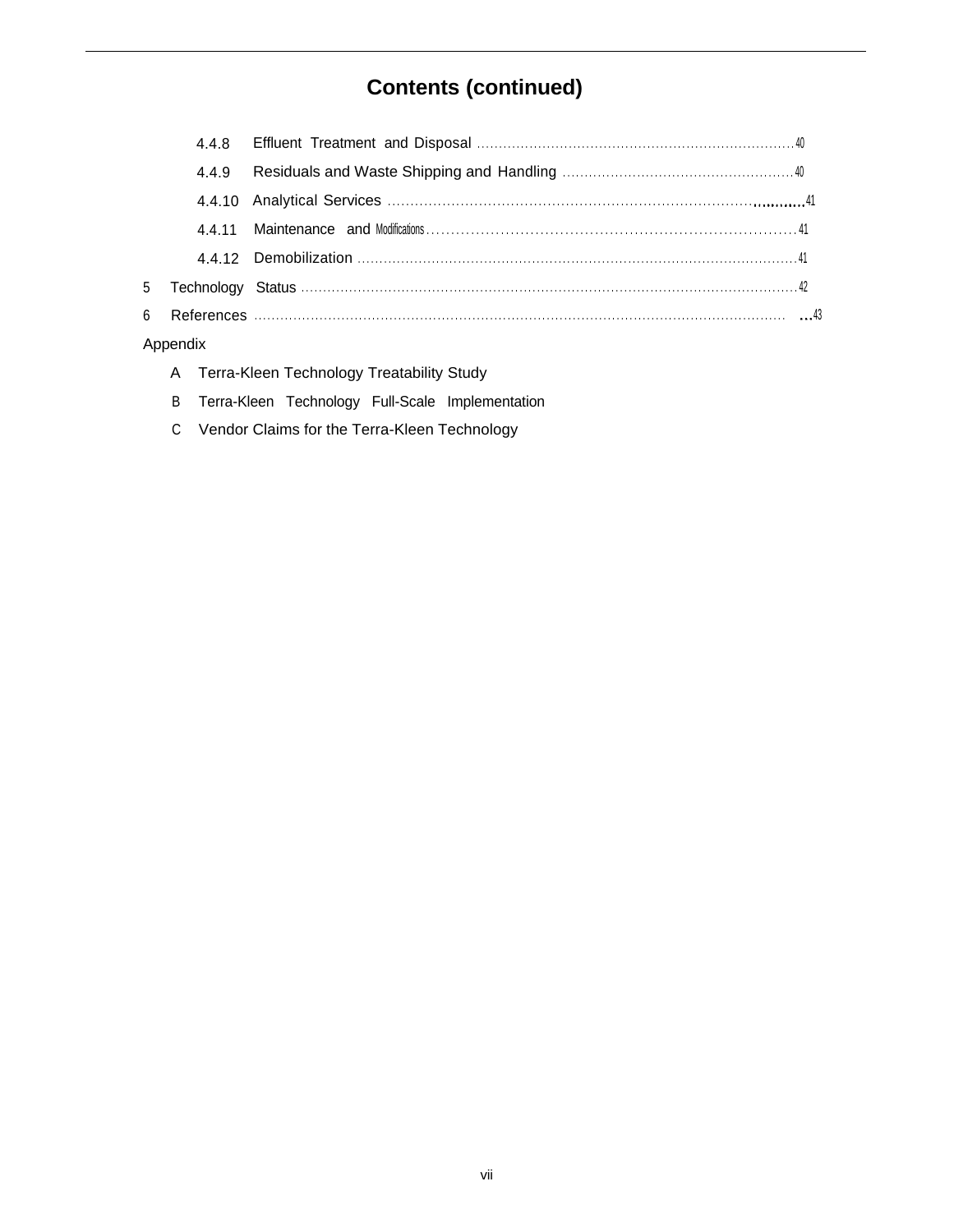# Contents (continued)

4.4.8 Effluent Treatment and Disposal ........................................................................ 40

4.4.9 Residuals and Waste Shipping and Handling .................................................... 40

4.4.10 Analytical Services ........................................................................................ 41

4.4.11 Maintenance and Modifications ...................................................................... 41

4.4.12 Demobilization ................................................................................................ 41

5 Technology Status ................................................................................................................ 42

6 References ........................................................................................................................... 43

Appendix

A Terra-Kleen Technology Treatability Study

B Terra-Kleen Technology Full-Scale Implementation

C Vendor Claims for the Terra-Kleen Technology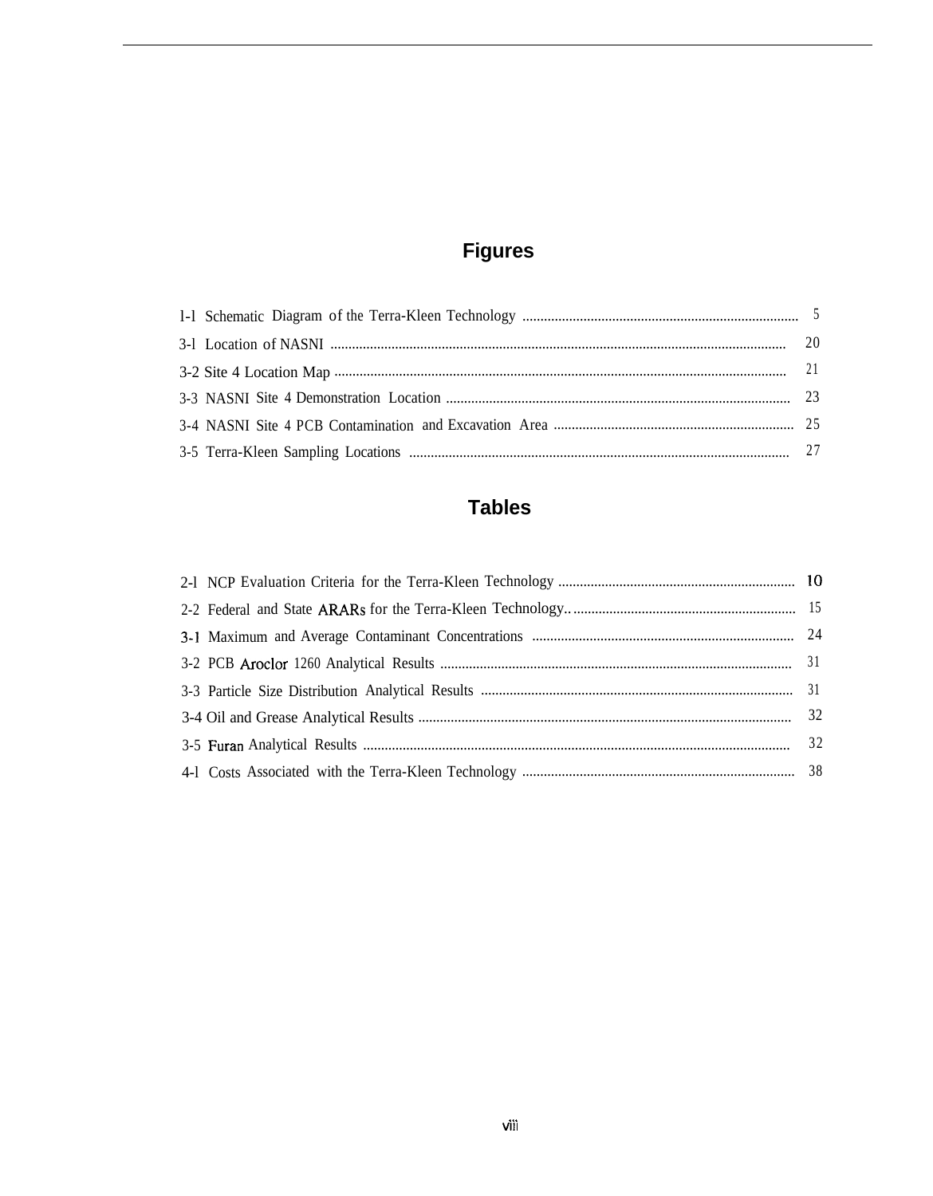## Figures

1-1 Schematic Diagram of the Terra-Kleen Technology .......... 5
3-1 Location of NASNI .......... 20
3-2 Site 4 Location Map .......... 21
3-3 NASNI Site 4 Demonstration Location .......... 23
3-4 NASNI Site 4 PCB Contamination and Excavation Area .......... 25
3-5 Terra-Kleen Sampling Locations .......... 27

## Tables

2-1 NCP Evaluation Criteria for the Terra-Kleen Technology .......... 10
2-2 Federal and State ARARs for the Terra-Kleen Technology .......... 15
3-1 Maximum and Average Contaminant Concentrations .......... 24
3-2 PCB Aroclor 1260 Analytical Results .......... 31
3-3 Particle Size Distribution Analytical Results .......... 31
3-4 Oil and Grease Analytical Results .......... 32
3-5 Furan Analytical Results .......... 32
4-1 Costs Associated with the Terra-Kleen Technology .......... 38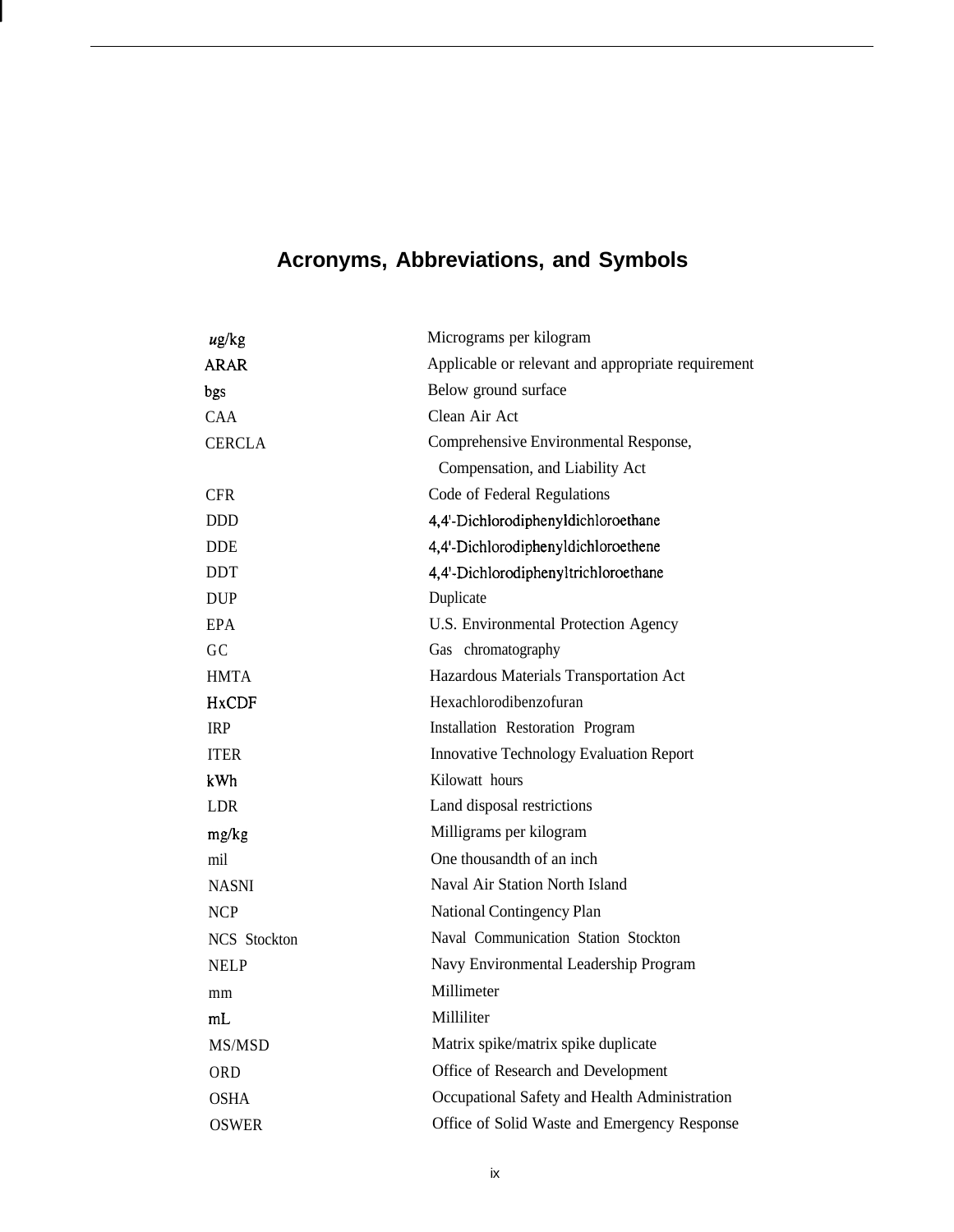# Acronyms, Abbreviations, and Symbols

| | |
|---|---|
| ug/kg | Micrograms per kilogram |
| ARAR | Applicable or relevant and appropriate requirement |
| bgs | Below ground surface |
| CAA | Clean Air Act |
| CERCLA | Comprehensive Environmental Response, Compensation, and Liability Act |
| CFR | Code of Federal Regulations |
| DDD | 4,4'-Dichlorodiphenyldichloroethane |
| DDE | 4,4'-Dichlorodiphenyldichloroethene |
| DDT | 4,4'-Dichlorodiphenyltrichloroethane |
| DUP | Duplicate |
| EPA | U.S. Environmental Protection Agency |
| GC | Gas chromatography |
| HMTA | Hazardous Materials Transportation Act |
| HxCDF | Hexachlorodibenzofuran |
| IRP | Installation Restoration Program |
| ITER | Innovative Technology Evaluation Report |
| kWh | Kilowatt hours |
| LDR | Land disposal restrictions |
| mg/kg | Milligrams per kilogram |
| mil | One thousandth of an inch |
| NASNI | Naval Air Station North Island |
| NCP | National Contingency Plan |
| NCS Stockton | Naval Communication Station Stockton |
| NELP | Navy Environmental Leadership Program |
| mm | Millimeter |
| mL | Milliliter |
| MS/MSD | Matrix spike/matrix spike duplicate |
| ORD | Office of Research and Development |
| OSHA | Occupational Safety and Health Administration |
| OSWER | Office of Solid Waste and Emergency Response |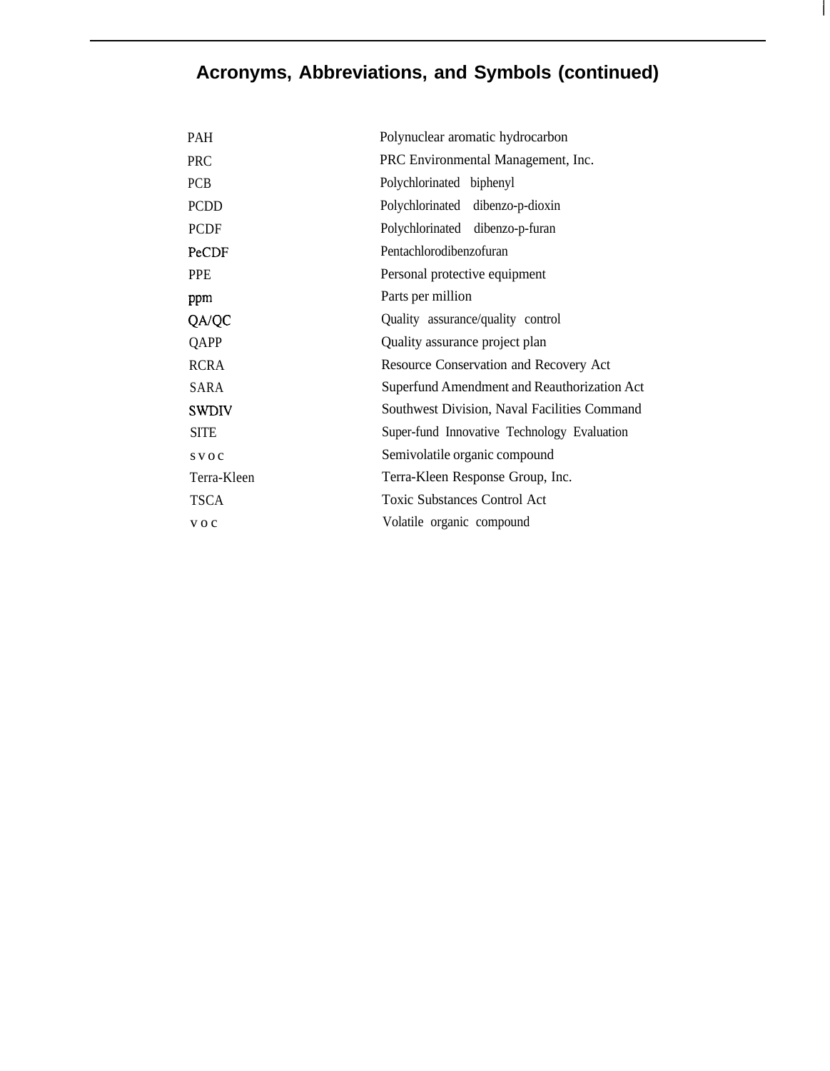## Acronyms, Abbreviations, and Symbols (continued)

| | |
|---|---|
| PAH | Polynuclear aromatic hydrocarbon |
| PRC | PRC Environmental Management, Inc. |
| PCB | Polychlorinated biphenyl |
| PCDD | Polychlorinated dibenzo-p-dioxin |
| PCDF | Polychlorinated dibenzo-p-furan |
| PeCDF | Pentachlorodibenzofuran |
| PPE | Personal protective equipment |
| ppm | Parts per million |
| QA/QC | Quality assurance/quality control |
| QAPP | Quality assurance project plan |
| RCRA | Resource Conservation and Recovery Act |
| SARA | Superfund Amendment and Reauthorization Act |
| SWDIV | Southwest Division, Naval Facilities Command |
| SITE | Super-fund Innovative Technology Evaluation |
| svoc | Semivolatile organic compound |
| Terra-Kleen | Terra-Kleen Response Group, Inc. |
| TSCA | Toxic Substances Control Act |
| voc | Volatile organic compound |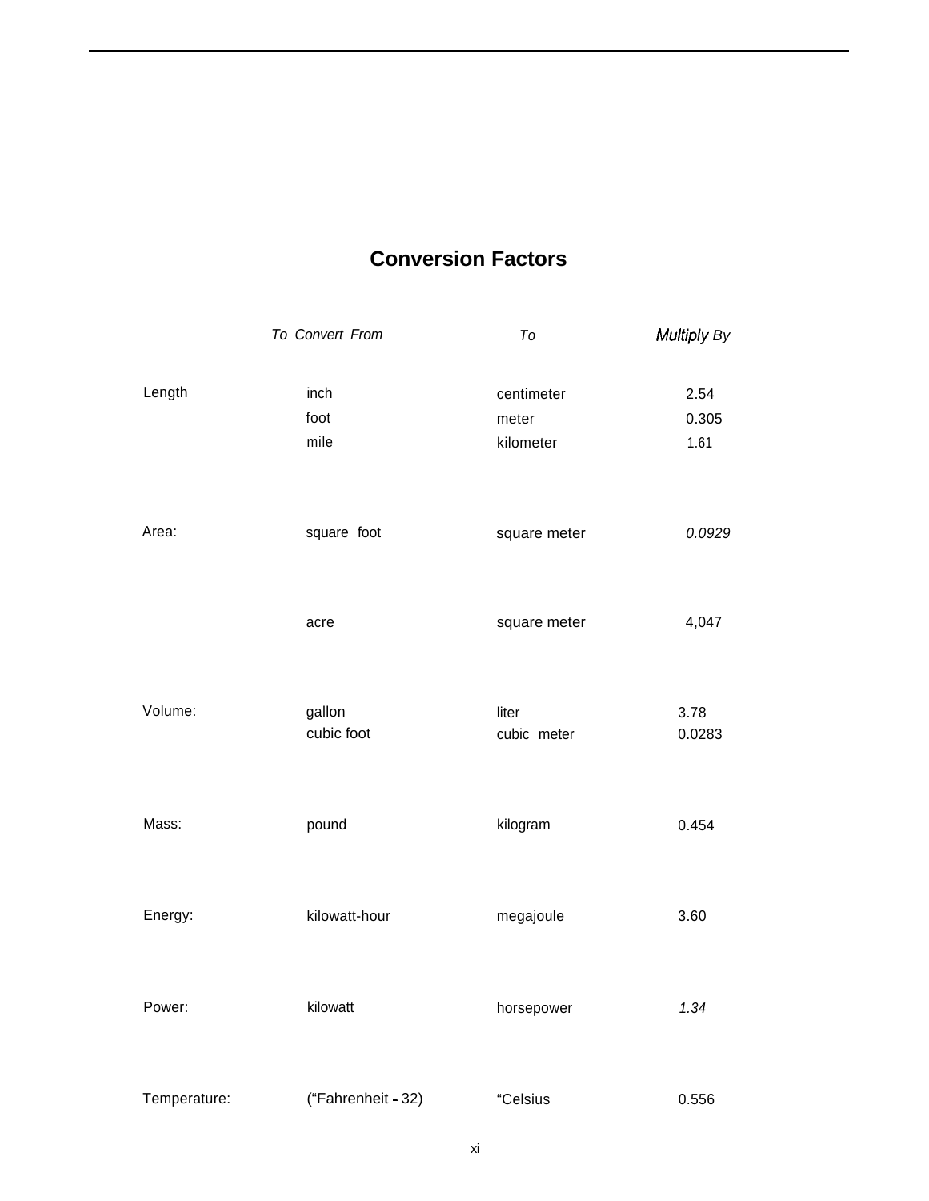## Conversion Factors

| | *To Convert From* | *To* | *Multiply By* |
|---|---|---|---|
| Length | inch | centimeter | 2.54 |
| | foot | meter | 0.305 |
| | mile | kilometer | 1.61 |
| Area: | square foot | square meter | *0.0929* |
| | acre | square meter | 4,047 |
| Volume: | gallon | liter | 3.78 |
| | cubic foot | cubic meter | 0.0283 |
| Mass: | pound | kilogram | 0.454 |
| Energy: | kilowatt-hour | megajoule | 3.60 |
| Power: | kilowatt | horsepower | *1.34* |
| Temperature: | (°Fahrenheit - 32) | °Celsius | 0.556 |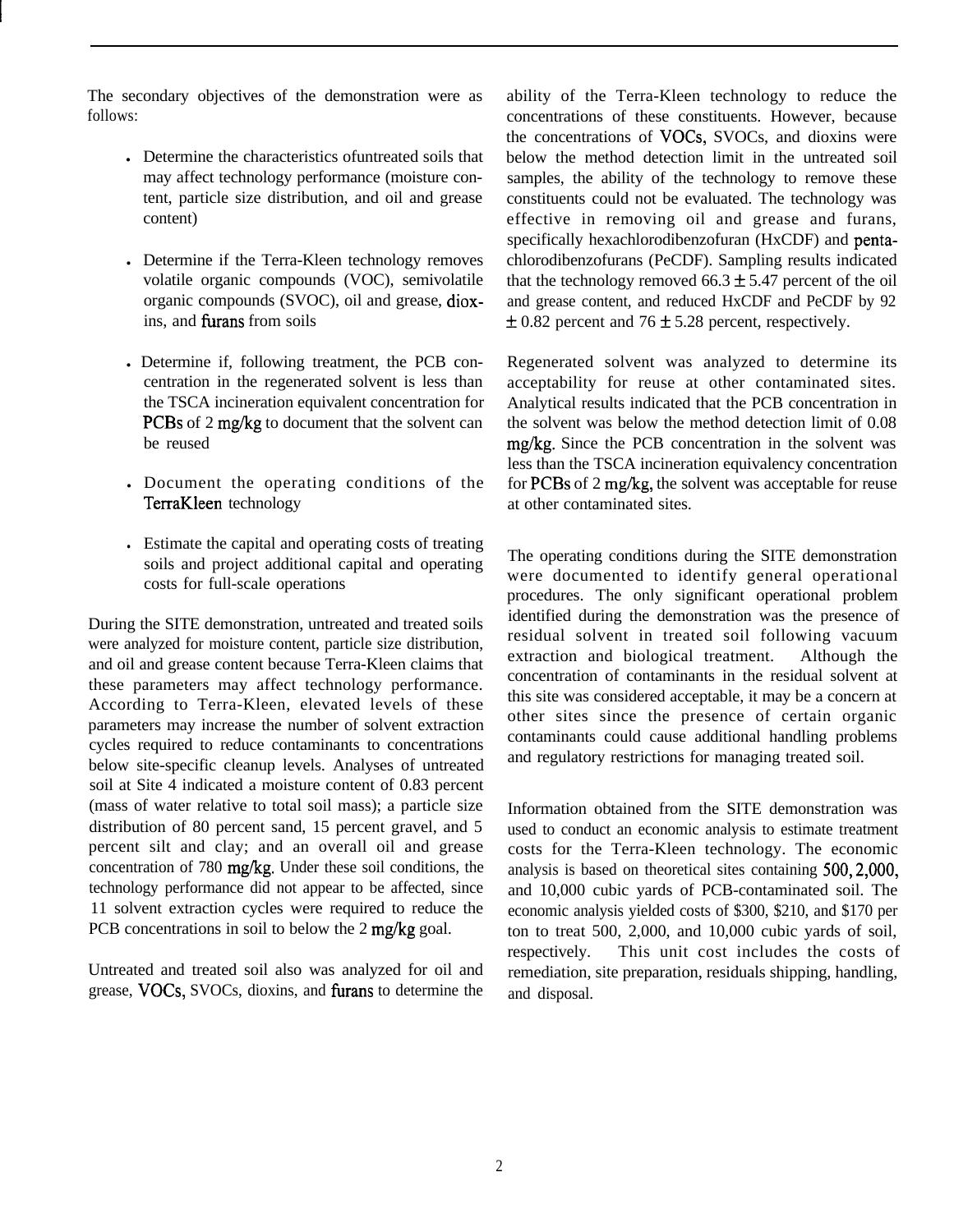The secondary objectives of the demonstration were as follows:

- Determine the characteristics ofuntreated soils that may affect technology performance (moisture content, particle size distribution, and oil and grease content)
- Determine if the Terra-Kleen technology removes volatile organic compounds (VOC), semivolatile organic compounds (SVOC), oil and grease, dioxins, and furans from soils
- Determine if, following treatment, the PCB concentration in the regenerated solvent is less than the TSCA incineration equivalent concentration for PCBs of 2 mg/kg to document that the solvent can be reused
- Document the operating conditions of the TerraKleen technology
- Estimate the capital and operating costs of treating soils and project additional capital and operating costs for full-scale operations

During the SITE demonstration, untreated and treated soils were analyzed for moisture content, particle size distribution, and oil and grease content because Terra-Kleen claims that these parameters may affect technology performance. According to Terra-Kleen, elevated levels of these parameters may increase the number of solvent extraction cycles required to reduce contaminants to concentrations below site-specific cleanup levels. Analyses of untreated soil at Site 4 indicated a moisture content of 0.83 percent (mass of water relative to total soil mass); a particle size distribution of 80 percent sand, 15 percent gravel, and 5 percent silt and clay; and an overall oil and grease concentration of 780 mg/kg. Under these soil conditions, the technology performance did not appear to be affected, since 11 solvent extraction cycles were required to reduce the PCB concentrations in soil to below the 2 mg/kg goal.

Untreated and treated soil also was analyzed for oil and grease, VOCs, SVOCs, dioxins, and furans to determine the ability of the Terra-Kleen technology to reduce the concentrations of these constituents. However, because the concentrations of VOCs, SVOCs, and dioxins were below the method detection limit in the untreated soil samples, the ability of the technology to remove these constituents could not be evaluated. The technology was effective in removing oil and grease and furans, specifically hexachlorodibenzofuran (HxCDF) and pentachlorodibenzofurans (PeCDF). Sampling results indicated that the technology removed 66.3 ± 5.47 percent of the oil and grease content, and reduced HxCDF and PeCDF by 92 ± 0.82 percent and 76 ± 5.28 percent, respectively.

Regenerated solvent was analyzed to determine its acceptability for reuse at other contaminated sites. Analytical results indicated that the PCB concentration in the solvent was below the method detection limit of 0.08 mg/kg. Since the PCB concentration in the solvent was less than the TSCA incineration equivalency concentration for PCBs of 2 mg/kg, the solvent was acceptable for reuse at other contaminated sites.

The operating conditions during the SITE demonstration were documented to identify general operational procedures. The only significant operational problem identified during the demonstration was the presence of residual solvent in treated soil following vacuum extraction and biological treatment. Although the concentration of contaminants in the residual solvent at this site was considered acceptable, it may be a concern at other sites since the presence of certain organic contaminants could cause additional handling problems and regulatory restrictions for managing treated soil.

Information obtained from the SITE demonstration was used to conduct an economic analysis to estimate treatment costs for the Terra-Kleen technology. The economic analysis is based on theoretical sites containing 500, 2,000, and 10,000 cubic yards of PCB-contaminated soil. The economic analysis yielded costs of $300, $210, and $170 per ton to treat 500, 2,000, and 10,000 cubic yards of soil, respectively. This unit cost includes the costs of remediation, site preparation, residuals shipping, handling, and disposal.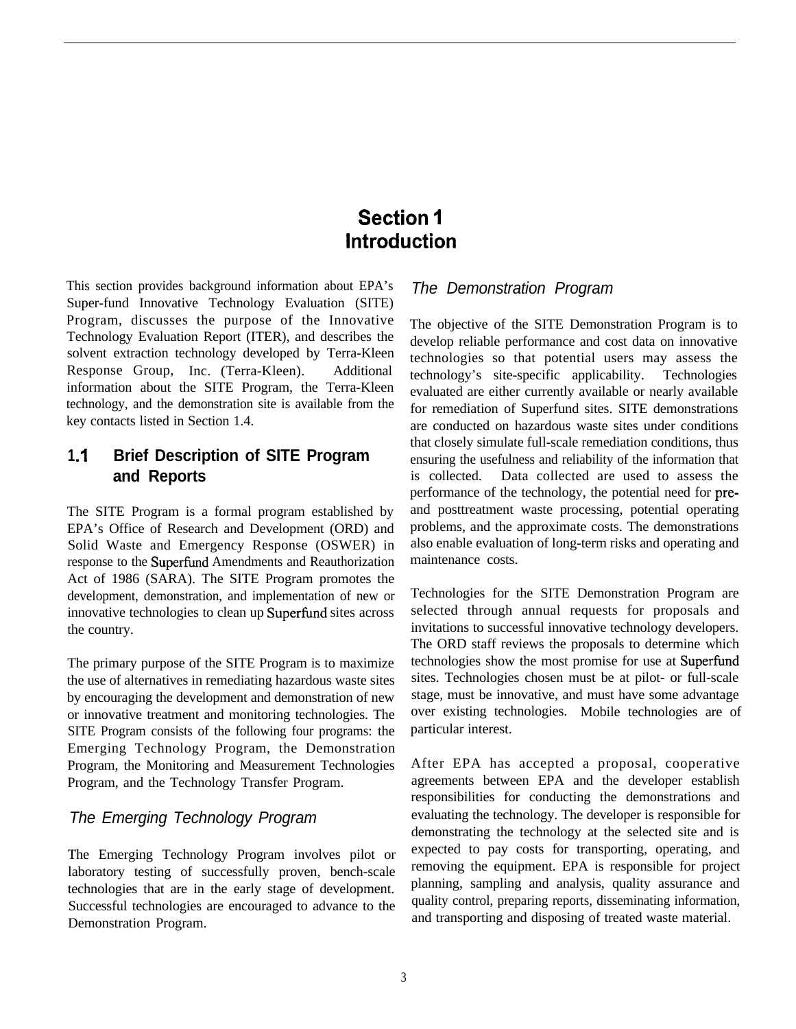# Section 1 Introduction

This section provides background information about EPA's Super-fund Innovative Technology Evaluation (SITE) Program, discusses the purpose of the Innovative Technology Evaluation Report (ITER), and describes the solvent extraction technology developed by Terra-Kleen Response Group, Inc. (Terra-Kleen). Additional information about the SITE Program, the Terra-Kleen technology, and the demonstration site is available from the key contacts listed in Section 1.4.

## 1.1 Brief Description of SITE Program and Reports

The SITE Program is a formal program established by EPA's Office of Research and Development (ORD) and Solid Waste and Emergency Response (OSWER) in response to the Superfund Amendments and Reauthorization Act of 1986 (SARA). The SITE Program promotes the development, demonstration, and implementation of new or innovative technologies to clean up Superfund sites across the country.

The primary purpose of the SITE Program is to maximize the use of alternatives in remediating hazardous waste sites by encouraging the development and demonstration of new or innovative treatment and monitoring technologies. The SITE Program consists of the following four programs: the Emerging Technology Program, the Demonstration Program, the Monitoring and Measurement Technologies Program, and the Technology Transfer Program.

*The Emerging Technology Program*

The Emerging Technology Program involves pilot or laboratory testing of successfully proven, bench-scale technologies that are in the early stage of development. Successful technologies are encouraged to advance to the Demonstration Program.

*The Demonstration Program*

The objective of the SITE Demonstration Program is to develop reliable performance and cost data on innovative technologies so that potential users may assess the technology's site-specific applicability. Technologies evaluated are either currently available or nearly available for remediation of Superfund sites. SITE demonstrations are conducted on hazardous waste sites under conditions that closely simulate full-scale remediation conditions, thus ensuring the usefulness and reliability of the information that is collected. Data collected are used to assess the performance of the technology, the potential need for pre- and posttreatment waste processing, potential operating problems, and the approximate costs. The demonstrations also enable evaluation of long-term risks and operating and maintenance costs.

Technologies for the SITE Demonstration Program are selected through annual requests for proposals and invitations to successful innovative technology developers. The ORD staff reviews the proposals to determine which technologies show the most promise for use at Superfund sites. Technologies chosen must be at pilot- or full-scale stage, must be innovative, and must have some advantage over existing technologies. Mobile technologies are of particular interest.

After EPA has accepted a proposal, cooperative agreements between EPA and the developer establish responsibilities for conducting the demonstrations and evaluating the technology. The developer is responsible for demonstrating the technology at the selected site and is expected to pay costs for transporting, operating, and removing the equipment. EPA is responsible for project planning, sampling and analysis, quality assurance and quality control, preparing reports, disseminating information, and transporting and disposing of treated waste material.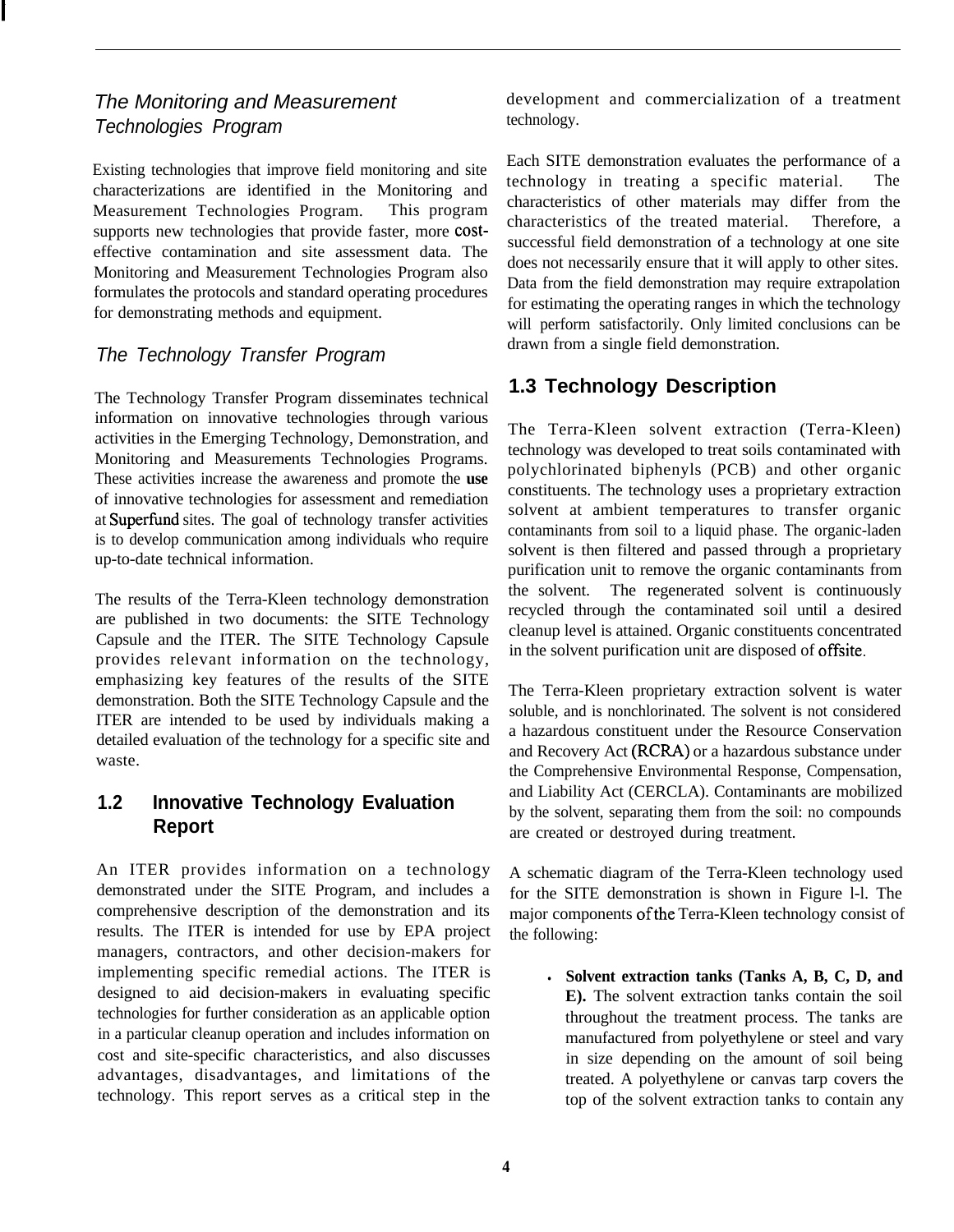### *The Monitoring and Measurement Technologies Program*

Existing technologies that improve field monitoring and site characterizations are identified in the Monitoring and Measurement Technologies Program. This program supports new technologies that provide faster, more cost-effective contamination and site assessment data. The Monitoring and Measurement Technologies Program also formulates the protocols and standard operating procedures for demonstrating methods and equipment.

### *The Technology Transfer Program*

The Technology Transfer Program disseminates technical information on innovative technologies through various activities in the Emerging Technology, Demonstration, and Monitoring and Measurements Technologies Programs. These activities increase the awareness and promote the **use** of innovative technologies for assessment and remediation at Superfund sites. The goal of technology transfer activities is to develop communication among individuals who require up-to-date technical information.

The results of the Terra-Kleen technology demonstration are published in two documents: the SITE Technology Capsule and the ITER. The SITE Technology Capsule provides relevant information on the technology, emphasizing key features of the results of the SITE demonstration. Both the SITE Technology Capsule and the ITER are intended to be used by individuals making a detailed evaluation of the technology for a specific site and waste.

## 1.2 Innovative Technology Evaluation Report

An ITER provides information on a technology demonstrated under the SITE Program, and includes a comprehensive description of the demonstration and its results. The ITER is intended for use by EPA project managers, contractors, and other decision-makers for implementing specific remedial actions. The ITER is designed to aid decision-makers in evaluating specific technologies for further consideration as an applicable option in a particular cleanup operation and includes information on cost and site-specific characteristics, and also discusses advantages, disadvantages, and limitations of the technology. This report serves as a critical step in the development and commercialization of a treatment technology.

Each SITE demonstration evaluates the performance of a technology in treating a specific material. The characteristics of other materials may differ from the characteristics of the treated material. Therefore, a successful field demonstration of a technology at one site does not necessarily ensure that it will apply to other sites. Data from the field demonstration may require extrapolation for estimating the operating ranges in which the technology will perform satisfactorily. Only limited conclusions can be drawn from a single field demonstration.

## 1.3 Technology Description

The Terra-Kleen solvent extraction (Terra-Kleen) technology was developed to treat soils contaminated with polychlorinated biphenyls (PCB) and other organic constituents. The technology uses a proprietary extraction solvent at ambient temperatures to transfer organic contaminants from soil to a liquid phase. The organic-laden solvent is then filtered and passed through a proprietary purification unit to remove the organic contaminants from the solvent. The regenerated solvent is continuously recycled through the contaminated soil until a desired cleanup level is attained. Organic constituents concentrated in the solvent purification unit are disposed of offsite.

The Terra-Kleen proprietary extraction solvent is water soluble, and is nonchlorinated. The solvent is not considered a hazardous constituent under the Resource Conservation and Recovery Act (RCRA) or a hazardous substance under the Comprehensive Environmental Response, Compensation, and Liability Act (CERCLA). Contaminants are mobilized by the solvent, separating them from the soil: no compounds are created or destroyed during treatment.

A schematic diagram of the Terra-Kleen technology used for the SITE demonstration is shown in Figure 1-1. The major components of the Terra-Kleen technology consist of the following:

- **Solvent extraction tanks (Tanks A, B, C, D, and E).** The solvent extraction tanks contain the soil throughout the treatment process. The tanks are manufactured from polyethylene or steel and vary in size depending on the amount of soil being treated. A polyethylene or canvas tarp covers the top of the solvent extraction tanks to contain any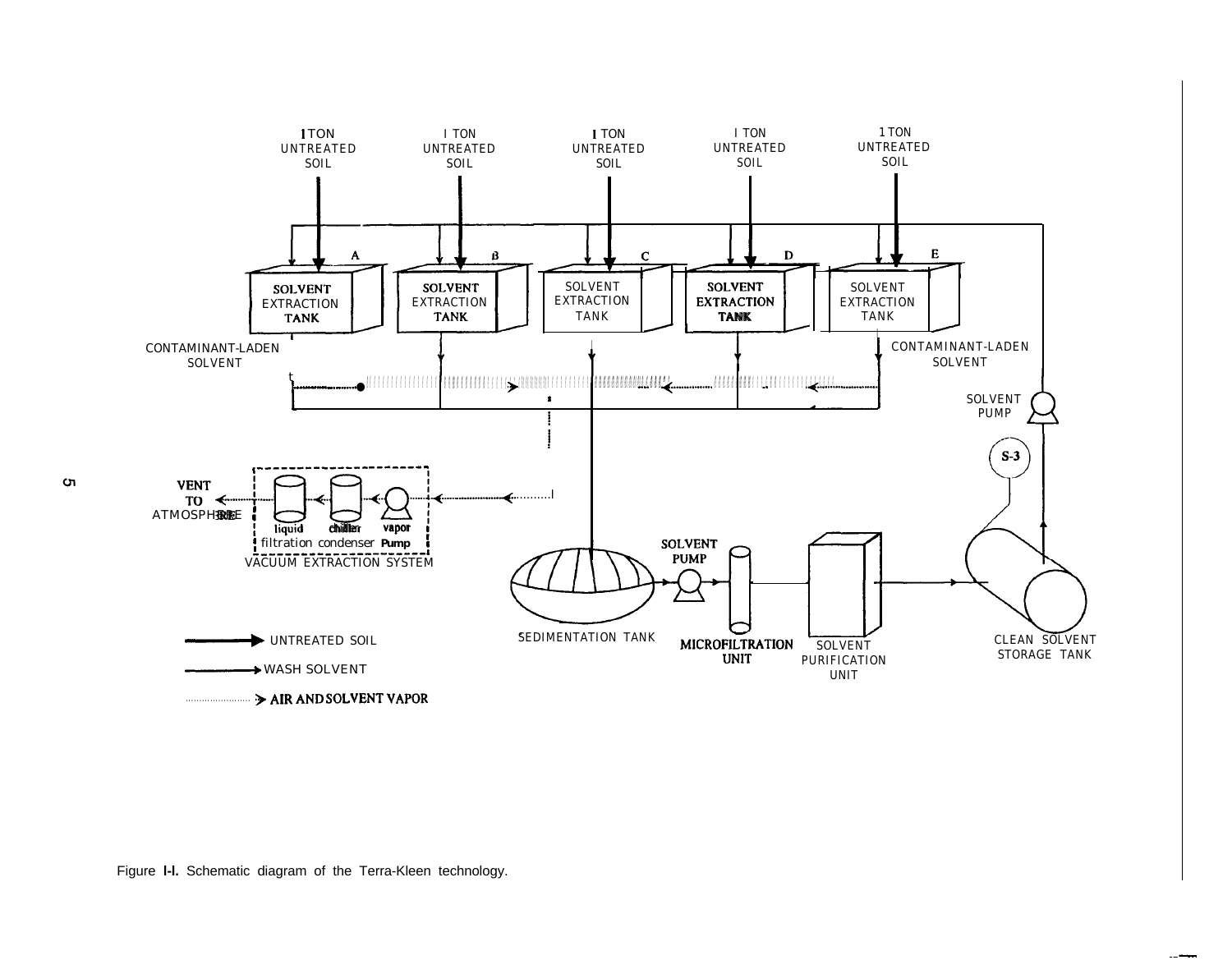1 TON UNTREATED SOIL

1 TON UNTREATED SOIL

1 TON UNTREATED SOIL

1 TON UNTREATED SOIL

1 TON UNTREATED SOIL

A — SOLVENT EXTRACTION TANK

B — SOLVENT EXTRACTION TANK

C — SOLVENT EXTRACTION TANK

D — SOLVENT EXTRACTION TANK

E — SOLVENT EXTRACTION TANK

CONTAMINANT-LADEN SOLVENT

CONTAMINANT-LADEN SOLVENT

SOLVENT PUMP

S-3

VENT TO ATMOSPHERE

liquid filtration

chiller condenser

vapor Pump

VACUUM EXTRACTION SYSTEM

SEDIMENTATION TANK

SOLVENT PUMP

MICROFILTRATION UNIT

SOLVENT PURIFICATION UNIT

CLEAN SOLVENT STORAGE TANK

UNTREATED SOIL

WASH SOLVENT

AIR AND SOLVENT VAPOR

Figure 1-1. Schematic diagram of the Terra-Kleen technology.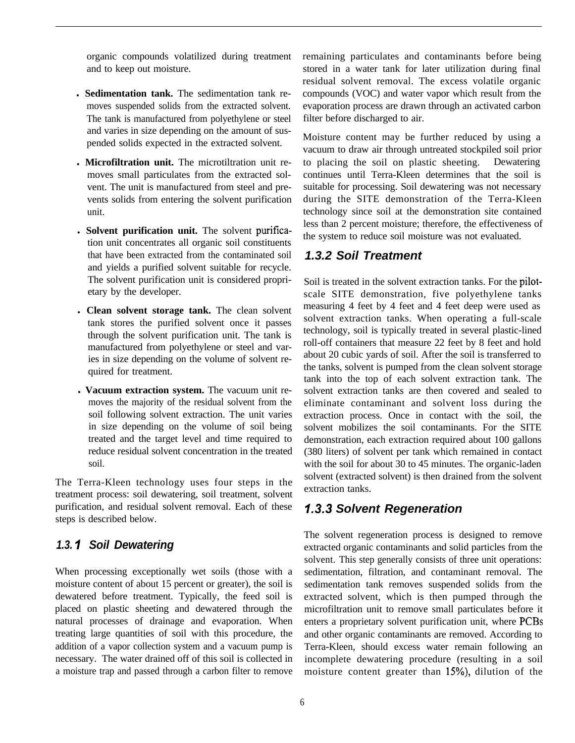organic compounds volatilized during treatment and to keep out moisture.

- **Sedimentation tank.** The sedimentation tank removes suspended solids from the extracted solvent. The tank is manufactured from polyethylene or steel and varies in size depending on the amount of suspended solids expected in the extracted solvent.
- **Microfiltration unit.** The microtiltration unit removes small particulates from the extracted solvent. The unit is manufactured from steel and prevents solids from entering the solvent purification unit.
- **Solvent purification unit.** The solvent purification unit concentrates all organic soil constituents that have been extracted from the contaminated soil and yields a purified solvent suitable for recycle. The solvent purification unit is considered proprietary by the developer.
- **Clean solvent storage tank.** The clean solvent tank stores the purified solvent once it passes through the solvent purification unit. The tank is manufactured from polyethylene or steel and varies in size depending on the volume of solvent required for treatment.
- **Vacuum extraction system.** The vacuum unit removes the majority of the residual solvent from the soil following solvent extraction. The unit varies in size depending on the volume of soil being treated and the target level and time required to reduce residual solvent concentration in the treated soil.

The Terra-Kleen technology uses four steps in the treatment process: soil dewatering, soil treatment, solvent purification, and residual solvent removal. Each of these steps is described below.

### *1.3.1 Soil Dewatering*

When processing exceptionally wet soils (those with a moisture content of about 15 percent or greater), the soil is dewatered before treatment. Typically, the feed soil is placed on plastic sheeting and dewatered through the natural processes of drainage and evaporation. When treating large quantities of soil with this procedure, the addition of a vapor collection system and a vacuum pump is necessary. The water drained off of this soil is collected in a moisture trap and passed through a carbon filter to remove remaining particulates and contaminants before being stored in a water tank for later utilization during final residual solvent removal. The excess volatile organic compounds (VOC) and water vapor which result from the evaporation process are drawn through an activated carbon filter before discharged to air.

Moisture content may be further reduced by using a vacuum to draw air through untreated stockpiled soil prior to placing the soil on plastic sheeting. Dewatering continues until Terra-Kleen determines that the soil is suitable for processing. Soil dewatering was not necessary during the SITE demonstration of the Terra-Kleen technology since soil at the demonstration site contained less than 2 percent moisture; therefore, the effectiveness of the system to reduce soil moisture was not evaluated.

### *1.3.2 Soil Treatment*

Soil is treated in the solvent extraction tanks. For the pilot-scale SITE demonstration, five polyethylene tanks measuring 4 feet by 4 feet and 4 feet deep were used as solvent extraction tanks. When operating a full-scale technology, soil is typically treated in several plastic-lined roll-off containers that measure 22 feet by 8 feet and hold about 20 cubic yards of soil. After the soil is transferred to the tanks, solvent is pumped from the clean solvent storage tank into the top of each solvent extraction tank. The solvent extraction tanks are then covered and sealed to eliminate contaminant and solvent loss during the extraction process. Once in contact with the soil, the solvent mobilizes the soil contaminants. For the SITE demonstration, each extraction required about 100 gallons (380 liters) of solvent per tank which remained in contact with the soil for about 30 to 45 minutes. The organic-laden solvent (extracted solvent) is then drained from the solvent extraction tanks.

### *1.3.3 Solvent Regeneration*

The solvent regeneration process is designed to remove extracted organic contaminants and solid particles from the solvent. This step generally consists of three unit operations: sedimentation, filtration, and contaminant removal. The sedimentation tank removes suspended solids from the extracted solvent, which is then pumped through the microfiltration unit to remove small particulates before it enters a proprietary solvent purification unit, where PCBs and other organic contaminants are removed. According to Terra-Kleen, should excess water remain following an incomplete dewatering procedure (resulting in a soil moisture content greater than 15%), dilution of the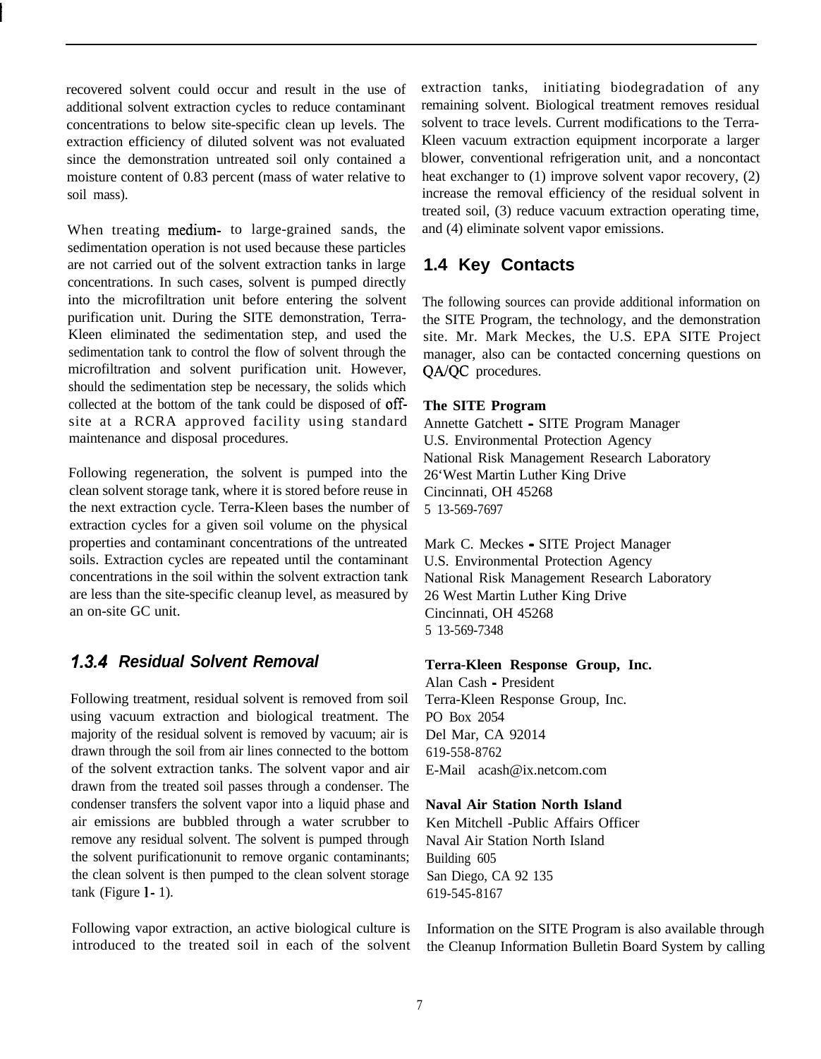recovered solvent could occur and result in the use of additional solvent extraction cycles to reduce contaminant concentrations to below site-specific clean up levels. The extraction efficiency of diluted solvent was not evaluated since the demonstration untreated soil only contained a moisture content of 0.83 percent (mass of water relative to soil mass).

When treating medium- to large-grained sands, the sedimentation operation is not used because these particles are not carried out of the solvent extraction tanks in large concentrations. In such cases, solvent is pumped directly into the microfiltration unit before entering the solvent purification unit. During the SITE demonstration, Terra-Kleen eliminated the sedimentation step, and used the sedimentation tank to control the flow of solvent through the microfiltration and solvent purification unit. However, should the sedimentation step be necessary, the solids which collected at the bottom of the tank could be disposed of off-site at a RCRA approved facility using standard maintenance and disposal procedures.

Following regeneration, the solvent is pumped into the clean solvent storage tank, where it is stored before reuse in the next extraction cycle. Terra-Kleen bases the number of extraction cycles for a given soil volume on the physical properties and contaminant concentrations of the untreated soils. Extraction cycles are repeated until the contaminant concentrations in the soil within the solvent extraction tank are less than the site-specific cleanup level, as measured by an on-site GC unit.

### *1.3.4 Residual Solvent Removal*

Following treatment, residual solvent is removed from soil using vacuum extraction and biological treatment. The majority of the residual solvent is removed by vacuum; air is drawn through the soil from air lines connected to the bottom of the solvent extraction tanks. The solvent vapor and air drawn from the treated soil passes through a condenser. The condenser transfers the solvent vapor into a liquid phase and air emissions are bubbled through a water scrubber to remove any residual solvent. The solvent is pumped through the solvent purificationunit to remove organic contaminants; the clean solvent is then pumped to the clean solvent storage tank (Figure 1- 1).

Following vapor extraction, an active biological culture is introduced to the treated soil in each of the solvent extraction tanks, initiating biodegradation of any remaining solvent. Biological treatment removes residual solvent to trace levels. Current modifications to the Terra-Kleen vacuum extraction equipment incorporate a larger blower, conventional refrigeration unit, and a noncontact heat exchanger to (1) improve solvent vapor recovery, (2) increase the removal efficiency of the residual solvent in treated soil, (3) reduce vacuum extraction operating time, and (4) eliminate solvent vapor emissions.

## 1.4 Key Contacts

The following sources can provide additional information on the SITE Program, the technology, and the demonstration site. Mr. Mark Meckes, the U.S. EPA SITE Project manager, also can be contacted concerning questions on QA/QC procedures.

**The SITE Program**
Annette Gatchett - SITE Program Manager
U.S. Environmental Protection Agency
National Risk Management Research Laboratory
26‘West Martin Luther King Drive
Cincinnati, OH 45268
5 13-569-7697

Mark C. Meckes - SITE Project Manager
U.S. Environmental Protection Agency
National Risk Management Research Laboratory
26 West Martin Luther King Drive
Cincinnati, OH 45268
5 13-569-7348

**Terra-Kleen Response Group, Inc.**
Alan Cash - President
Terra-Kleen Response Group, Inc.
PO Box 2054
Del Mar, CA 92014
619-558-8762
E-Mail acash@ix.netcom.com

**Naval Air Station North Island**
Ken Mitchell -Public Affairs Officer
Naval Air Station North Island
Building 605
San Diego, CA 92 135
619-545-8167

Information on the SITE Program is also available through the Cleanup Information Bulletin Board System by calling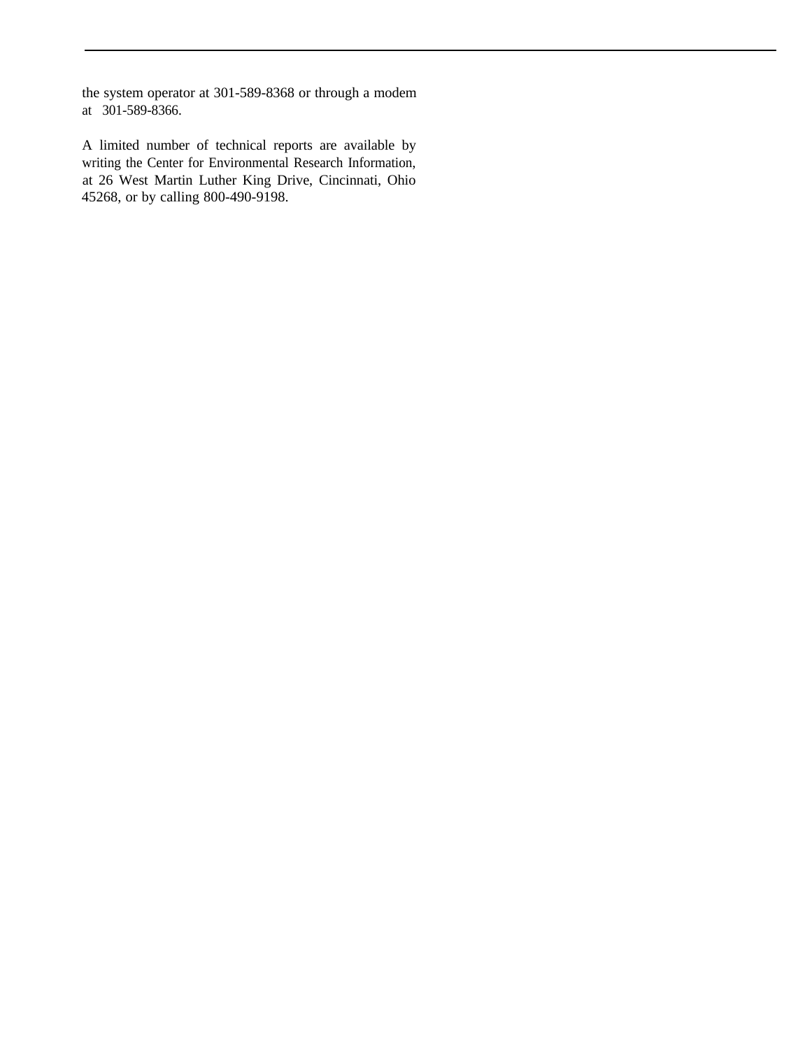the system operator at 301-589-8368 or through a modem at 301-589-8366.

A limited number of technical reports are available by writing the Center for Environmental Research Information, at 26 West Martin Luther King Drive, Cincinnati, Ohio 45268, or by calling 800-490-9198.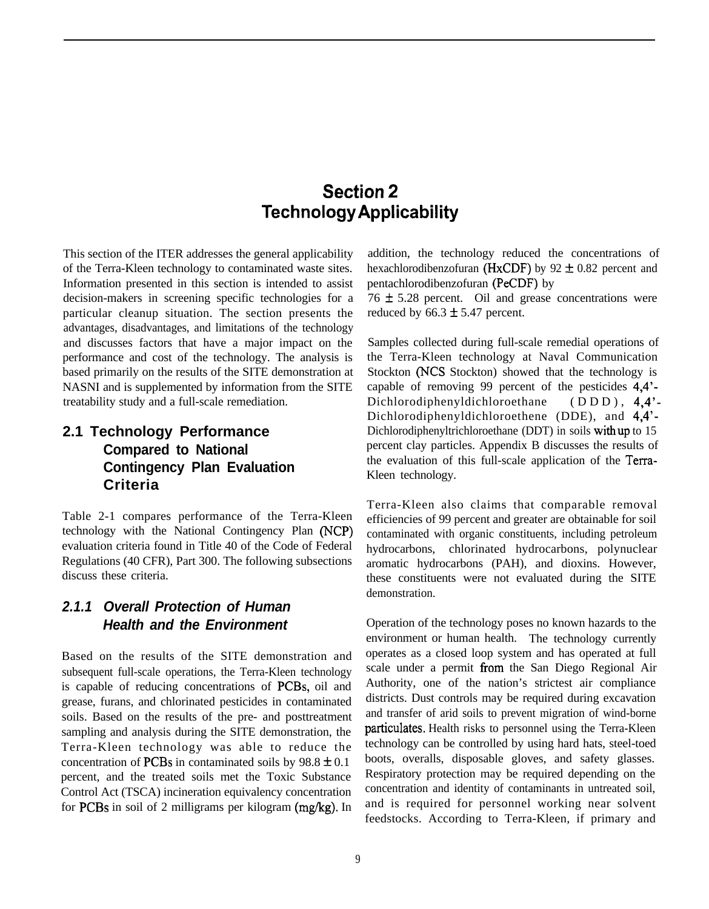# Section 2
# Technology Applicability

This section of the ITER addresses the general applicability of the Terra-Kleen technology to contaminated waste sites. Information presented in this section is intended to assist decision-makers in screening specific technologies for a particular cleanup situation. The section presents the advantages, disadvantages, and limitations of the technology and discusses factors that have a major impact on the performance and cost of the technology. The analysis is based primarily on the results of the SITE demonstration at NASNI and is supplemented by information from the SITE treatability study and a full-scale remediation.

## 2.1 Technology Performance Compared to National Contingency Plan Evaluation Criteria

Table 2-1 compares performance of the Terra-Kleen technology with the National Contingency Plan (NCP) evaluation criteria found in Title 40 of the Code of Federal Regulations (40 CFR), Part 300. The following subsections discuss these criteria.

### *2.1.1 Overall Protection of Human Health and the Environment*

Based on the results of the SITE demonstration and subsequent full-scale operations, the Terra-Kleen technology is capable of reducing concentrations of PCBs, oil and grease, furans, and chlorinated pesticides in contaminated soils. Based on the results of the pre- and posttreatment sampling and analysis during the SITE demonstration, the Terra-Kleen technology was able to reduce the concentration of PCBs in contaminated soils by $98.8 \pm 0.1$ percent, and the treated soils met the Toxic Substance Control Act (TSCA) incineration equivalency concentration for PCBs in soil of 2 milligrams per kilogram (mg/kg). In addition, the technology reduced the concentrations of hexachlorodibenzofuran (HxCDF) by $92 \pm 0.82$ percent and pentachlorodibenzofuran (PeCDF) by $76 \pm 5.28$ percent. Oil and grease concentrations were reduced by $66.3 \pm 5.47$ percent.

Samples collected during full-scale remedial operations of the Terra-Kleen technology at Naval Communication Stockton (NCS Stockton) showed that the technology is capable of removing 99 percent of the pesticides 4,4'-Dichlorodiphenyldichloroethane (DDD), 4,4'-Dichlorodiphenyldichloroethene (DDE), and 4,4'-Dichlorodiphenyltrichloroethane (DDT) in soils with up to 15 percent clay particles. Appendix B discusses the results of the evaluation of this full-scale application of the Terra-Kleen technology.

Terra-Kleen also claims that comparable removal efficiencies of 99 percent and greater are obtainable for soil contaminated with organic constituents, including petroleum hydrocarbons, chlorinated hydrocarbons, polynuclear aromatic hydrocarbons (PAH), and dioxins. However, these constituents were not evaluated during the SITE demonstration.

Operation of the technology poses no known hazards to the environment or human health. The technology currently operates as a closed loop system and has operated at full scale under a permit from the San Diego Regional Air Authority, one of the nation's strictest air compliance districts. Dust controls may be required during excavation and transfer of arid soils to prevent migration of wind-borne particulates. Health risks to personnel using the Terra-Kleen technology can be controlled by using hard hats, steel-toed boots, overalls, disposable gloves, and safety glasses. Respiratory protection may be required depending on the concentration and identity of contaminants in untreated soil, and is required for personnel working near solvent feedstocks. According to Terra-Kleen, if primary and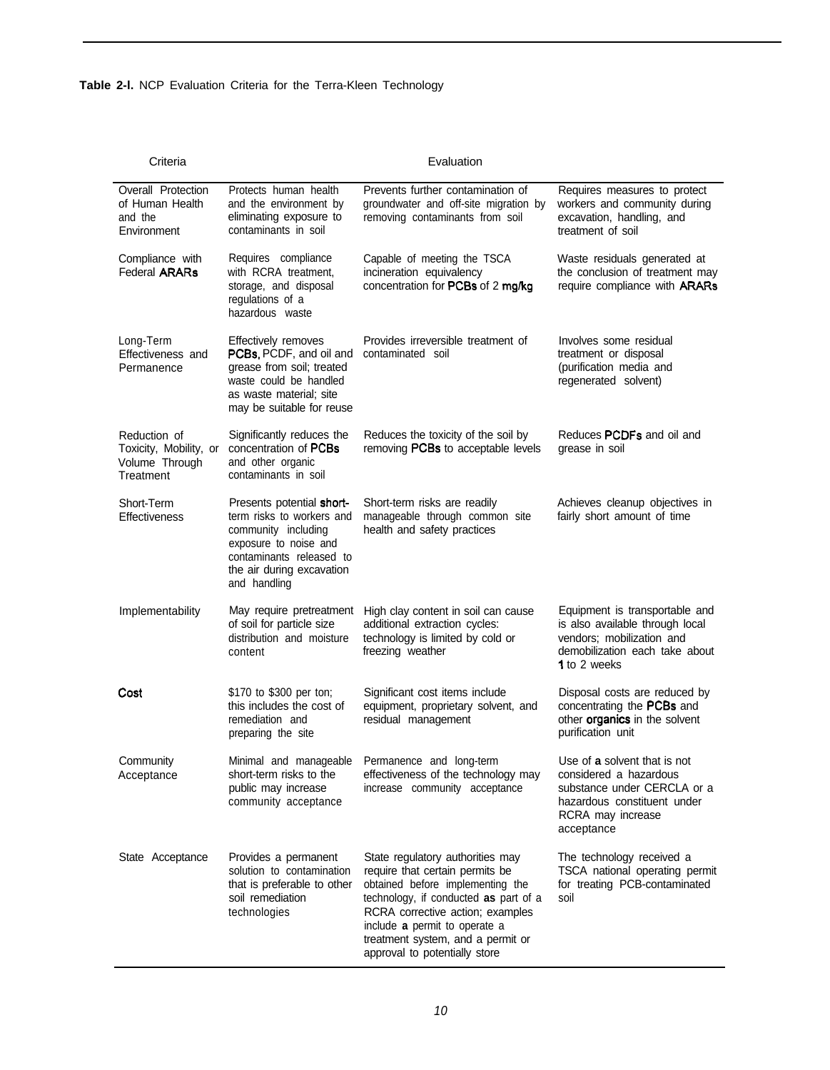**Table 2-l.** NCP Evaluation Criteria for the Terra-Kleen Technology

| Criteria | Evaluation | | |
|---|---|---|---|
| Overall Protection of Human Health and the Environment | Protects human health and the environment by eliminating exposure to contaminants in soil | Prevents further contamination of groundwater and off-site migration by removing contaminants from soil | Requires measures to protect workers and community during excavation, handling, and treatment of soil |
| Compliance with Federal ARARs | Requires compliance with RCRA treatment, storage, and disposal regulations of a hazardous waste | Capable of meeting the TSCA incineration equivalency concentration for PCBs of 2 mg/kg | Waste residuals generated at the conclusion of treatment may require compliance with ARARs |
| Long-Term Effectiveness and Permanence | Effectively removes PCBs, PCDF, and oil and grease from soil; treated waste could be handled as waste material; site may be suitable for reuse | Provides irreversible treatment of contaminated soil | Involves some residual treatment or disposal (purification media and regenerated solvent) |
| Reduction of Toxicity, Mobility, or Volume Through Treatment | Significantly reduces the concentration of PCBs and other organic contaminants in soil | Reduces the toxicity of the soil by removing PCBs to acceptable levels | Reduces PCDFs and oil and grease in soil |
| Short-Term Effectiveness | Presents potential short-term risks to workers and community including exposure to noise and contaminants released to the air during excavation and handling | Short-term risks are readily manageable through common site health and safety practices | Achieves cleanup objectives in fairly short amount of time |
| Implementability | May require pretreatment of soil for particle size distribution and moisture content | High clay content in soil can cause additional extraction cycles: technology is limited by cold or freezing weather | Equipment is transportable and is also available through local vendors; mobilization and demobilization each take about 1 to 2 weeks |
| Cost | \$170 to \$300 per ton; this includes the cost of remediation and preparing the site | Significant cost items include equipment, proprietary solvent, and residual management | Disposal costs are reduced by concentrating the PCBs and other organics in the solvent purification unit |
| Community Acceptance | Minimal and manageable short-term risks to the public may increase community acceptance | Permanence and long-term effectiveness of the technology may increase community acceptance | Use of a solvent that is not considered a hazardous substance under CERCLA or a hazardous constituent under RCRA may increase acceptance |
| State Acceptance | Provides a permanent solution to contamination that is preferable to other soil remediation technologies | State regulatory authorities may require that certain permits be obtained before implementing the technology, if conducted as part of a RCRA corrective action; examples include a permit to operate a treatment system, and a permit or approval to potentially store | The technology received a TSCA national operating permit for treating PCB-contaminated soil |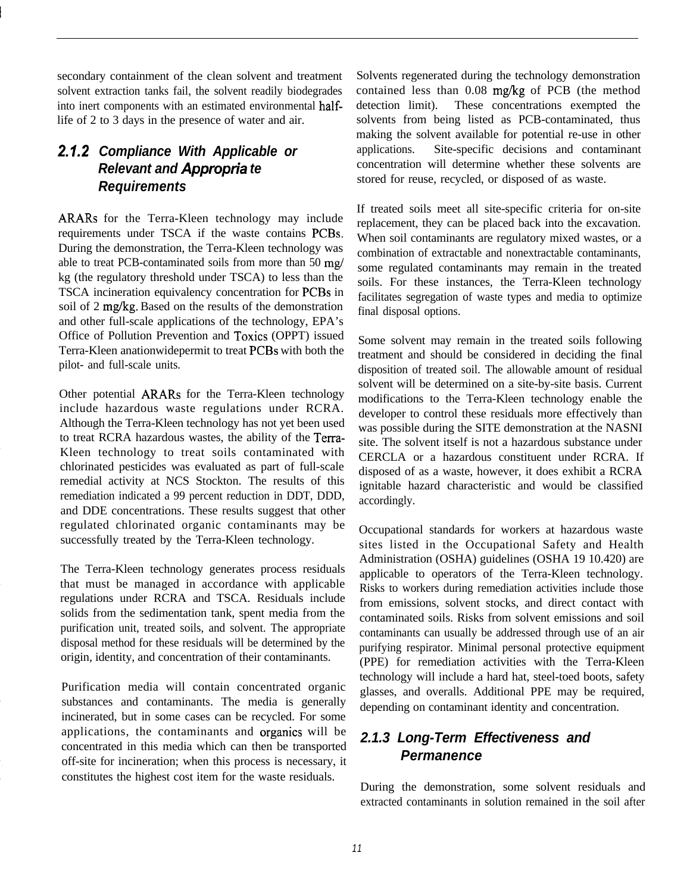secondary containment of the clean solvent and treatment solvent extraction tanks fail, the solvent readily biodegrades into inert components with an estimated environmental half-life of 2 to 3 days in the presence of water and air.

### 2.1.2 Compliance With Applicable or Relevant and Appropriate Requirements

ARARs for the Terra-Kleen technology may include requirements under TSCA if the waste contains PCBs. During the demonstration, the Terra-Kleen technology was able to treat PCB-contaminated soils from more than 50 mg/kg (the regulatory threshold under TSCA) to less than the TSCA incineration equivalency concentration for PCBs in soil of 2 mg/kg. Based on the results of the demonstration and other full-scale applications of the technology, EPA's Office of Pollution Prevention and Toxics (OPPT) issued Terra-Kleen anationwidepermit to treat PCBs with both the pilot- and full-scale units.

Other potential ARARs for the Terra-Kleen technology include hazardous waste regulations under RCRA. Although the Terra-Kleen technology has not yet been used to treat RCRA hazardous wastes, the ability of the Terra-Kleen technology to treat soils contaminated with chlorinated pesticides was evaluated as part of full-scale remedial activity at NCS Stockton. The results of this remediation indicated a 99 percent reduction in DDT, DDD, and DDE concentrations. These results suggest that other regulated chlorinated organic contaminants may be successfully treated by the Terra-Kleen technology.

The Terra-Kleen technology generates process residuals that must be managed in accordance with applicable regulations under RCRA and TSCA. Residuals include solids from the sedimentation tank, spent media from the purification unit, treated soils, and solvent. The appropriate disposal method for these residuals will be determined by the origin, identity, and concentration of their contaminants.

Purification media will contain concentrated organic substances and contaminants. The media is generally incinerated, but in some cases can be recycled. For some applications, the contaminants and organics will be concentrated in this media which can then be transported off-site for incineration; when this process is necessary, it constitutes the highest cost item for the waste residuals.

Solvents regenerated during the technology demonstration contained less than 0.08 mg/kg of PCB (the method detection limit). These concentrations exempted the solvents from being listed as PCB-contaminated, thus making the solvent available for potential re-use in other applications. Site-specific decisions and contaminant concentration will determine whether these solvents are stored for reuse, recycled, or disposed of as waste.

If treated soils meet all site-specific criteria for on-site replacement, they can be placed back into the excavation. When soil contaminants are regulatory mixed wastes, or a combination of extractable and nonextractable contaminants, some regulated contaminants may remain in the treated soils. For these instances, the Terra-Kleen technology facilitates segregation of waste types and media to optimize final disposal options.

Some solvent may remain in the treated soils following treatment and should be considered in deciding the final disposition of treated soil. The allowable amount of residual solvent will be determined on a site-by-site basis. Current modifications to the Terra-Kleen technology enable the developer to control these residuals more effectively than was possible during the SITE demonstration at the NASNI site. The solvent itself is not a hazardous substance under CERCLA or a hazardous constituent under RCRA. If disposed of as a waste, however, it does exhibit a RCRA ignitable hazard characteristic and would be classified accordingly.

Occupational standards for workers at hazardous waste sites listed in the Occupational Safety and Health Administration (OSHA) guidelines (OSHA 19 10.420) are applicable to operators of the Terra-Kleen technology. Risks to workers during remediation activities include those from emissions, solvent stocks, and direct contact with contaminated soils. Risks from solvent emissions and soil contaminants can usually be addressed through use of an air purifying respirator. Minimal personal protective equipment (PPE) for remediation activities with the Terra-Kleen technology will include a hard hat, steel-toed boots, safety glasses, and overalls. Additional PPE may be required, depending on contaminant identity and concentration.

### 2.1.3 Long-Term Effectiveness and Permanence

During the demonstration, some solvent residuals and extracted contaminants in solution remained in the soil after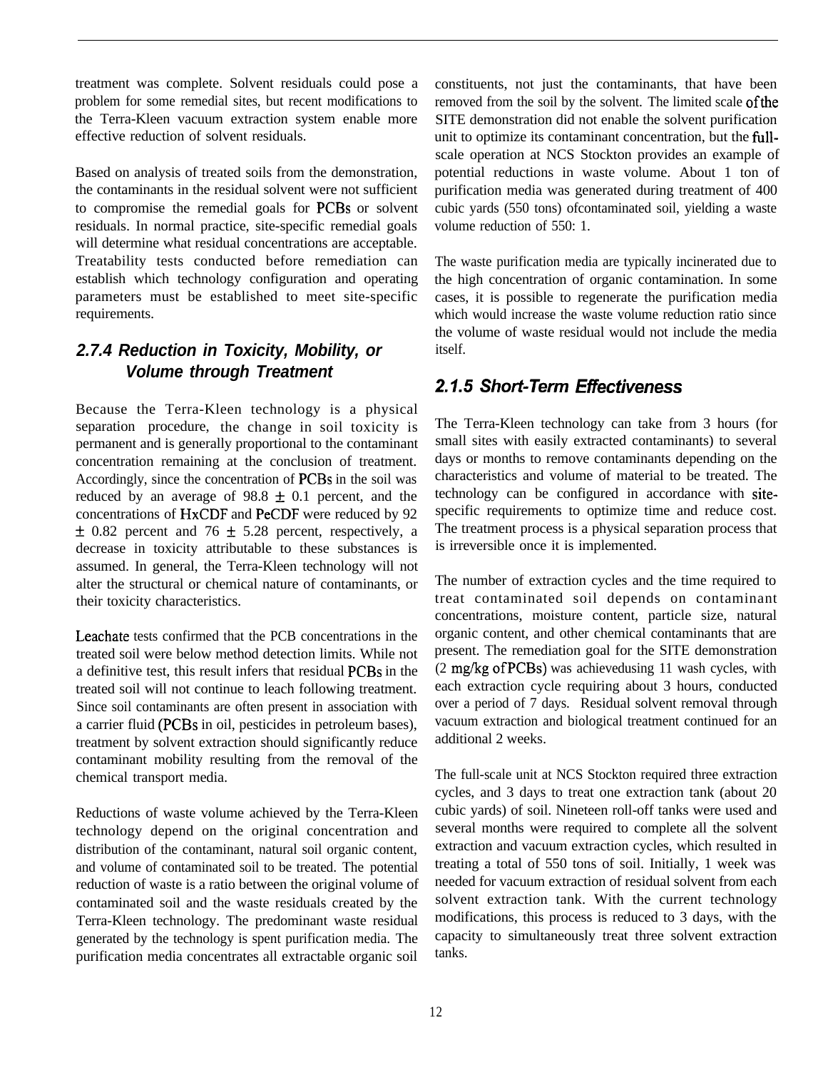treatment was complete. Solvent residuals could pose a problem for some remedial sites, but recent modifications to the Terra-Kleen vacuum extraction system enable more effective reduction of solvent residuals.

Based on analysis of treated soils from the demonstration, the contaminants in the residual solvent were not sufficient to compromise the remedial goals for PCBs or solvent residuals. In normal practice, site-specific remedial goals will determine what residual concentrations are acceptable. Treatability tests conducted before remediation can establish which technology configuration and operating parameters must be established to meet site-specific requirements.

### *2.7.4 Reduction in Toxicity, Mobility, or Volume through Treatment*

Because the Terra-Kleen technology is a physical separation procedure, the change in soil toxicity is permanent and is generally proportional to the contaminant concentration remaining at the conclusion of treatment. Accordingly, since the concentration of PCBs in the soil was reduced by an average of 98.8 $\pm$ 0.1 percent, and the concentrations of HxCDF and PeCDF were reduced by 92 $\pm$ 0.82 percent and 76 $\pm$ 5.28 percent, respectively, a decrease in toxicity attributable to these substances is assumed. In general, the Terra-Kleen technology will not alter the structural or chemical nature of contaminants, or their toxicity characteristics.

Leachate tests confirmed that the PCB concentrations in the treated soil were below method detection limits. While not a definitive test, this result infers that residual PCBs in the treated soil will not continue to leach following treatment. Since soil contaminants are often present in association with a carrier fluid (PCBs in oil, pesticides in petroleum bases), treatment by solvent extraction should significantly reduce contaminant mobility resulting from the removal of the chemical transport media.

Reductions of waste volume achieved by the Terra-Kleen technology depend on the original concentration and distribution of the contaminant, natural soil organic content, and volume of contaminated soil to be treated. The potential reduction of waste is a ratio between the original volume of contaminated soil and the waste residuals created by the Terra-Kleen technology. The predominant waste residual generated by the technology is spent purification media. The purification media concentrates all extractable organic soil constituents, not just the contaminants, that have been removed from the soil by the solvent. The limited scale of the SITE demonstration did not enable the solvent purification unit to optimize its contaminant concentration, but the full-scale operation at NCS Stockton provides an example of potential reductions in waste volume. About 1 ton of purification media was generated during treatment of 400 cubic yards (550 tons) ofcontaminated soil, yielding a waste volume reduction of 550: 1.

The waste purification media are typically incinerated due to the high concentration of organic contamination. In some cases, it is possible to regenerate the purification media which would increase the waste volume reduction ratio since the volume of waste residual would not include the media itself.

### *2.1.5 Short-Term Effectiveness*

The Terra-Kleen technology can take from 3 hours (for small sites with easily extracted contaminants) to several days or months to remove contaminants depending on the characteristics and volume of material to be treated. The technology can be configured in accordance with site-specific requirements to optimize time and reduce cost. The treatment process is a physical separation process that is irreversible once it is implemented.

The number of extraction cycles and the time required to treat contaminated soil depends on contaminant concentrations, moisture content, particle size, natural organic content, and other chemical contaminants that are present. The remediation goal for the SITE demonstration (2 mg/kg ofPCBs) was achievedusing 11 wash cycles, with each extraction cycle requiring about 3 hours, conducted over a period of 7 days. Residual solvent removal through vacuum extraction and biological treatment continued for an additional 2 weeks.

The full-scale unit at NCS Stockton required three extraction cycles, and 3 days to treat one extraction tank (about 20 cubic yards) of soil. Nineteen roll-off tanks were used and several months were required to complete all the solvent extraction and vacuum extraction cycles, which resulted in treating a total of 550 tons of soil. Initially, 1 week was needed for vacuum extraction of residual solvent from each solvent extraction tank. With the current technology modifications, this process is reduced to 3 days, with the capacity to simultaneously treat three solvent extraction tanks.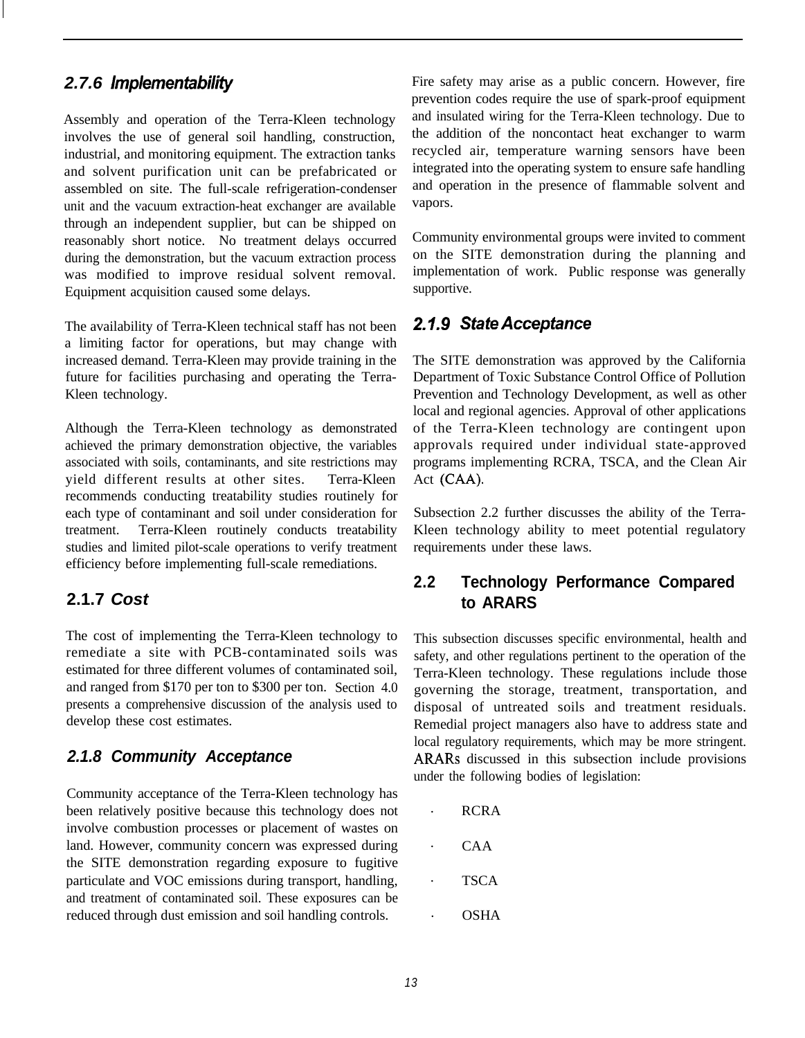### 2.7.6 *Implementability*

Assembly and operation of the Terra-Kleen technology involves the use of general soil handling, construction, industrial, and monitoring equipment. The extraction tanks and solvent purification unit can be prefabricated or assembled on site. The full-scale refrigeration-condenser unit and the vacuum extraction-heat exchanger are available through an independent supplier, but can be shipped on reasonably short notice. No treatment delays occurred during the demonstration, but the vacuum extraction process was modified to improve residual solvent removal. Equipment acquisition caused some delays.

The availability of Terra-Kleen technical staff has not been a limiting factor for operations, but may change with increased demand. Terra-Kleen may provide training in the future for facilities purchasing and operating the Terra-Kleen technology.

Although the Terra-Kleen technology as demonstrated achieved the primary demonstration objective, the variables associated with soils, contaminants, and site restrictions may yield different results at other sites. Terra-Kleen recommends conducting treatability studies routinely for each type of contaminant and soil under consideration for treatment. Terra-Kleen routinely conducts treatability studies and limited pilot-scale operations to verify treatment efficiency before implementing full-scale remediations.

### 2.1.7 *Cost*

The cost of implementing the Terra-Kleen technology to remediate a site with PCB-contaminated soils was estimated for three different volumes of contaminated soil, and ranged from $170 per ton to $300 per ton. Section 4.0 presents a comprehensive discussion of the analysis used to develop these cost estimates.

### 2.1.8 *Community Acceptance*

Community acceptance of the Terra-Kleen technology has been relatively positive because this technology does not involve combustion processes or placement of wastes on land. However, community concern was expressed during the SITE demonstration regarding exposure to fugitive particulate and VOC emissions during transport, handling, and treatment of contaminated soil. These exposures can be reduced through dust emission and soil handling controls.

Fire safety may arise as a public concern. However, fire prevention codes require the use of spark-proof equipment and insulated wiring for the Terra-Kleen technology. Due to the addition of the noncontact heat exchanger to warm recycled air, temperature warning sensors have been integrated into the operating system to ensure safe handling and operation in the presence of flammable solvent and vapors.

Community environmental groups were invited to comment on the SITE demonstration during the planning and implementation of work. Public response was generally supportive.

### 2.1.9 *State Acceptance*

The SITE demonstration was approved by the California Department of Toxic Substance Control Office of Pollution Prevention and Technology Development, as well as other local and regional agencies. Approval of other applications of the Terra-Kleen technology are contingent upon approvals required under individual state-approved programs implementing RCRA, TSCA, and the Clean Air Act (CAA).

Subsection 2.2 further discusses the ability of the Terra-Kleen technology ability to meet potential regulatory requirements under these laws.

## 2.2 Technology Performance Compared to ARARS

This subsection discusses specific environmental, health and safety, and other regulations pertinent to the operation of the Terra-Kleen technology. These regulations include those governing the storage, treatment, transportation, and disposal of untreated soils and treatment residuals. Remedial project managers also have to address state and local regulatory requirements, which may be more stringent. ARARs discussed in this subsection include provisions under the following bodies of legislation:

- RCRA
- CAA
- TSCA
- OSHA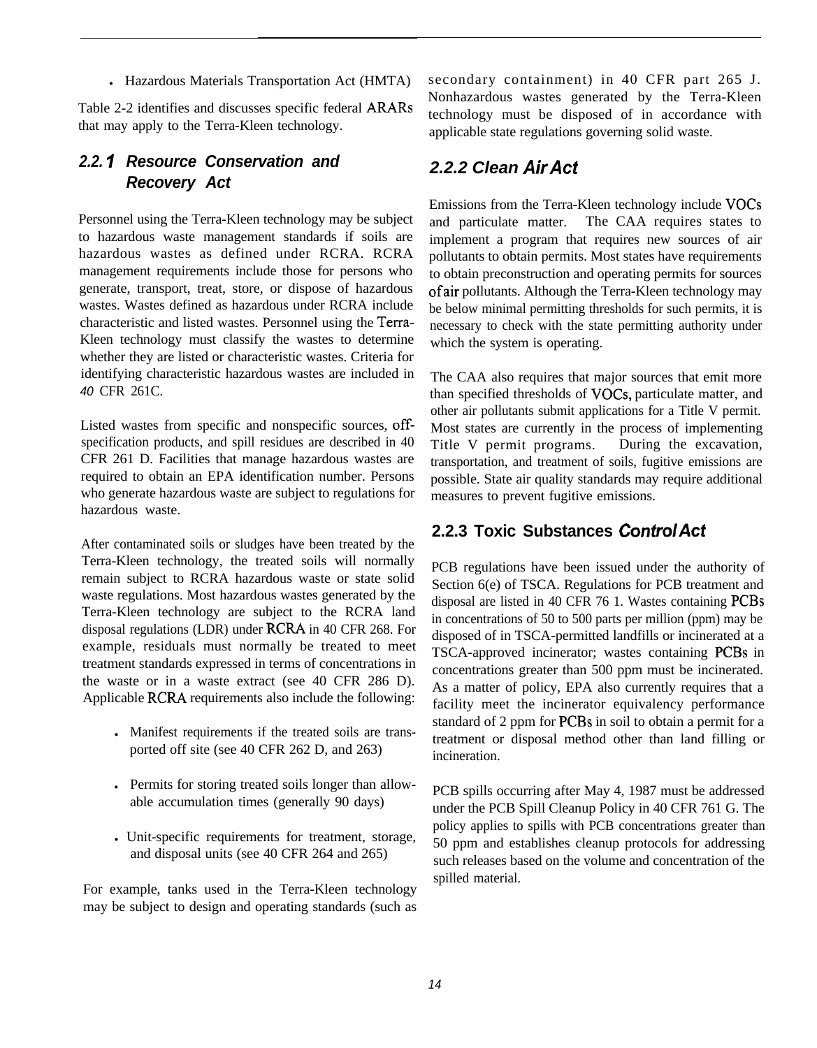- Hazardous Materials Transportation Act (HMTA)

Table 2-2 identifies and discusses specific federal ARARs that may apply to the Terra-Kleen technology.

### *2.2.1 Resource Conservation and Recovery Act*

Personnel using the Terra-Kleen technology may be subject to hazardous waste management standards if soils are hazardous wastes as defined under RCRA. RCRA management requirements include those for persons who generate, transport, treat, store, or dispose of hazardous wastes. Wastes defined as hazardous under RCRA include characteristic and listed wastes. Personnel using the Terra-Kleen technology must classify the wastes to determine whether they are listed or characteristic wastes. Criteria for identifying characteristic hazardous wastes are included in *40* CFR 261C.

Listed wastes from specific and nonspecific sources, off-specification products, and spill residues are described in 40 CFR 261 D. Facilities that manage hazardous wastes are required to obtain an EPA identification number. Persons who generate hazardous waste are subject to regulations for hazardous waste.

After contaminated soils or sludges have been treated by the Terra-Kleen technology, the treated soils will normally remain subject to RCRA hazardous waste or state solid waste regulations. Most hazardous wastes generated by the Terra-Kleen technology are subject to the RCRA land disposal regulations (LDR) under RCRA in 40 CFR 268. For example, residuals must normally be treated to meet treatment standards expressed in terms of concentrations in the waste or in a waste extract (see 40 CFR 286 D). Applicable RCRA requirements also include the following:

- Manifest requirements if the treated soils are transported off site (see 40 CFR 262 D, and 263)
- Permits for storing treated soils longer than allowable accumulation times (generally 90 days)
- Unit-specific requirements for treatment, storage, and disposal units (see 40 CFR 264 and 265)

For example, tanks used in the Terra-Kleen technology may be subject to design and operating standards (such as secondary containment) in 40 CFR part 265 J. Nonhazardous wastes generated by the Terra-Kleen technology must be disposed of in accordance with applicable state regulations governing solid waste.

### *2.2.2 Clean Air Act*

Emissions from the Terra-Kleen technology include VOCs and particulate matter. The CAA requires states to implement a program that requires new sources of air pollutants to obtain permits. Most states have requirements to obtain preconstruction and operating permits for sources of air pollutants. Although the Terra-Kleen technology may be below minimal permitting thresholds for such permits, it is necessary to check with the state permitting authority under which the system is operating.

The CAA also requires that major sources that emit more than specified thresholds of VOCs, particulate matter, and other air pollutants submit applications for a Title V permit. Most states are currently in the process of implementing Title V permit programs. During the excavation, transportation, and treatment of soils, fugitive emissions are possible. State air quality standards may require additional measures to prevent fugitive emissions.

### 2.2.3 Toxic Substances Control Act

PCB regulations have been issued under the authority of Section 6(e) of TSCA. Regulations for PCB treatment and disposal are listed in 40 CFR 76 1. Wastes containing PCBs in concentrations of 50 to 500 parts per million (ppm) may be disposed of in TSCA-permitted landfills or incinerated at a TSCA-approved incinerator; wastes containing PCBs in concentrations greater than 500 ppm must be incinerated. As a matter of policy, EPA also currently requires that a facility meet the incinerator equivalency performance standard of 2 ppm for PCBs in soil to obtain a permit for a treatment or disposal method other than land filling or incineration.

PCB spills occurring after May 4, 1987 must be addressed under the PCB Spill Cleanup Policy in 40 CFR 761 G. The policy applies to spills with PCB concentrations greater than 50 ppm and establishes cleanup protocols for addressing such releases based on the volume and concentration of the spilled material.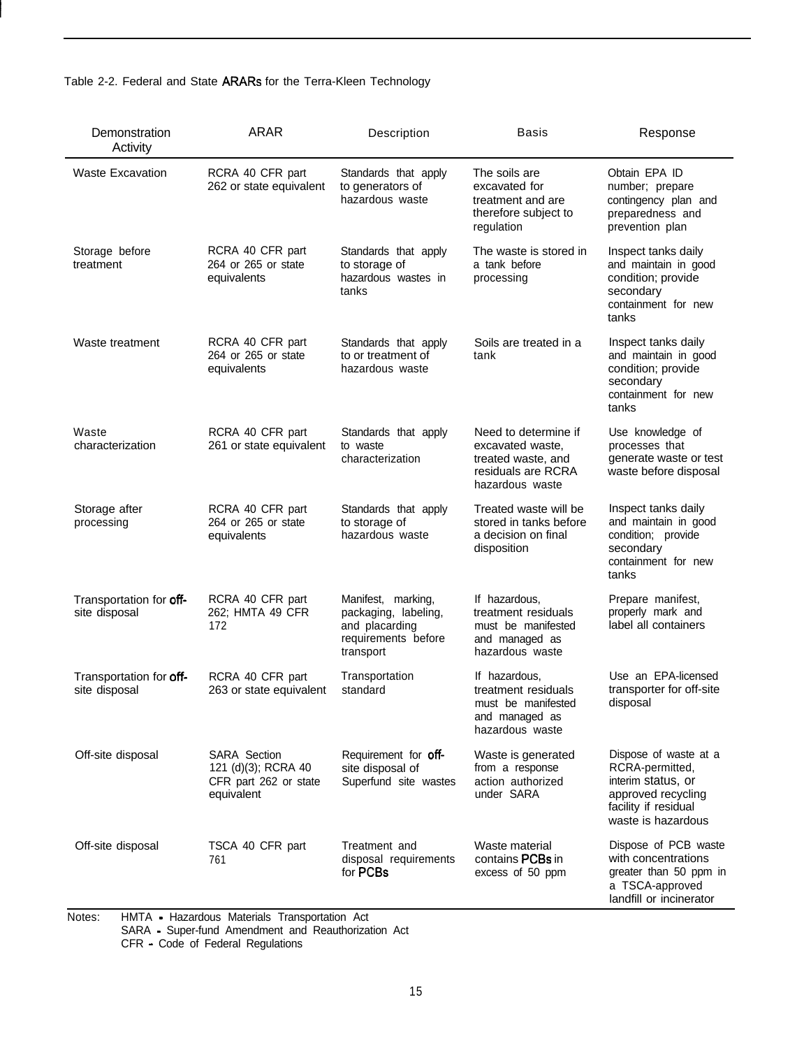Table 2-2. Federal and State ARARs for the Terra-Kleen Technology

| Demonstration Activity | ARAR | Description | Basis | Response |
|---|---|---|---|---|
| Waste Excavation | RCRA 40 CFR part 262 or state equivalent | Standards that apply to generators of hazardous waste | The soils are excavated for treatment and are therefore subject to regulation | Obtain EPA ID number; prepare contingency plan and preparedness and prevention plan |
| Storage before treatment | RCRA 40 CFR part 264 or 265 or state equivalents | Standards that apply to storage of hazardous wastes in tanks | The waste is stored in a tank before processing | Inspect tanks daily and maintain in good condition; provide secondary containment for new tanks |
| Waste treatment | RCRA 40 CFR part 264 or 265 or state equivalents | Standards that apply to or treatment of hazardous waste | Soils are treated in a tank | Inspect tanks daily and maintain in good condition; provide secondary containment for new tanks |
| Waste characterization | RCRA 40 CFR part 261 or state equivalent | Standards that apply to waste characterization | Need to determine if excavated waste, treated waste, and residuals are RCRA hazardous waste | Use knowledge of processes that generate waste or test waste before disposal |
| Storage after processing | RCRA 40 CFR part 264 or 265 or state equivalents | Standards that apply to storage of hazardous waste | Treated waste will be stored in tanks before a decision on final disposition | Inspect tanks daily and maintain in good condition; provide secondary containment for new tanks |
| Transportation for off-site disposal | RCRA 40 CFR part 262; HMTA 49 CFR 172 | Manifest, marking, packaging, labeling, and placarding requirements before transport | If hazardous, treatment residuals must be manifested and managed as hazardous waste | Prepare manifest, properly mark and label all containers |
| Transportation for off-site disposal | RCRA 40 CFR part 263 or state equivalent | Transportation standard | If hazardous, treatment residuals must be manifested and managed as hazardous waste | Use an EPA-licensed transporter for off-site disposal |
| Off-site disposal | SARA Section 121 (d)(3); RCRA 40 CFR part 262 or state equivalent | Requirement for off-site disposal of Superfund site wastes | Waste is generated from a response action authorized under SARA | Dispose of waste at a RCRA-permitted, interim status, or approved recycling facility if residual waste is hazardous |
| Off-site disposal | TSCA 40 CFR part 761 | Treatment and disposal requirements for PCBs | Waste material contains PCBs in excess of 50 ppm | Dispose of PCB waste with concentrations greater than 50 ppm in a TSCA-approved landfill or incinerator |

Notes: HMTA - Hazardous Materials Transportation Act
SARA - Super-fund Amendment and Reauthorization Act
CFR - Code of Federal Regulations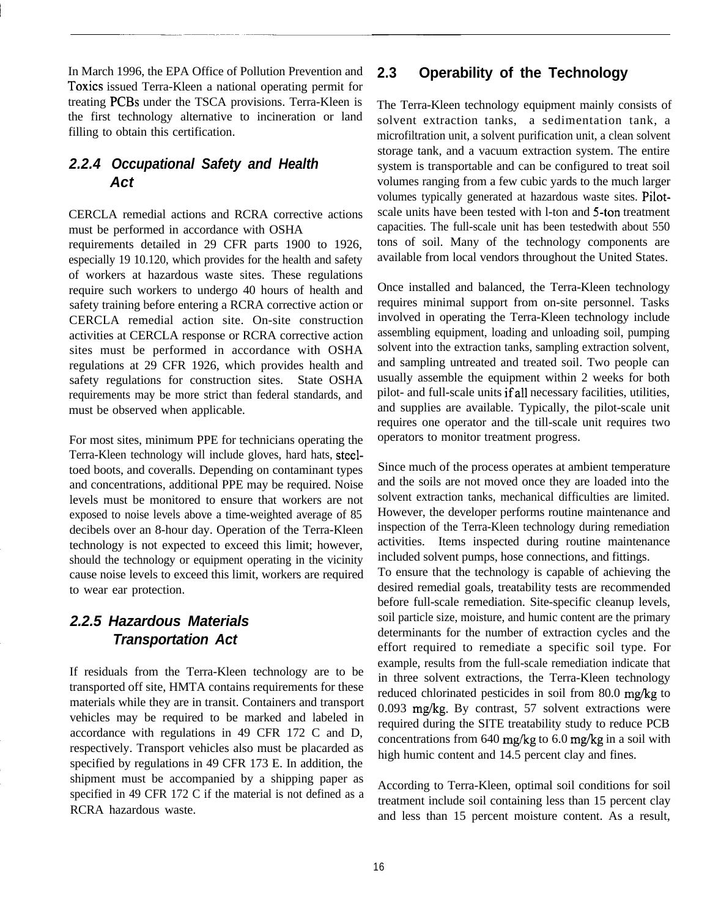In March 1996, the EPA Office of Pollution Prevention and Toxics issued Terra-Kleen a national operating permit for treating PCBs under the TSCA provisions. Terra-Kleen is the first technology alternative to incineration or land filling to obtain this certification.

### 2.2.4 Occupational Safety and Health Act

CERCLA remedial actions and RCRA corrective actions must be performed in accordance with OSHA requirements detailed in 29 CFR parts 1900 to 1926, especially 19 10.120, which provides for the health and safety of workers at hazardous waste sites. These regulations require such workers to undergo 40 hours of health and safety training before entering a RCRA corrective action or CERCLA remedial action site. On-site construction activities at CERCLA response or RCRA corrective action sites must be performed in accordance with OSHA regulations at 29 CFR 1926, which provides health and safety regulations for construction sites. State OSHA requirements may be more strict than federal standards, and must be observed when applicable.

For most sites, minimum PPE for technicians operating the Terra-Kleen technology will include gloves, hard hats, steel-toed boots, and coveralls. Depending on contaminant types and concentrations, additional PPE may be required. Noise levels must be monitored to ensure that workers are not exposed to noise levels above a time-weighted average of 85 decibels over an 8-hour day. Operation of the Terra-Kleen technology is not expected to exceed this limit; however, should the technology or equipment operating in the vicinity cause noise levels to exceed this limit, workers are required to wear ear protection.

### 2.2.5 Hazardous Materials Transportation Act

If residuals from the Terra-Kleen technology are to be transported off site, HMTA contains requirements for these materials while they are in transit. Containers and transport vehicles may be required to be marked and labeled in accordance with regulations in 49 CFR 172 C and D, respectively. Transport vehicles also must be placarded as specified by regulations in 49 CFR 173 E. In addition, the shipment must be accompanied by a shipping paper as specified in 49 CFR 172 C if the material is not defined as a RCRA hazardous waste.

## 2.3 Operability of the Technology

The Terra-Kleen technology equipment mainly consists of solvent extraction tanks, a sedimentation tank, a microfiltration unit, a solvent purification unit, a clean solvent storage tank, and a vacuum extraction system. The entire system is transportable and can be configured to treat soil volumes ranging from a few cubic yards to the much larger volumes typically generated at hazardous waste sites. Pilot-scale units have been tested with l-ton and 5-ton treatment capacities. The full-scale unit has been testedwith about 550 tons of soil. Many of the technology components are available from local vendors throughout the United States.

Once installed and balanced, the Terra-Kleen technology requires minimal support from on-site personnel. Tasks involved in operating the Terra-Kleen technology include assembling equipment, loading and unloading soil, pumping solvent into the extraction tanks, sampling extraction solvent, and sampling untreated and treated soil. Two people can usually assemble the equipment within 2 weeks for both pilot- and full-scale units if all necessary facilities, utilities, and supplies are available. Typically, the pilot-scale unit requires one operator and the till-scale unit requires two operators to monitor treatment progress.

Since much of the process operates at ambient temperature and the soils are not moved once they are loaded into the solvent extraction tanks, mechanical difficulties are limited. However, the developer performs routine maintenance and inspection of the Terra-Kleen technology during remediation activities. Items inspected during routine maintenance included solvent pumps, hose connections, and fittings.

To ensure that the technology is capable of achieving the desired remedial goals, treatability tests are recommended before full-scale remediation. Site-specific cleanup levels, soil particle size, moisture, and humic content are the primary determinants for the number of extraction cycles and the effort required to remediate a specific soil type. For example, results from the full-scale remediation indicate that in three solvent extractions, the Terra-Kleen technology reduced chlorinated pesticides in soil from 80.0 mg/kg to 0.093 mg/kg. By contrast, 57 solvent extractions were required during the SITE treatability study to reduce PCB concentrations from 640 mg/kg to 6.0 mg/kg in a soil with high humic content and 14.5 percent clay and fines.

According to Terra-Kleen, optimal soil conditions for soil treatment include soil containing less than 15 percent clay and less than 15 percent moisture content. As a result,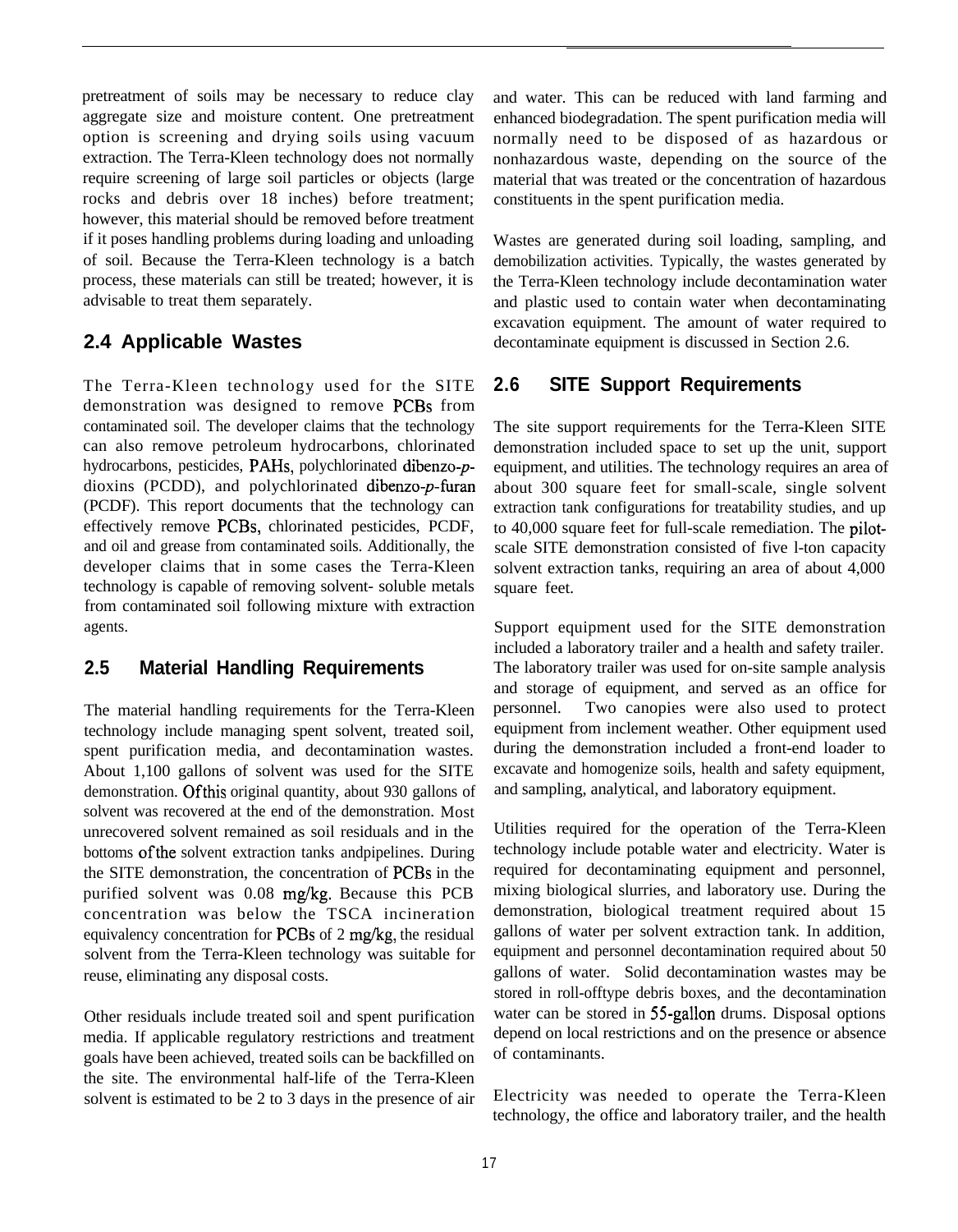pretreatment of soils may be necessary to reduce clay aggregate size and moisture content. One pretreatment option is screening and drying soils using vacuum extraction. The Terra-Kleen technology does not normally require screening of large soil particles or objects (large rocks and debris over 18 inches) before treatment; however, this material should be removed before treatment if it poses handling problems during loading and unloading of soil. Because the Terra-Kleen technology is a batch process, these materials can still be treated; however, it is advisable to treat them separately.

## 2.4 Applicable Wastes

The Terra-Kleen technology used for the SITE demonstration was designed to remove PCBs from contaminated soil. The developer claims that the technology can also remove petroleum hydrocarbons, chlorinated hydrocarbons, pesticides, PAHs, polychlorinated dibenzo-*p*-dioxins (PCDD), and polychlorinated dibenzo-*p*-furan (PCDF). This report documents that the technology can effectively remove PCBs, chlorinated pesticides, PCDF, and oil and grease from contaminated soils. Additionally, the developer claims that in some cases the Terra-Kleen technology is capable of removing solvent- soluble metals from contaminated soil following mixture with extraction agents.

## 2.5 Material Handling Requirements

The material handling requirements for the Terra-Kleen technology include managing spent solvent, treated soil, spent purification media, and decontamination wastes. About 1,100 gallons of solvent was used for the SITE demonstration. Of this original quantity, about 930 gallons of solvent was recovered at the end of the demonstration. Most unrecovered solvent remained as soil residuals and in the bottoms of the solvent extraction tanks and pipelines. During the SITE demonstration, the concentration of PCBs in the purified solvent was 0.08 mg/kg. Because this PCB concentration was below the TSCA incineration equivalency concentration for PCBs of 2 mg/kg, the residual solvent from the Terra-Kleen technology was suitable for reuse, eliminating any disposal costs.

Other residuals include treated soil and spent purification media. If applicable regulatory restrictions and treatment goals have been achieved, treated soils can be backfilled on the site. The environmental half-life of the Terra-Kleen solvent is estimated to be 2 to 3 days in the presence of air and water. This can be reduced with land farming and enhanced biodegradation. The spent purification media will normally need to be disposed of as hazardous or nonhazardous waste, depending on the source of the material that was treated or the concentration of hazardous constituents in the spent purification media.

Wastes are generated during soil loading, sampling, and demobilization activities. Typically, the wastes generated by the Terra-Kleen technology include decontamination water and plastic used to contain water when decontaminating excavation equipment. The amount of water required to decontaminate equipment is discussed in Section 2.6.

## 2.6 SITE Support Requirements

The site support requirements for the Terra-Kleen SITE demonstration included space to set up the unit, support equipment, and utilities. The technology requires an area of about 300 square feet for small-scale, single solvent extraction tank configurations for treatability studies, and up to 40,000 square feet for full-scale remediation. The pilot-scale SITE demonstration consisted of five l-ton capacity solvent extraction tanks, requiring an area of about 4,000 square feet.

Support equipment used for the SITE demonstration included a laboratory trailer and a health and safety trailer. The laboratory trailer was used for on-site sample analysis and storage of equipment, and served as an office for personnel. Two canopies were also used to protect equipment from inclement weather. Other equipment used during the demonstration included a front-end loader to excavate and homogenize soils, health and safety equipment, and sampling, analytical, and laboratory equipment.

Utilities required for the operation of the Terra-Kleen technology include potable water and electricity. Water is required for decontaminating equipment and personnel, mixing biological slurries, and laboratory use. During the demonstration, biological treatment required about 15 gallons of water per solvent extraction tank. In addition, equipment and personnel decontamination required about 50 gallons of water. Solid decontamination wastes may be stored in roll-offtype debris boxes, and the decontamination water can be stored in 55-gallon drums. Disposal options depend on local restrictions and on the presence or absence of contaminants.

Electricity was needed to operate the Terra-Kleen technology, the office and laboratory trailer, and the health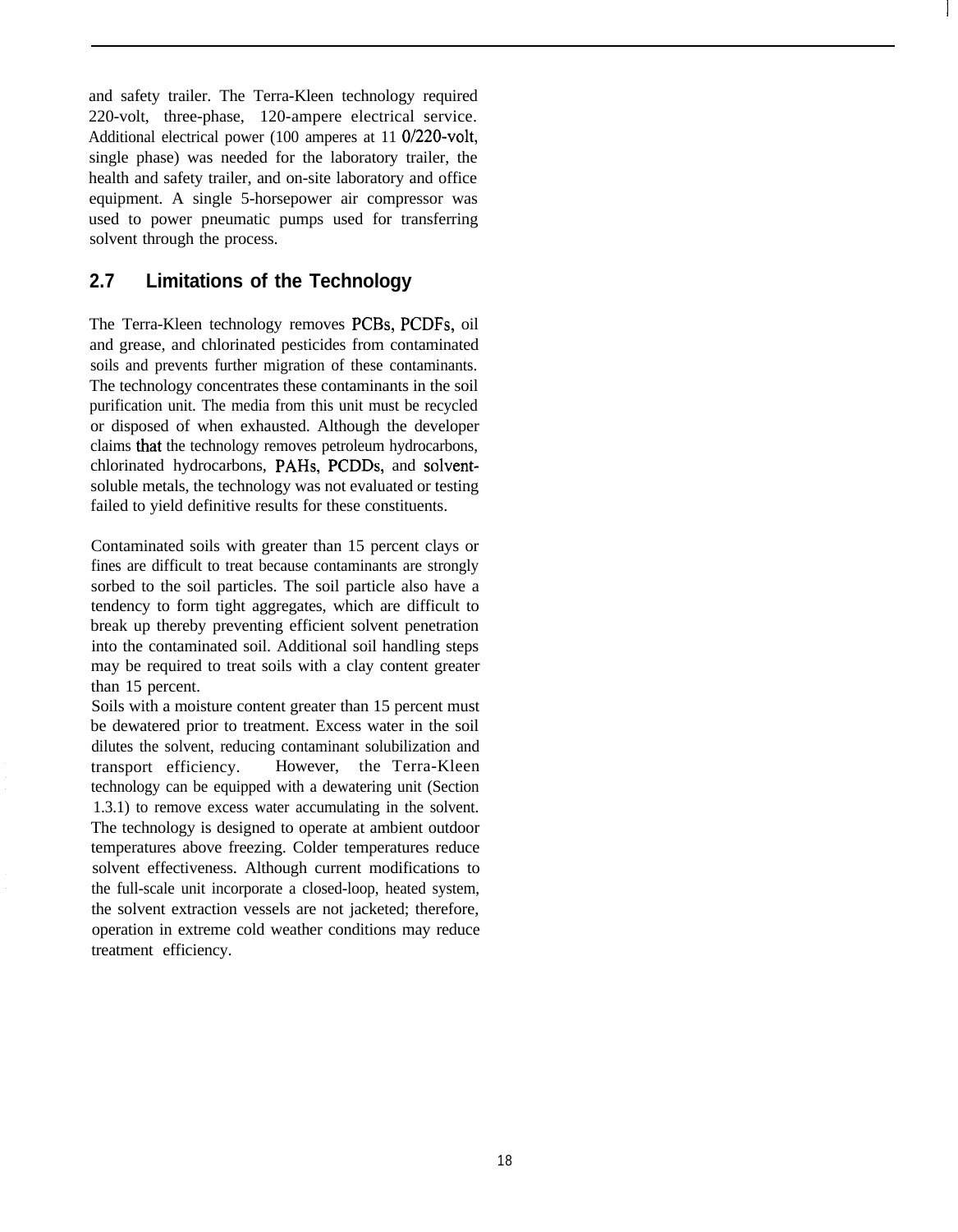and safety trailer. The Terra-Kleen technology required 220-volt, three-phase, 120-ampere electrical service. Additional electrical power (100 amperes at 110/220-volt, single phase) was needed for the laboratory trailer, the health and safety trailer, and on-site laboratory and office equipment. A single 5-horsepower air compressor was used to power pneumatic pumps used for transferring solvent through the process.

## 2.7 Limitations of the Technology

The Terra-Kleen technology removes PCBs, PCDFs, oil and grease, and chlorinated pesticides from contaminated soils and prevents further migration of these contaminants. The technology concentrates these contaminants in the soil purification unit. The media from this unit must be recycled or disposed of when exhausted. Although the developer claims that the technology removes petroleum hydrocarbons, chlorinated hydrocarbons, PAHs, PCDDs, and solvent-soluble metals, the technology was not evaluated or testing failed to yield definitive results for these constituents.

Contaminated soils with greater than 15 percent clays or fines are difficult to treat because contaminants are strongly sorbed to the soil particles. The soil particle also have a tendency to form tight aggregates, which are difficult to break up thereby preventing efficient solvent penetration into the contaminated soil. Additional soil handling steps may be required to treat soils with a clay content greater than 15 percent.

Soils with a moisture content greater than 15 percent must be dewatered prior to treatment. Excess water in the soil dilutes the solvent, reducing contaminant solubilization and transport efficiency. However, the Terra-Kleen technology can be equipped with a dewatering unit (Section 1.3.1) to remove excess water accumulating in the solvent. The technology is designed to operate at ambient outdoor temperatures above freezing. Colder temperatures reduce solvent effectiveness. Although current modifications to the full-scale unit incorporate a closed-loop, heated system, the solvent extraction vessels are not jacketed; therefore, operation in extreme cold weather conditions may reduce treatment efficiency.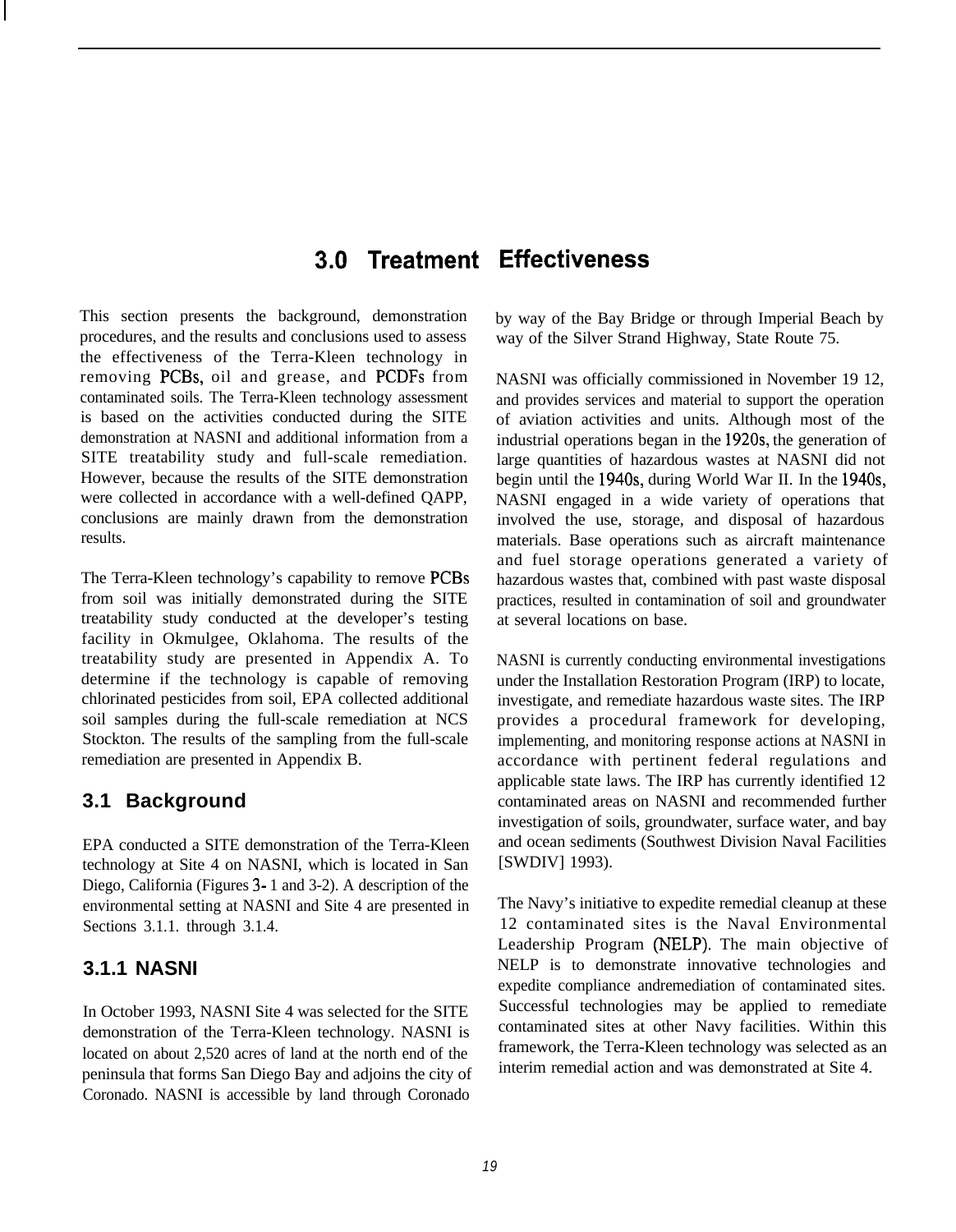# 3.0 Treatment Effectiveness

This section presents the background, demonstration procedures, and the results and conclusions used to assess the effectiveness of the Terra-Kleen technology in removing PCBs, oil and grease, and PCDFs from contaminated soils. The Terra-Kleen technology assessment is based on the activities conducted during the SITE demonstration at NASNI and additional information from a SITE treatability study and full-scale remediation. However, because the results of the SITE demonstration were collected in accordance with a well-defined QAPP, conclusions are mainly drawn from the demonstration results.

The Terra-Kleen technology's capability to remove PCBs from soil was initially demonstrated during the SITE treatability study conducted at the developer's testing facility in Okmulgee, Oklahoma. The results of the treatability study are presented in Appendix A. To determine if the technology is capable of removing chlorinated pesticides from soil, EPA collected additional soil samples during the full-scale remediation at NCS Stockton. The results of the sampling from the full-scale remediation are presented in Appendix B.

## 3.1 Background

EPA conducted a SITE demonstration of the Terra-Kleen technology at Site 4 on NASNI, which is located in San Diego, California (Figures 3-1 and 3-2). A description of the environmental setting at NASNI and Site 4 are presented in Sections 3.1.1. through 3.1.4.

### 3.1.1 NASNI

In October 1993, NASNI Site 4 was selected for the SITE demonstration of the Terra-Kleen technology. NASNI is located on about 2,520 acres of land at the north end of the peninsula that forms San Diego Bay and adjoins the city of Coronado. NASNI is accessible by land through Coronado by way of the Bay Bridge or through Imperial Beach by way of the Silver Strand Highway, State Route 75.

NASNI was officially commissioned in November 19 12, and provides services and material to support the operation of aviation activities and units. Although most of the industrial operations began in the 1920s, the generation of large quantities of hazardous wastes at NASNI did not begin until the 1940s, during World War II. In the 1940s, NASNI engaged in a wide variety of operations that involved the use, storage, and disposal of hazardous materials. Base operations such as aircraft maintenance and fuel storage operations generated a variety of hazardous wastes that, combined with past waste disposal practices, resulted in contamination of soil and groundwater at several locations on base.

NASNI is currently conducting environmental investigations under the Installation Restoration Program (IRP) to locate, investigate, and remediate hazardous waste sites. The IRP provides a procedural framework for developing, implementing, and monitoring response actions at NASNI in accordance with pertinent federal regulations and applicable state laws. The IRP has currently identified 12 contaminated areas on NASNI and recommended further investigation of soils, groundwater, surface water, and bay and ocean sediments (Southwest Division Naval Facilities [SWDIV] 1993).

The Navy's initiative to expedite remedial cleanup at these 12 contaminated sites is the Naval Environmental Leadership Program (NELP). The main objective of NELP is to demonstrate innovative technologies and expedite compliance andremediation of contaminated sites. Successful technologies may be applied to remediate contaminated sites at other Navy facilities. Within this framework, the Terra-Kleen technology was selected as an interim remedial action and was demonstrated at Site 4.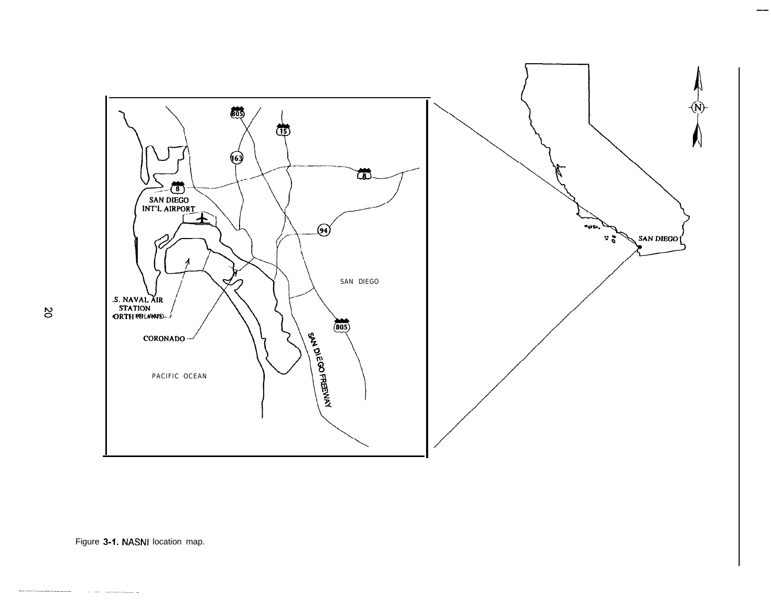Figure 3-1. NASNI location map.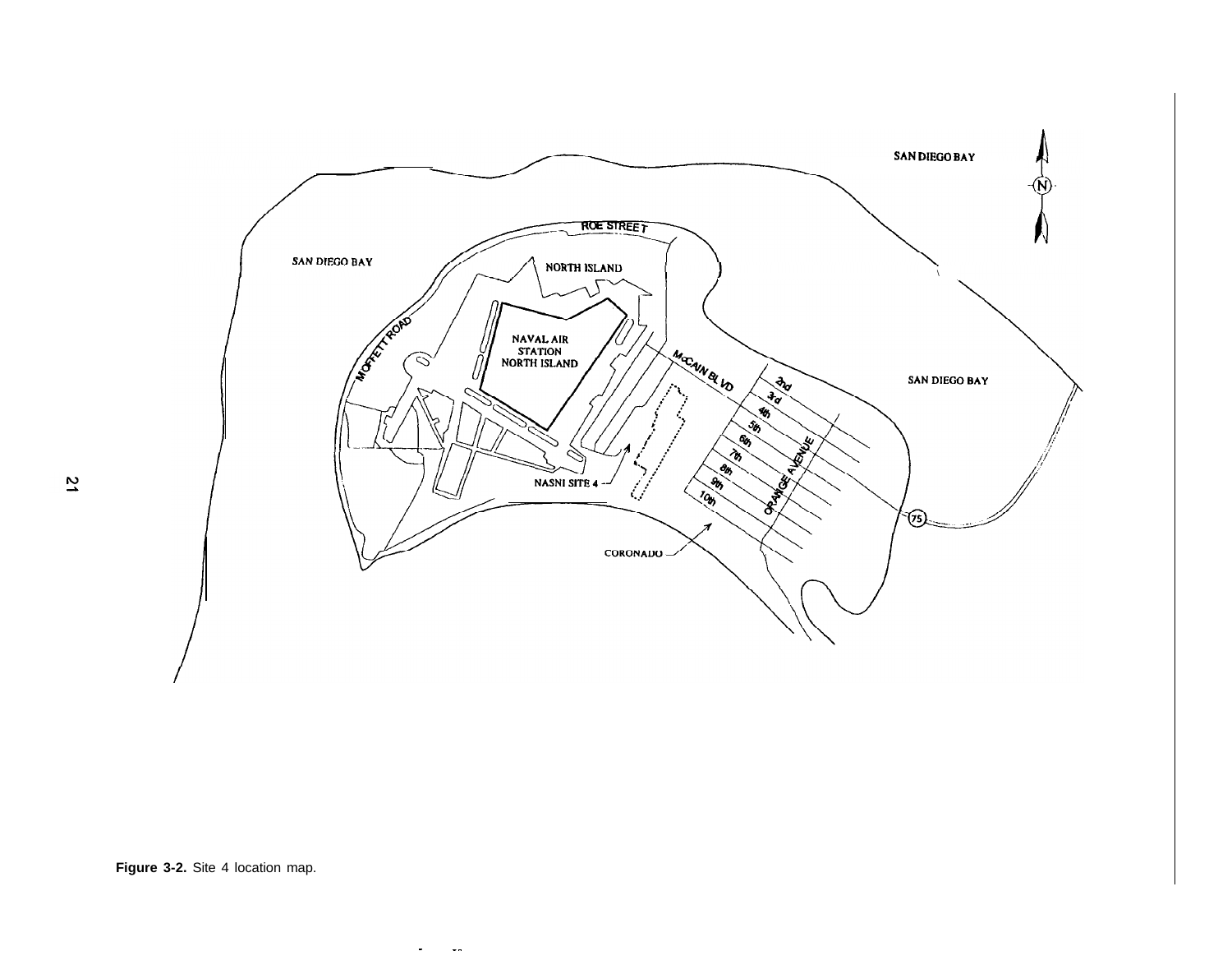Figure 3-2. Site 4 location map.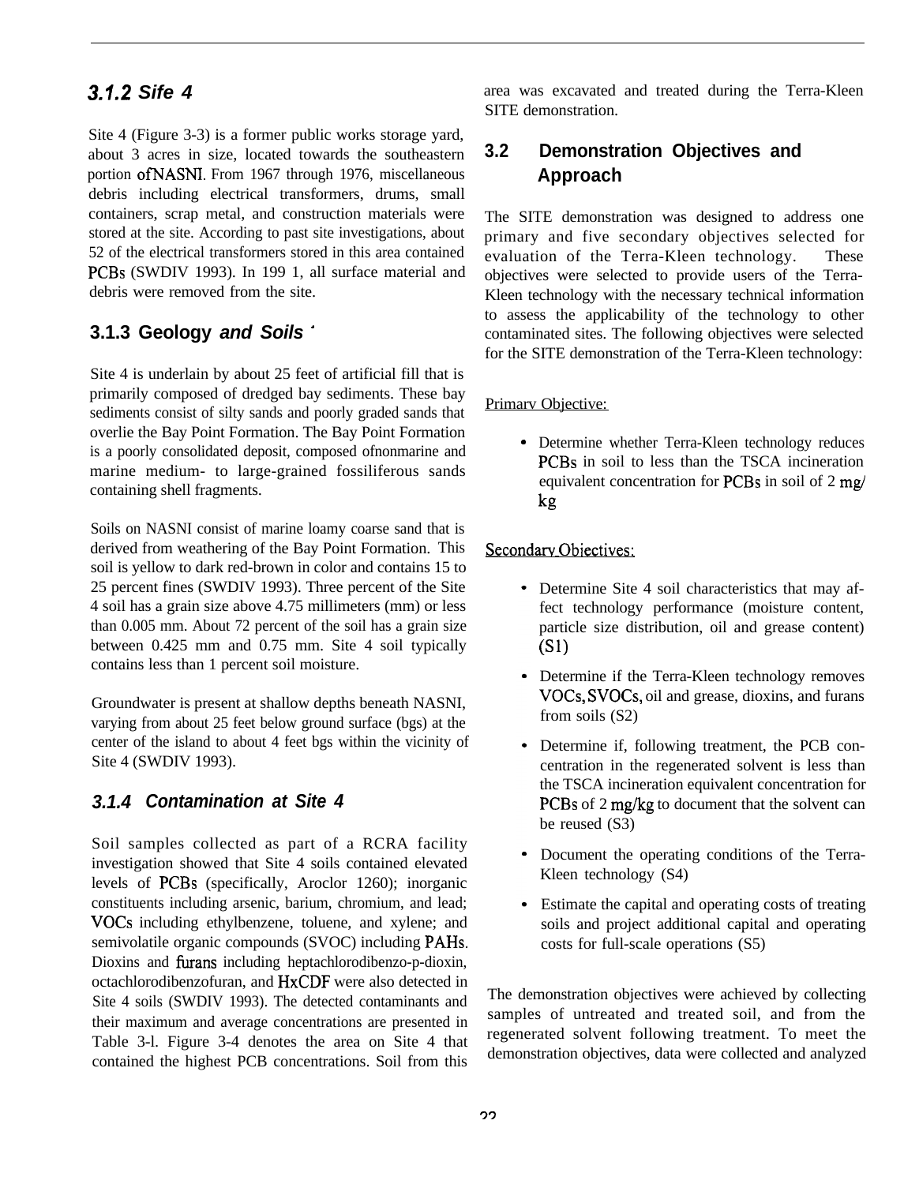### 3.1.2 Sife 4

Site 4 (Figure 3-3) is a former public works storage yard, about 3 acres in size, located towards the southeastern portion ofNASNI. From 1967 through 1976, miscellaneous debris including electrical transformers, drums, small containers, scrap metal, and construction materials were stored at the site. According to past site investigations, about 52 of the electrical transformers stored in this area contained PCBs (SWDIV 1993). In 199 1, all surface material and debris were removed from the site.

### 3.1.3 Geology and Soils

Site 4 is underlain by about 25 feet of artificial fill that is primarily composed of dredged bay sediments. These bay sediments consist of silty sands and poorly graded sands that overlie the Bay Point Formation. The Bay Point Formation is a poorly consolidated deposit, composed ofnonmarine and marine medium- to large-grained fossiliferous sands containing shell fragments.

Soils on NASNI consist of marine loamy coarse sand that is derived from weathering of the Bay Point Formation. This soil is yellow to dark red-brown in color and contains 15 to 25 percent fines (SWDIV 1993). Three percent of the Site 4 soil has a grain size above 4.75 millimeters (mm) or less than 0.005 mm. About 72 percent of the soil has a grain size between 0.425 mm and 0.75 mm. Site 4 soil typically contains less than 1 percent soil moisture.

Groundwater is present at shallow depths beneath NASNI, varying from about 25 feet below ground surface (bgs) at the center of the island to about 4 feet bgs within the vicinity of Site 4 (SWDIV 1993).

### 3.1.4 Contamination at Site 4

Soil samples collected as part of a RCRA facility investigation showed that Site 4 soils contained elevated levels of PCBs (specifically, Aroclor 1260); inorganic constituents including arsenic, barium, chromium, and lead; VOCs including ethylbenzene, toluene, and xylene; and semivolatile organic compounds (SVOC) including PAHs. Dioxins and furans including heptachlorodibenzo-p-dioxin, octachlorodibenzofuran, and HxCDF were also detected in Site 4 soils (SWDIV 1993). The detected contaminants and their maximum and average concentrations are presented in Table 3-l. Figure 3-4 denotes the area on Site 4 that contained the highest PCB concentrations. Soil from this area was excavated and treated during the Terra-Kleen SITE demonstration.

## 3.2 Demonstration Objectives and Approach

The SITE demonstration was designed to address one primary and five secondary objectives selected for evaluation of the Terra-Kleen technology. These objectives were selected to provide users of the Terra-Kleen technology with the necessary technical information to assess the applicability of the technology to other contaminated sites. The following objectives were selected for the SITE demonstration of the Terra-Kleen technology:

Primarv Objective:

- Determine whether Terra-Kleen technology reduces PCBs in soil to less than the TSCA incineration equivalent concentration for PCBs in soil of 2 mg/kg

Secondarv Objectives:

- Determine Site 4 soil characteristics that may affect technology performance (moisture content, particle size distribution, oil and grease content) (S1)
- Determine if the Terra-Kleen technology removes VOCs, SVOCs, oil and grease, dioxins, and furans from soils (S2)
- Determine if, following treatment, the PCB concentration in the regenerated solvent is less than the TSCA incineration equivalent concentration for PCBs of 2 mg/kg to document that the solvent can be reused (S3)
- Document the operating conditions of the Terra-Kleen technology (S4)
- Estimate the capital and operating costs of treating soils and project additional capital and operating costs for full-scale operations (S5)

The demonstration objectives were achieved by collecting samples of untreated and treated soil, and from the regenerated solvent following treatment. To meet the demonstration objectives, data were collected and analyzed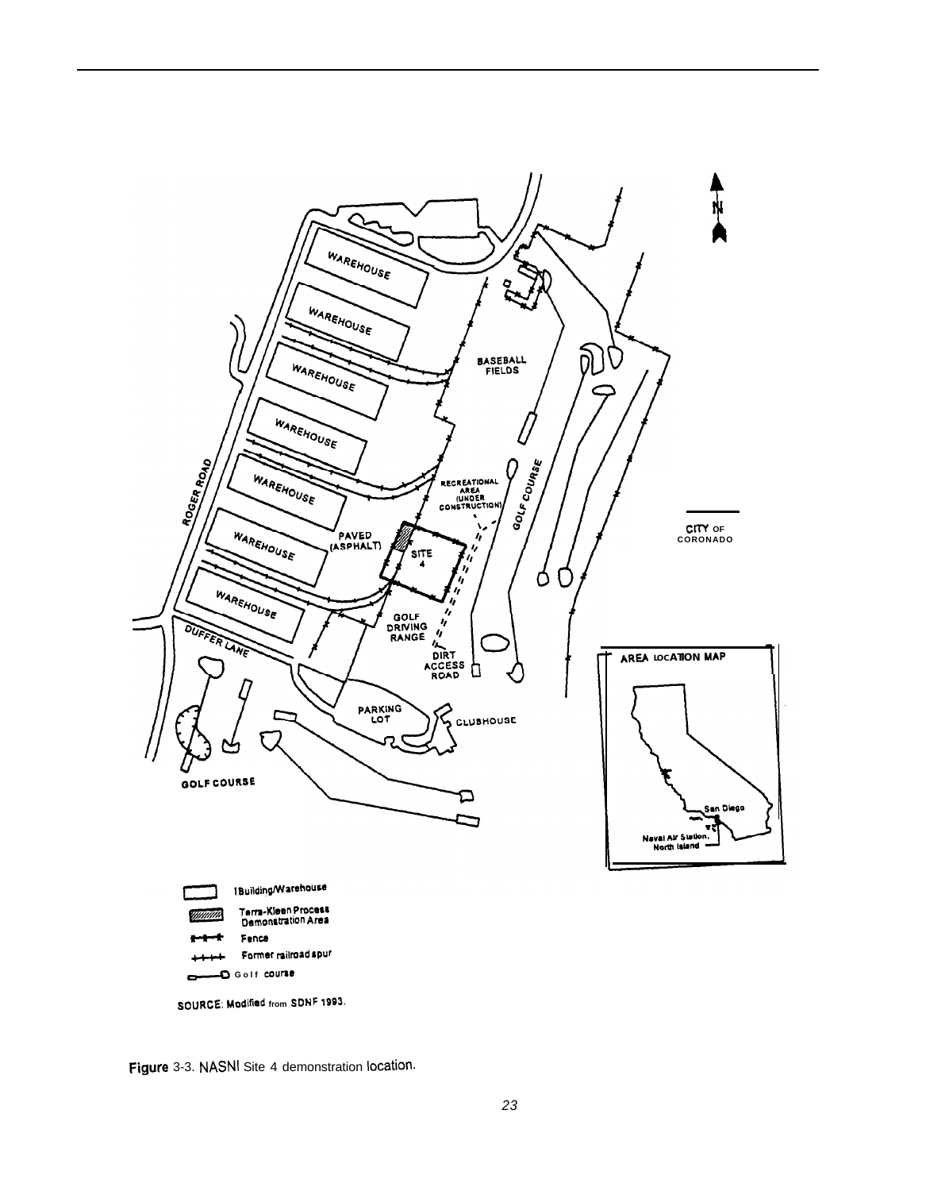Figure 3-3. NASNI Site 4 demonstration location.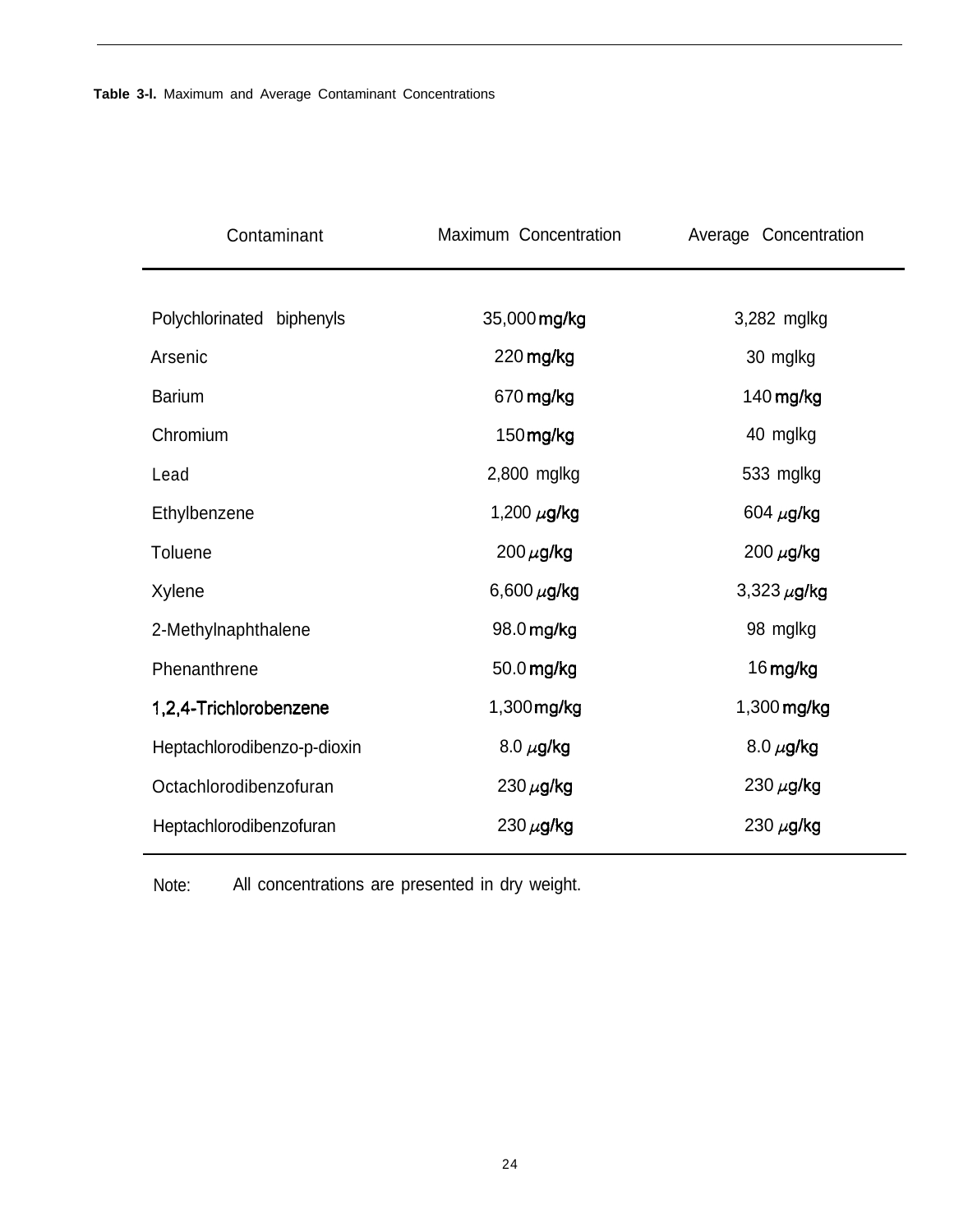**Table 3-l.** Maximum and Average Contaminant Concentrations

| Contaminant | Maximum Concentration | Average Concentration |
|---|---|---|
| Polychlorinated biphenyls | 35,000 mg/kg | 3,282 mglkg |
| Arsenic | 220 mg/kg | 30 mglkg |
| Barium | 670 mg/kg | 140 mg/kg |
| Chromium | 150 mg/kg | 40 mglkg |
| Lead | 2,800 mglkg | 533 mglkg |
| Ethylbenzene | 1,200 $\mu$g/kg | 604 $\mu$g/kg |
| Toluene | 200 $\mu$g/kg | 200 $\mu$g/kg |
| Xylene | 6,600 $\mu$g/kg | 3,323 $\mu$g/kg |
| 2-Methylnaphthalene | 98.0 mg/kg | 98 mglkg |
| Phenanthrene | 50.0 mg/kg | 16 mg/kg |
| 1,2,4-Trichlorobenzene | 1,300 mg/kg | 1,300 mg/kg |
| Heptachlorodibenzo-p-dioxin | 8.0 $\mu$g/kg | 8.0 $\mu$g/kg |
| Octachlorodibenzofuran | 230 $\mu$g/kg | 230 $\mu$g/kg |
| Heptachlorodibenzofuran | 230 $\mu$g/kg | 230 $\mu$g/kg |

Note: All concentrations are presented in dry weight.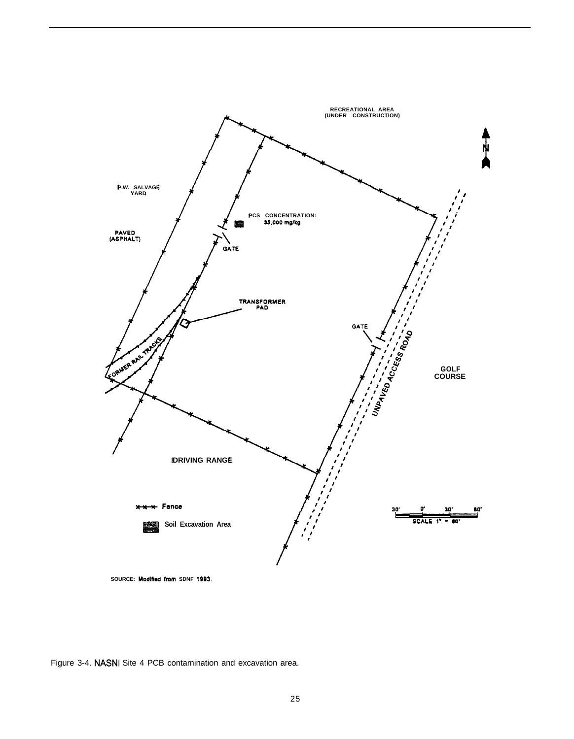RECREATIONAL AREA
(UNDER CONSTRUCTION)

P.W. SALVAGE
YARD

PAVED
(ASPHALT)

PCS CONCENTRATION:
35,000 mg/kg

GATE

TRANSFORMER
PAD

GATE

FORMER RAIL TRACKS

UNPAVED ACCESS ROAD

GOLF
COURSE

DRIVING RANGE

Fence

Soil Excavation Area

30' 0' 30' 60'
SCALE 1" = 60'

SOURCE: Modified from SDNF 1993.

Figure 3-4. NASNI Site 4 PCB contamination and excavation area.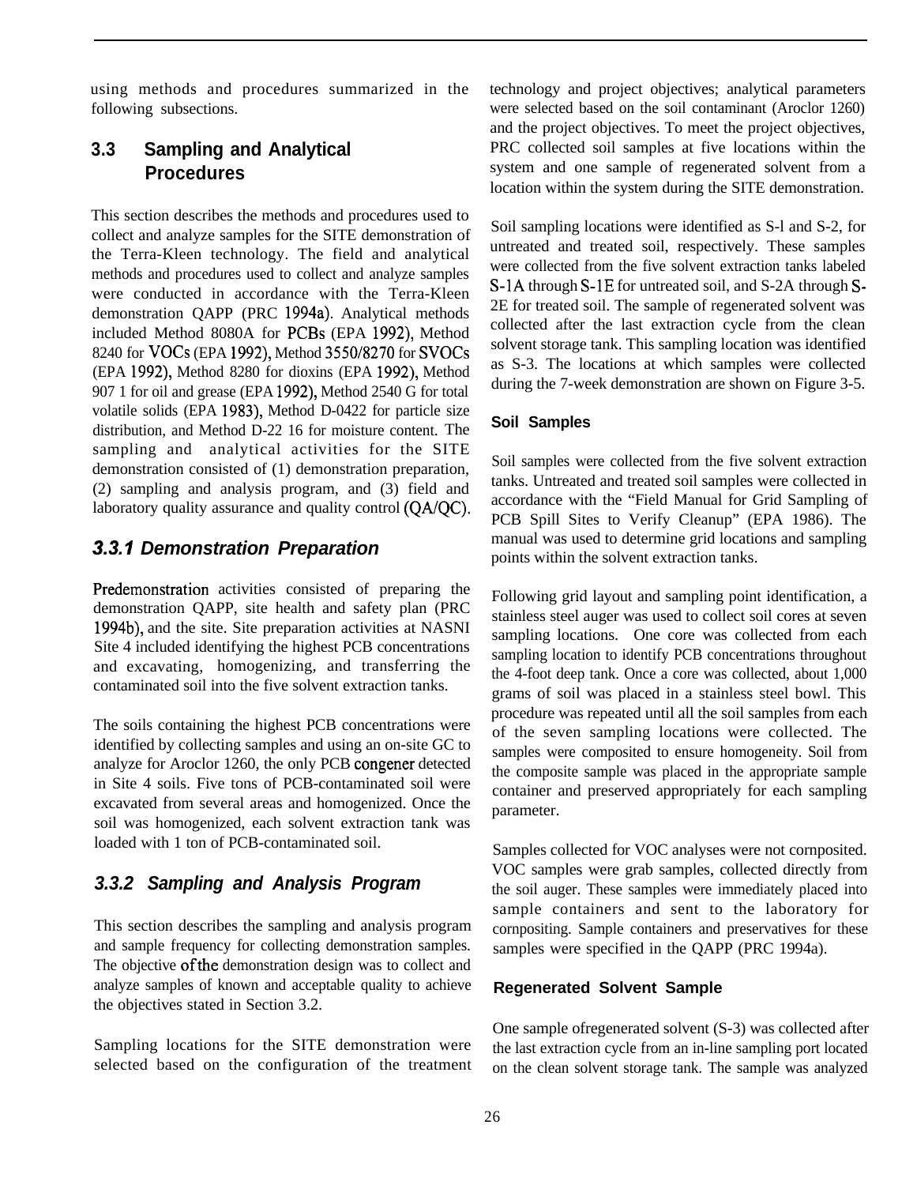using methods and procedures summarized in the following subsections.

## 3.3 Sampling and Analytical Procedures

This section describes the methods and procedures used to collect and analyze samples for the SITE demonstration of the Terra-Kleen technology. The field and analytical methods and procedures used to collect and analyze samples were conducted in accordance with the Terra-Kleen demonstration QAPP (PRC 1994a). Analytical methods included Method 8080A for PCBs (EPA 1992), Method 8240 for VOCs (EPA 1992), Method 3550/8270 for SVOCs (EPA 1992), Method 8280 for dioxins (EPA 1992), Method 907 1 for oil and grease (EPA 1992), Method 2540 G for total volatile solids (EPA 1983), Method D-0422 for particle size distribution, and Method D-22 16 for moisture content. The sampling and analytical activities for the SITE demonstration consisted of (1) demonstration preparation, (2) sampling and analysis program, and (3) field and laboratory quality assurance and quality control (QA/QC).

### *3.3.1 Demonstration Preparation*

Predemonstration activities consisted of preparing the demonstration QAPP, site health and safety plan (PRC 1994b), and the site. Site preparation activities at NASNI Site 4 included identifying the highest PCB concentrations and excavating, homogenizing, and transferring the contaminated soil into the five solvent extraction tanks.

The soils containing the highest PCB concentrations were identified by collecting samples and using an on-site GC to analyze for Aroclor 1260, the only PCB congener detected in Site 4 soils. Five tons of PCB-contaminated soil were excavated from several areas and homogenized. Once the soil was homogenized, each solvent extraction tank was loaded with 1 ton of PCB-contaminated soil.

### *3.3.2 Sampling and Analysis Program*

This section describes the sampling and analysis program and sample frequency for collecting demonstration samples. The objective of the demonstration design was to collect and analyze samples of known and acceptable quality to achieve the objectives stated in Section 3.2.

Sampling locations for the SITE demonstration were selected based on the configuration of the treatment technology and project objectives; analytical parameters were selected based on the soil contaminant (Aroclor 1260) and the project objectives. To meet the project objectives, PRC collected soil samples at five locations within the system and one sample of regenerated solvent from a location within the system during the SITE demonstration.

Soil sampling locations were identified as S-l and S-2, for untreated and treated soil, respectively. These samples were collected from the five solvent extraction tanks labeled S-1A through S-1E for untreated soil, and S-2A through S-2E for treated soil. The sample of regenerated solvent was collected after the last extraction cycle from the clean solvent storage tank. This sampling location was identified as S-3. The locations at which samples were collected during the 7-week demonstration are shown on Figure 3-5.

#### Soil Samples

Soil samples were collected from the five solvent extraction tanks. Untreated and treated soil samples were collected in accordance with the "Field Manual for Grid Sampling of PCB Spill Sites to Verify Cleanup" (EPA 1986). The manual was used to determine grid locations and sampling points within the solvent extraction tanks.

Following grid layout and sampling point identification, a stainless steel auger was used to collect soil cores at seven sampling locations. One core was collected from each sampling location to identify PCB concentrations throughout the 4-foot deep tank. Once a core was collected, about 1,000 grams of soil was placed in a stainless steel bowl. This procedure was repeated until all the soil samples from each of the seven sampling locations were collected. The samples were composited to ensure homogeneity. Soil from the composite sample was placed in the appropriate sample container and preserved appropriately for each sampling parameter.

Samples collected for VOC analyses were not cornposited. VOC samples were grab samples, collected directly from the soil auger. These samples were immediately placed into sample containers and sent to the laboratory for cornpositing. Sample containers and preservatives for these samples were specified in the QAPP (PRC 1994a).

#### Regenerated Solvent Sample

One sample ofregenerated solvent (S-3) was collected after the last extraction cycle from an in-line sampling port located on the clean solvent storage tank. The sample was analyzed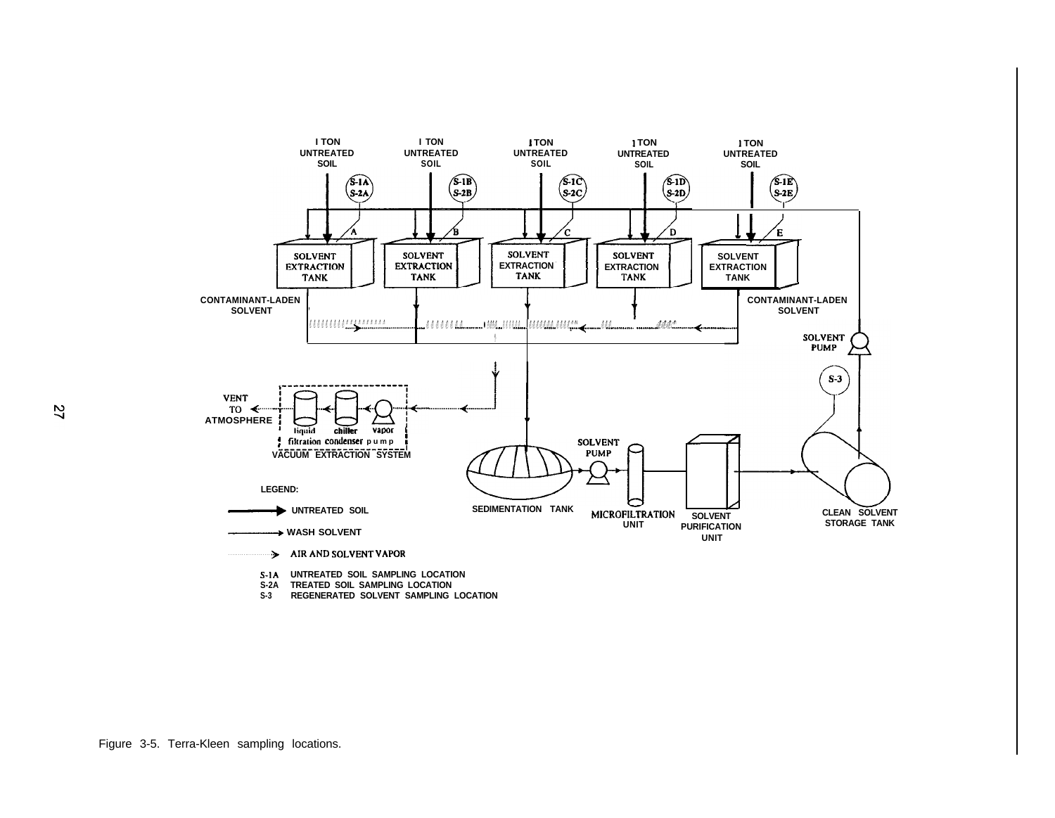Figure 3-5. Terra-Kleen sampling locations.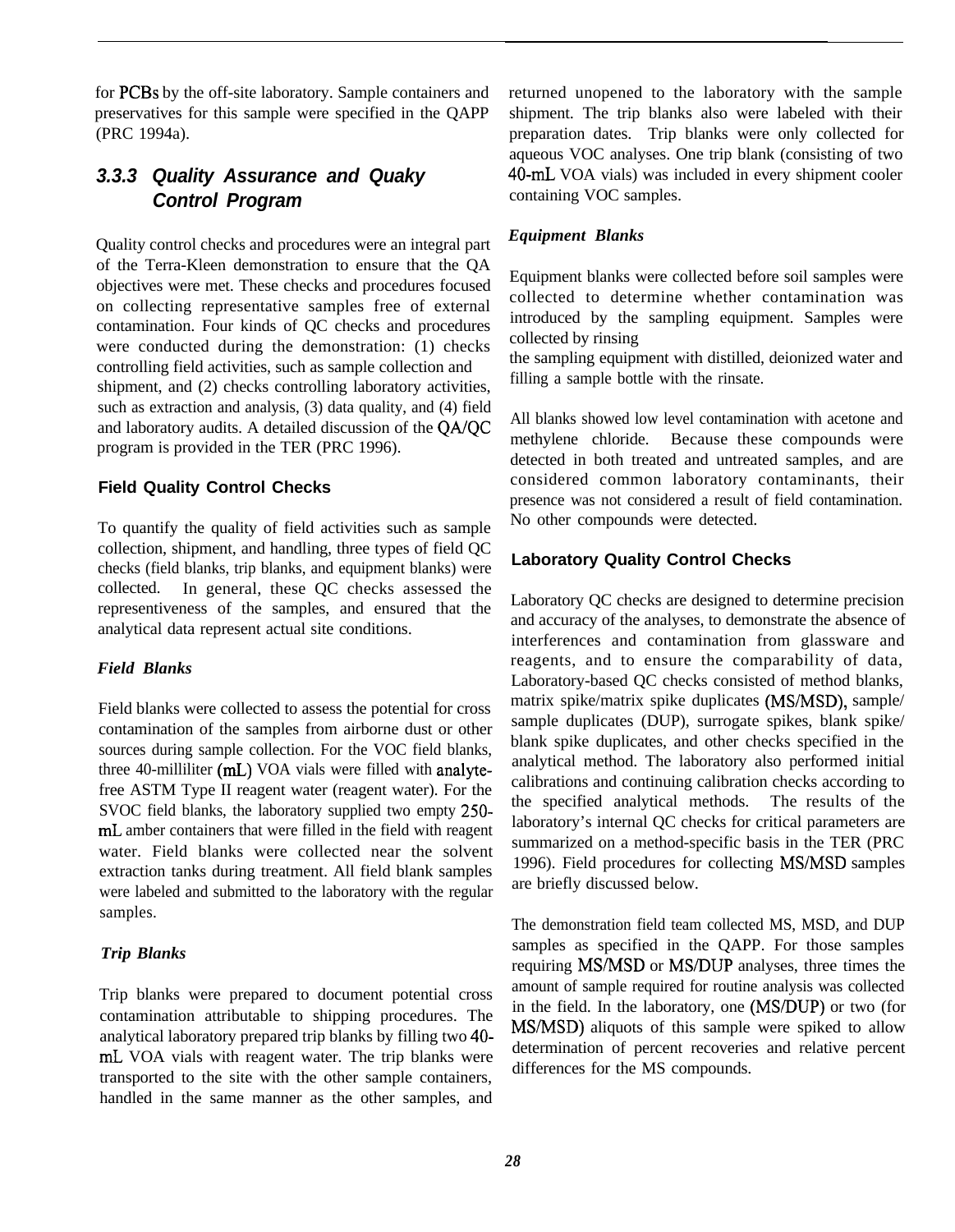for PCBs by the off-site laboratory. Sample containers and preservatives for this sample were specified in the QAPP (PRC 1994a).

### *3.3.3 Quality Assurance and Quaky Control Program*

Quality control checks and procedures were an integral part of the Terra-Kleen demonstration to ensure that the QA objectives were met. These checks and procedures focused on collecting representative samples free of external contamination. Four kinds of QC checks and procedures were conducted during the demonstration: (1) checks controlling field activities, such as sample collection and shipment, and (2) checks controlling laboratory activities, such as extraction and analysis, (3) data quality, and (4) field and laboratory audits. A detailed discussion of the QA/QC program is provided in the TER (PRC 1996).

#### Field Quality Control Checks

To quantify the quality of field activities such as sample collection, shipment, and handling, three types of field QC checks (field blanks, trip blanks, and equipment blanks) were collected. In general, these QC checks assessed the representiveness of the samples, and ensured that the analytical data represent actual site conditions.

***Field Blanks***

Field blanks were collected to assess the potential for cross contamination of the samples from airborne dust or other sources during sample collection. For the VOC field blanks, three 40-milliliter (mL) VOA vials were filled with analyte-free ASTM Type II reagent water (reagent water). For the SVOC field blanks, the laboratory supplied two empty 250-mL amber containers that were filled in the field with reagent water. Field blanks were collected near the solvent extraction tanks during treatment. All field blank samples were labeled and submitted to the laboratory with the regular samples.

***Trip Blanks***

Trip blanks were prepared to document potential cross contamination attributable to shipping procedures. The analytical laboratory prepared trip blanks by filling two 40-mL VOA vials with reagent water. The trip blanks were transported to the site with the other sample containers, handled in the same manner as the other samples, and returned unopened to the laboratory with the sample shipment. The trip blanks also were labeled with their preparation dates. Trip blanks were only collected for aqueous VOC analyses. One trip blank (consisting of two 40-mL VOA vials) was included in every shipment cooler containing VOC samples.

***Equipment Blanks***

Equipment blanks were collected before soil samples were collected to determine whether contamination was introduced by the sampling equipment. Samples were collected by rinsing the sampling equipment with distilled, deionized water and filling a sample bottle with the rinsate.

All blanks showed low level contamination with acetone and methylene chloride. Because these compounds were detected in both treated and untreated samples, and are considered common laboratory contaminants, their presence was not considered a result of field contamination. No other compounds were detected.

#### Laboratory Quality Control Checks

Laboratory QC checks are designed to determine precision and accuracy of the analyses, to demonstrate the absence of interferences and contamination from glassware and reagents, and to ensure the comparability of data, Laboratory-based QC checks consisted of method blanks, matrix spike/matrix spike duplicates (MS/MSD), sample/sample duplicates (DUP), surrogate spikes, blank spike/blank spike duplicates, and other checks specified in the analytical method. The laboratory also performed initial calibrations and continuing calibration checks according to the specified analytical methods. The results of the laboratory's internal QC checks for critical parameters are summarized on a method-specific basis in the TER (PRC 1996). Field procedures for collecting MS/MSD samples are briefly discussed below.

The demonstration field team collected MS, MSD, and DUP samples as specified in the QAPP. For those samples requiring MS/MSD or MS/DUP analyses, three times the amount of sample required for routine analysis was collected in the field. In the laboratory, one (MS/DUP) or two (for MS/MSD) aliquots of this sample were spiked to allow determination of percent recoveries and relative percent differences for the MS compounds.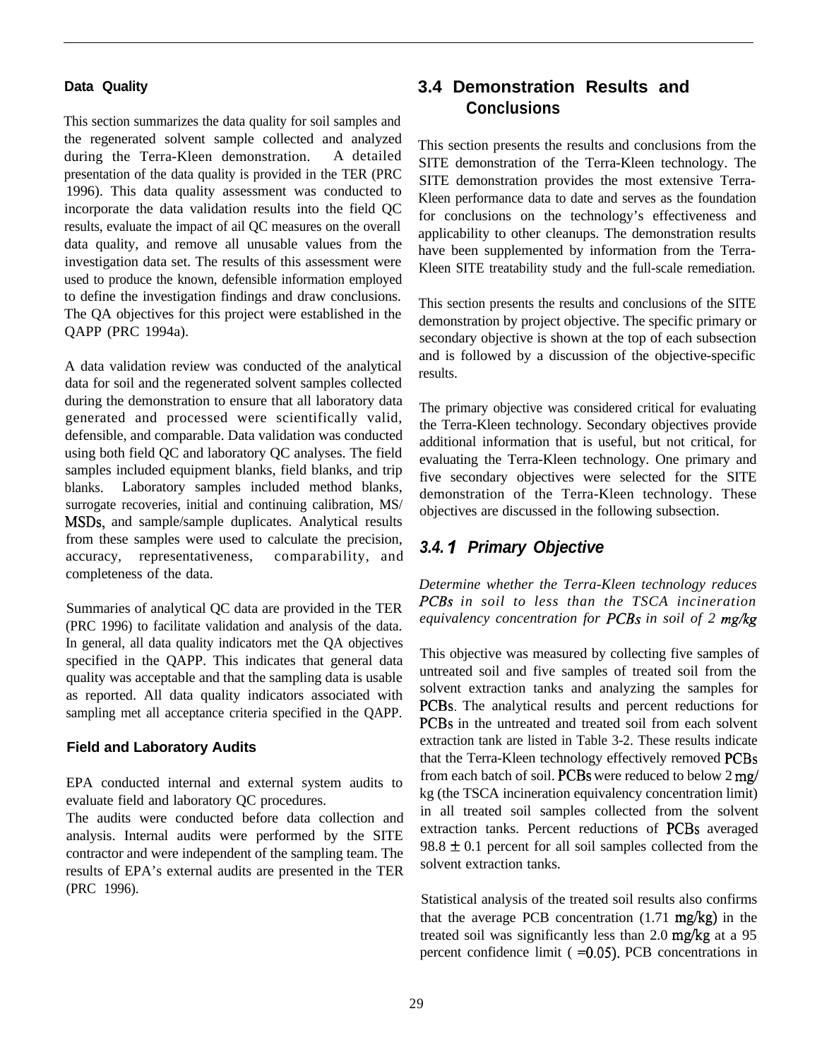### Data Quality

This section summarizes the data quality for soil samples and the regenerated solvent sample collected and analyzed during the Terra-Kleen demonstration. A detailed presentation of the data quality is provided in the TER (PRC 1996). This data quality assessment was conducted to incorporate the data validation results into the field QC results, evaluate the impact of ail QC measures on the overall data quality, and remove all unusable values from the investigation data set. The results of this assessment were used to produce the known, defensible information employed to define the investigation findings and draw conclusions. The QA objectives for this project were established in the QAPP (PRC 1994a).

A data validation review was conducted of the analytical data for soil and the regenerated solvent samples collected during the demonstration to ensure that all laboratory data generated and processed were scientifically valid, defensible, and comparable. Data validation was conducted using both field QC and laboratory QC analyses. The field samples included equipment blanks, field blanks, and trip blanks. Laboratory samples included method blanks, surrogate recoveries, initial and continuing calibration, MS/MSDs, and sample/sample duplicates. Analytical results from these samples were used to calculate the precision, accuracy, representativeness, comparability, and completeness of the data.

Summaries of analytical QC data are provided in the TER (PRC 1996) to facilitate validation and analysis of the data. In general, all data quality indicators met the QA objectives specified in the QAPP. This indicates that general data quality was acceptable and that the sampling data is usable as reported. All data quality indicators associated with sampling met all acceptance criteria specified in the QAPP.

### Field and Laboratory Audits

EPA conducted internal and external system audits to evaluate field and laboratory QC procedures.
The audits were conducted before data collection and analysis. Internal audits were performed by the SITE contractor and were independent of the sampling team. The results of EPA's external audits are presented in the TER (PRC 1996).

## 3.4 Demonstration Results and Conclusions

This section presents the results and conclusions from the SITE demonstration of the Terra-Kleen technology. The SITE demonstration provides the most extensive Terra-Kleen performance data to date and serves as the foundation for conclusions on the technology's effectiveness and applicability to other cleanups. The demonstration results have been supplemented by information from the Terra-Kleen SITE treatability study and the full-scale remediation.

This section presents the results and conclusions of the SITE demonstration by project objective. The specific primary or secondary objective is shown at the top of each subsection and is followed by a discussion of the objective-specific results.

The primary objective was considered critical for evaluating the Terra-Kleen technology. Secondary objectives provide additional information that is useful, but not critical, for evaluating the Terra-Kleen technology. One primary and five secondary objectives were selected for the SITE demonstration of the Terra-Kleen technology. These objectives are discussed in the following subsection.

### *3.4.1 Primary Objective*

*Determine whether the Terra-Kleen technology reduces PCBs in soil to less than the TSCA incineration equivalency concentration for PCBs in soil of 2 mg/kg*

This objective was measured by collecting five samples of untreated soil and five samples of treated soil from the solvent extraction tanks and analyzing the samples for PCBs. The analytical results and percent reductions for PCBs in the untreated and treated soil from each solvent extraction tank are listed in Table 3-2. These results indicate that the Terra-Kleen technology effectively removed PCBs from each batch of soil. PCBs were reduced to below 2 mg/kg (the TSCA incineration equivalency concentration limit) in all treated soil samples collected from the solvent extraction tanks. Percent reductions of PCBs averaged 98.8 ± 0.1 percent for all soil samples collected from the solvent extraction tanks.

Statistical analysis of the treated soil results also confirms that the average PCB concentration (1.71 mg/kg) in the treated soil was significantly less than 2.0 mg/kg at a 95 percent confidence limit ( =0.05). PCB concentrations in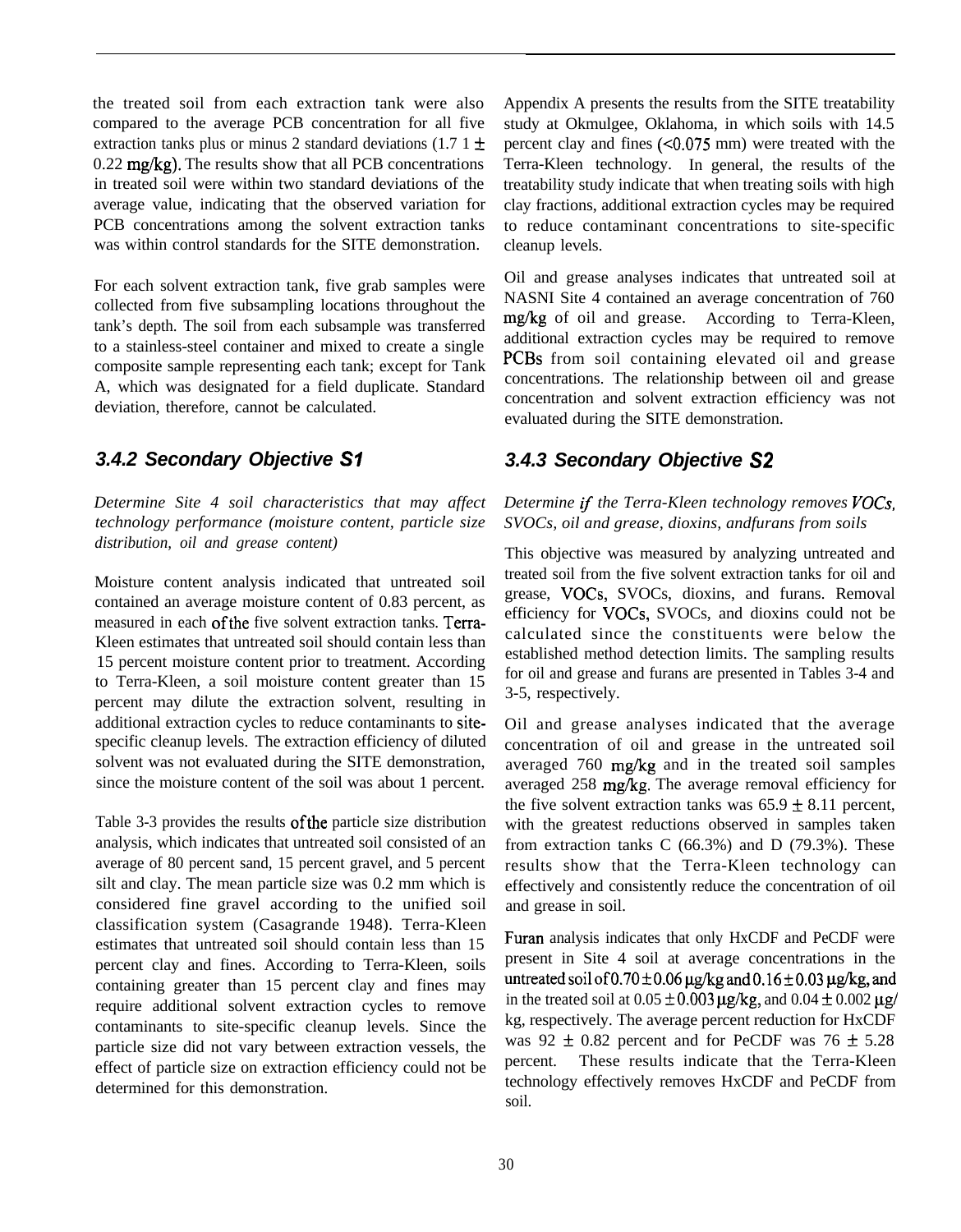the treated soil from each extraction tank were also compared to the average PCB concentration for all five extraction tanks plus or minus 2 standard deviations (1.7 1 ± 0.22 mg/kg). The results show that all PCB concentrations in treated soil were within two standard deviations of the average value, indicating that the observed variation for PCB concentrations among the solvent extraction tanks was within control standards for the SITE demonstration.

For each solvent extraction tank, five grab samples were collected from five subsampling locations throughout the tank's depth. The soil from each subsample was transferred to a stainless-steel container and mixed to create a single composite sample representing each tank; except for Tank A, which was designated for a field duplicate. Standard deviation, therefore, cannot be calculated.

### 3.4.2 Secondary Objective S1

*Determine Site 4 soil characteristics that may affect technology performance (moisture content, particle size distribution, oil and grease content)*

Moisture content analysis indicated that untreated soil contained an average moisture content of 0.83 percent, as measured in each of the five solvent extraction tanks. Terra-Kleen estimates that untreated soil should contain less than 15 percent moisture content prior to treatment. According to Terra-Kleen, a soil moisture content greater than 15 percent may dilute the extraction solvent, resulting in additional extraction cycles to reduce contaminants to site-specific cleanup levels. The extraction efficiency of diluted solvent was not evaluated during the SITE demonstration, since the moisture content of the soil was about 1 percent.

Table 3-3 provides the results of the particle size distribution analysis, which indicates that untreated soil consisted of an average of 80 percent sand, 15 percent gravel, and 5 percent silt and clay. The mean particle size was 0.2 mm which is considered fine gravel according to the unified soil classification system (Casagrande 1948). Terra-Kleen estimates that untreated soil should contain less than 15 percent clay and fines. According to Terra-Kleen, soils containing greater than 15 percent clay and fines may require additional solvent extraction cycles to remove contaminants to site-specific cleanup levels. Since the particle size did not vary between extraction vessels, the effect of particle size on extraction efficiency could not be determined for this demonstration.

Appendix A presents the results from the SITE treatability study at Okmulgee, Oklahoma, in which soils with 14.5 percent clay and fines (<0.075 mm) were treated with the Terra-Kleen technology. In general, the results of the treatability study indicate that when treating soils with high clay fractions, additional extraction cycles may be required to reduce contaminant concentrations to site-specific cleanup levels.

Oil and grease analyses indicates that untreated soil at NASNI Site 4 contained an average concentration of 760 mg/kg of oil and grease. According to Terra-Kleen, additional extraction cycles may be required to remove PCBs from soil containing elevated oil and grease concentrations. The relationship between oil and grease concentration and solvent extraction efficiency was not evaluated during the SITE demonstration.

### 3.4.3 Secondary Objective S2

*Determine if the Terra-Kleen technology removes VOCs, SVOCs, oil and grease, dioxins, andfurans from soils*

This objective was measured by analyzing untreated and treated soil from the five solvent extraction tanks for oil and grease, VOCs, SVOCs, dioxins, and furans. Removal efficiency for VOCs, SVOCs, and dioxins could not be calculated since the constituents were below the established method detection limits. The sampling results for oil and grease and furans are presented in Tables 3-4 and 3-5, respectively.

Oil and grease analyses indicated that the average concentration of oil and grease in the untreated soil averaged 760 mg/kg and in the treated soil samples averaged 258 mg/kg. The average removal efficiency for the five solvent extraction tanks was 65.9 ± 8.11 percent, with the greatest reductions observed in samples taken from extraction tanks C (66.3%) and D (79.3%). These results show that the Terra-Kleen technology can effectively and consistently reduce the concentration of oil and grease in soil.

Furan analysis indicates that only HxCDF and PeCDF were present in Site 4 soil at average concentrations in the untreated soil of 0.70 ± 0.06 µg/kg and 0.16 ± 0.03 µg/kg, and in the treated soil at 0.05 ± 0.003 µg/kg, and 0.04 ± 0.002 µg/kg, respectively. The average percent reduction for HxCDF was 92 ± 0.82 percent and for PeCDF was 76 ± 5.28 percent. These results indicate that the Terra-Kleen technology effectively removes HxCDF and PeCDF from soil.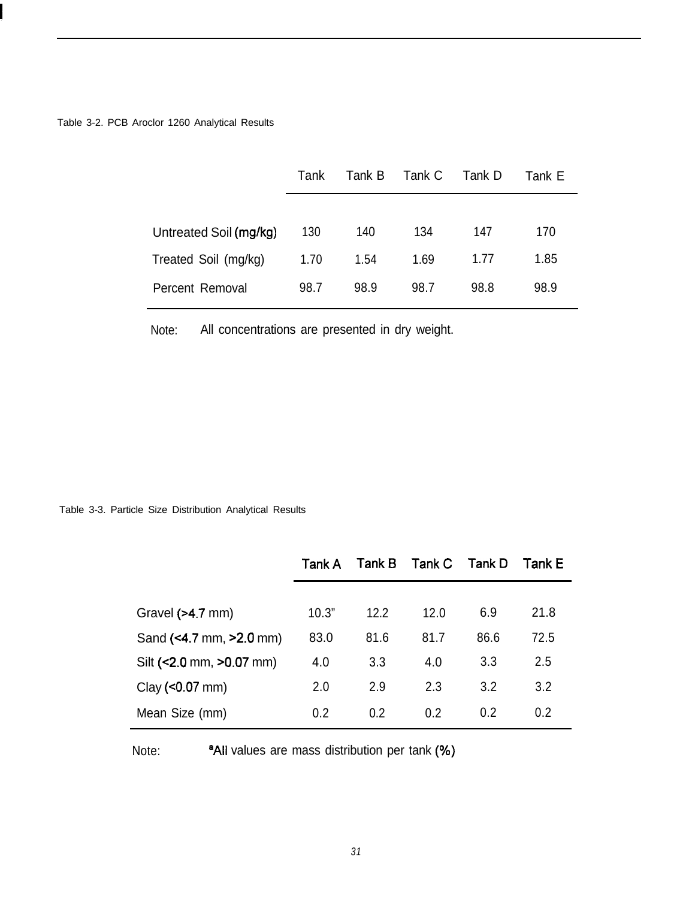Table 3-2. PCB Aroclor 1260 Analytical Results

| | Tank | Tank B | Tank C | Tank D | Tank E |
|---|---|---|---|---|---|
| Untreated Soil (mg/kg) | 130 | 140 | 134 | 147 | 170 |
| Treated Soil (mg/kg) | 1.70 | 1.54 | 1.69 | 1.77 | 1.85 |
| Percent Removal | 98.7 | 98.9 | 98.7 | 98.8 | 98.9 |

Note: All concentrations are presented in dry weight.

Table 3-3. Particle Size Distribution Analytical Results

| | Tank A | Tank B | Tank C | Tank D | Tank E |
|---|---|---|---|---|---|
| Gravel (>4.7 mm) | 10.3" | 12.2 | 12.0 | 6.9 | 21.8 |
| Sand (<4.7 mm, >2.0 mm) | 83.0 | 81.6 | 81.7 | 86.6 | 72.5 |
| Silt (<2.0 mm, >0.07 mm) | 4.0 | 3.3 | 4.0 | 3.3 | 2.5 |
| Clay (<0.07 mm) | 2.0 | 2.9 | 2.3 | 3.2 | 3.2 |
| Mean Size (mm) | 0.2 | 0.2 | 0.2 | 0.2 | 0.2 |

Note: [a]All values are mass distribution per tank (%)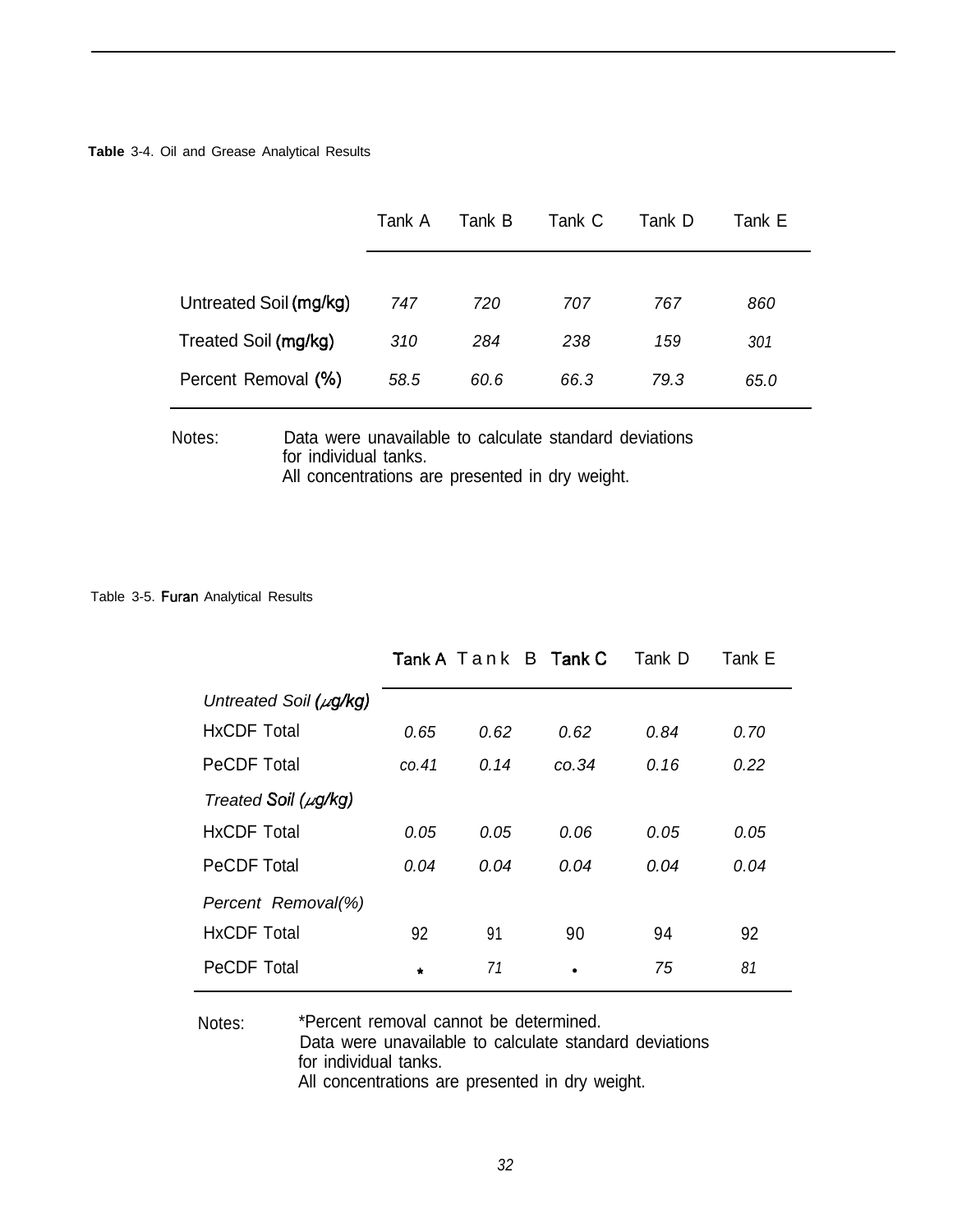**Table** 3-4. Oil and Grease Analytical Results

| | Tank A | Tank B | Tank C | Tank D | Tank E |
|---|---|---|---|---|---|
| Untreated Soil (mg/kg) | *747* | *720* | *707* | *767* | *860* |
| Treated Soil (mg/kg) | *310* | *284* | *238* | *159* | *301* |
| Percent Removal (%) | *58.5* | *60.6* | *66.3* | *79.3* | *65.0* |

Notes: Data were unavailable to calculate standard deviations for individual tanks.
All concentrations are presented in dry weight.

Table 3-5. Furan Analytical Results

| | Tank A | Tank B | Tank C | Tank D | Tank E |
|---|---|---|---|---|---|
| *Untreated Soil (µg/kg)* | | | | | |
| HxCDF Total | *0.65* | *0.62* | *0.62* | *0.84* | *0.70* |
| PeCDF Total | *co.41* | *0.14* | *co.34* | *0.16* | *0.22* |
| *Treated Soil (µg/kg)* | | | | | |
| HxCDF Total | *0.05* | *0.05* | *0.06* | *0.05* | *0.05* |
| PeCDF Total | *0.04* | *0.04* | *0.04* | *0.04* | *0.04* |
| *Percent Removal(%)* | | | | | |
| HxCDF Total | 92 | 91 | 90 | 94 | 92 |
| PeCDF Total | * | *71* | * | *75* | *81* |

Notes: *Percent removal cannot be determined.
Data were unavailable to calculate standard deviations for individual tanks.
All concentrations are presented in dry weight.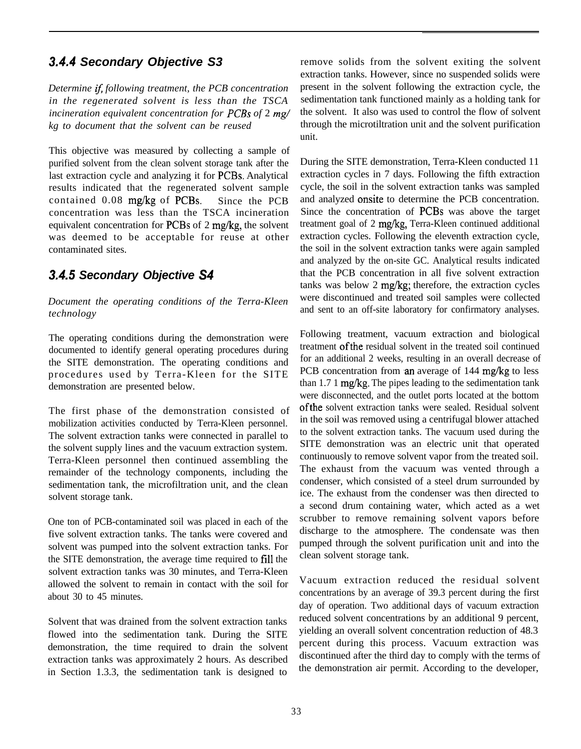### 3.4.4 Secondary Objective S3

*Determine if, following treatment, the PCB concentration in the regenerated solvent is less than the TSCA incineration equivalent concentration for PCBs of 2 mg/kg to document that the solvent can be reused*

This objective was measured by collecting a sample of purified solvent from the clean solvent storage tank after the last extraction cycle and analyzing it for PCBs. Analytical results indicated that the regenerated solvent sample contained 0.08 mg/kg of PCBs. Since the PCB concentration was less than the TSCA incineration equivalent concentration for PCBs of 2 mg/kg, the solvent was deemed to be acceptable for reuse at other contaminated sites.

### 3.4.5 Secondary Objective S4

*Document the operating conditions of the Terra-Kleen technology*

The operating conditions during the demonstration were documented to identify general operating procedures during the SITE demonstration. The operating conditions and procedures used by Terra-Kleen for the SITE demonstration are presented below.

The first phase of the demonstration consisted of mobilization activities conducted by Terra-Kleen personnel. The solvent extraction tanks were connected in parallel to the solvent supply lines and the vacuum extraction system. Terra-Kleen personnel then continued assembling the remainder of the technology components, including the sedimentation tank, the microfiltration unit, and the clean solvent storage tank.

One ton of PCB-contaminated soil was placed in each of the five solvent extraction tanks. The tanks were covered and solvent was pumped into the solvent extraction tanks. For the SITE demonstration, the average time required to fill the solvent extraction tanks was 30 minutes, and Terra-Kleen allowed the solvent to remain in contact with the soil for about 30 to 45 minutes.

Solvent that was drained from the solvent extraction tanks flowed into the sedimentation tank. During the SITE demonstration, the time required to drain the solvent extraction tanks was approximately 2 hours. As described in Section 1.3.3, the sedimentation tank is designed to remove solids from the solvent exiting the solvent extraction tanks. However, since no suspended solids were present in the solvent following the extraction cycle, the sedimentation tank functioned mainly as a holding tank for the solvent. It also was used to control the flow of solvent through the microtiltration unit and the solvent purification unit.

During the SITE demonstration, Terra-Kleen conducted 11 extraction cycles in 7 days. Following the fifth extraction cycle, the soil in the solvent extraction tanks was sampled and analyzed onsite to determine the PCB concentration. Since the concentration of PCBs was above the target treatment goal of 2 mg/kg, Terra-Kleen continued additional extraction cycles. Following the eleventh extraction cycle, the soil in the solvent extraction tanks were again sampled and analyzed by the on-site GC. Analytical results indicated that the PCB concentration in all five solvent extraction tanks was below 2 mg/kg; therefore, the extraction cycles were discontinued and treated soil samples were collected and sent to an off-site laboratory for confirmatory analyses.

Following treatment, vacuum extraction and biological treatment of the residual solvent in the treated soil continued for an additional 2 weeks, resulting in an overall decrease of PCB concentration from an average of 144 mg/kg to less than 1.7 1 mg/kg. The pipes leading to the sedimentation tank were disconnected, and the outlet ports located at the bottom of the solvent extraction tanks were sealed. Residual solvent in the soil was removed using a centrifugal blower attached to the solvent extraction tanks. The vacuum used during the SITE demonstration was an electric unit that operated continuously to remove solvent vapor from the treated soil. The exhaust from the vacuum was vented through a condenser, which consisted of a steel drum surrounded by ice. The exhaust from the condenser was then directed to a second drum containing water, which acted as a wet scrubber to remove remaining solvent vapors before discharge to the atmosphere. The condensate was then pumped through the solvent purification unit and into the clean solvent storage tank.

Vacuum extraction reduced the residual solvent concentrations by an average of 39.3 percent during the first day of operation. Two additional days of vacuum extraction reduced solvent concentrations by an additional 9 percent, yielding an overall solvent concentration reduction of 48.3 percent during this process. Vacuum extraction was discontinued after the third day to comply with the terms of the demonstration air permit. According to the developer,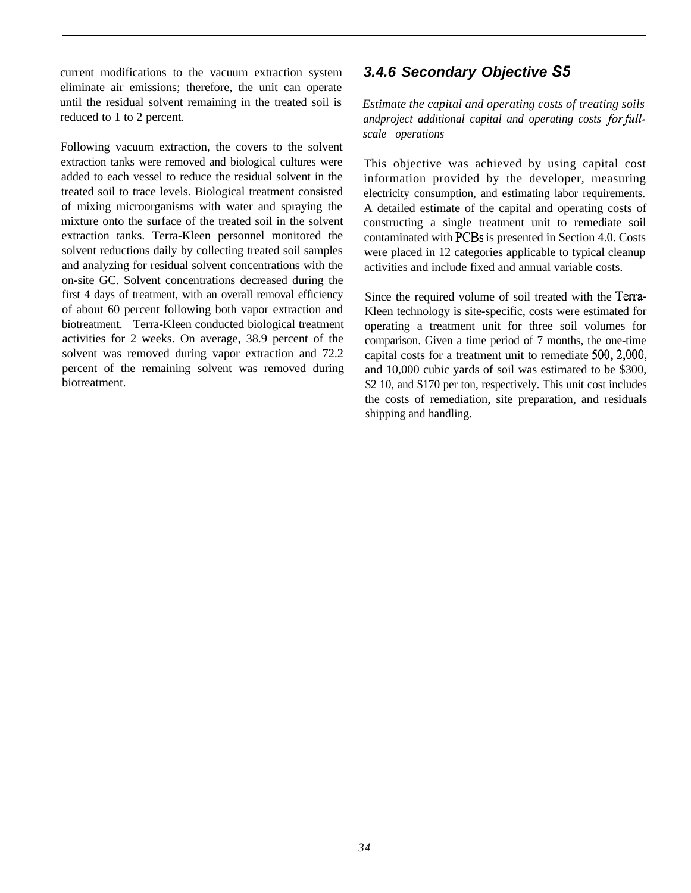current modifications to the vacuum extraction system eliminate air emissions; therefore, the unit can operate until the residual solvent remaining in the treated soil is reduced to 1 to 2 percent.

Following vacuum extraction, the covers to the solvent extraction tanks were removed and biological cultures were added to each vessel to reduce the residual solvent in the treated soil to trace levels. Biological treatment consisted of mixing microorganisms with water and spraying the mixture onto the surface of the treated soil in the solvent extraction tanks. Terra-Kleen personnel monitored the solvent reductions daily by collecting treated soil samples and analyzing for residual solvent concentrations with the on-site GC. Solvent concentrations decreased during the first 4 days of treatment, with an overall removal efficiency of about 60 percent following both vapor extraction and biotreatment. Terra-Kleen conducted biological treatment activities for 2 weeks. On average, 38.9 percent of the solvent was removed during vapor extraction and 72.2 percent of the remaining solvent was removed during biotreatment.

### 3.4.6 Secondary Objective S5

*Estimate the capital and operating costs of treating soils andproject additional capital and operating costs for full-scale operations*

This objective was achieved by using capital cost information provided by the developer, measuring electricity consumption, and estimating labor requirements. A detailed estimate of the capital and operating costs of constructing a single treatment unit to remediate soil contaminated with PCBs is presented in Section 4.0. Costs were placed in 12 categories applicable to typical cleanup activities and include fixed and annual variable costs.

Since the required volume of soil treated with the Terra-Kleen technology is site-specific, costs were estimated for operating a treatment unit for three soil volumes for comparison. Given a time period of 7 months, the one-time capital costs for a treatment unit to remediate 500, 2,000, and 10,000 cubic yards of soil was estimated to be $300, $2 10, and $170 per ton, respectively. This unit cost includes the costs of remediation, site preparation, and residuals shipping and handling.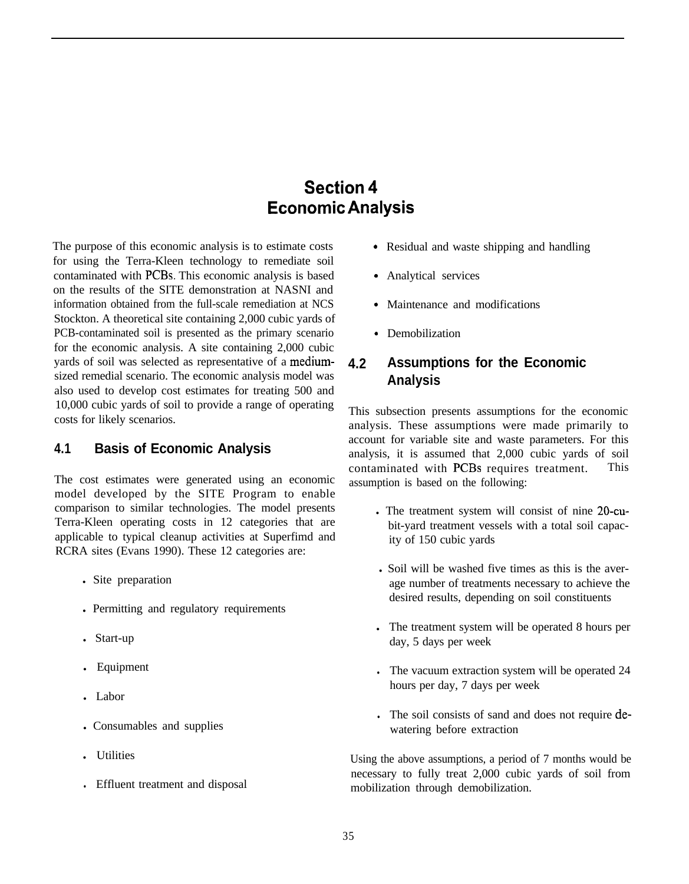# Section 4
# Economic Analysis

The purpose of this economic analysis is to estimate costs for using the Terra-Kleen technology to remediate soil contaminated with PCBs. This economic analysis is based on the results of the SITE demonstration at NASNI and information obtained from the full-scale remediation at NCS Stockton. A theoretical site containing 2,000 cubic yards of PCB-contaminated soil is presented as the primary scenario for the economic analysis. A site containing 2,000 cubic yards of soil was selected as representative of a medium-sized remedial scenario. The economic analysis model was also used to develop cost estimates for treating 500 and 10,000 cubic yards of soil to provide a range of operating costs for likely scenarios.

## 4.1 Basis of Economic Analysis

The cost estimates were generated using an economic model developed by the SITE Program to enable comparison to similar technologies. The model presents Terra-Kleen operating costs in 12 categories that are applicable to typical cleanup activities at Superfimd and RCRA sites (Evans 1990). These 12 categories are:

- Site preparation
- Permitting and regulatory requirements
- Start-up
- Equipment
- Labor
- Consumables and supplies
- Utilities
- Effluent treatment and disposal
- Residual and waste shipping and handling
- Analytical services
- Maintenance and modifications
- Demobilization

## 4.2 Assumptions for the Economic Analysis

This subsection presents assumptions for the economic analysis. These assumptions were made primarily to account for variable site and waste parameters. For this analysis, it is assumed that 2,000 cubic yards of soil contaminated with PCBs requires treatment. This assumption is based on the following:

- The treatment system will consist of nine 20-cubit-yard treatment vessels with a total soil capacity of 150 cubic yards
- Soil will be washed five times as this is the average number of treatments necessary to achieve the desired results, depending on soil constituents
- The treatment system will be operated 8 hours per day, 5 days per week
- The vacuum extraction system will be operated 24 hours per day, 7 days per week
- The soil consists of sand and does not require dewatering before extraction

Using the above assumptions, a period of 7 months would be necessary to fully treat 2,000 cubic yards of soil from mobilization through demobilization.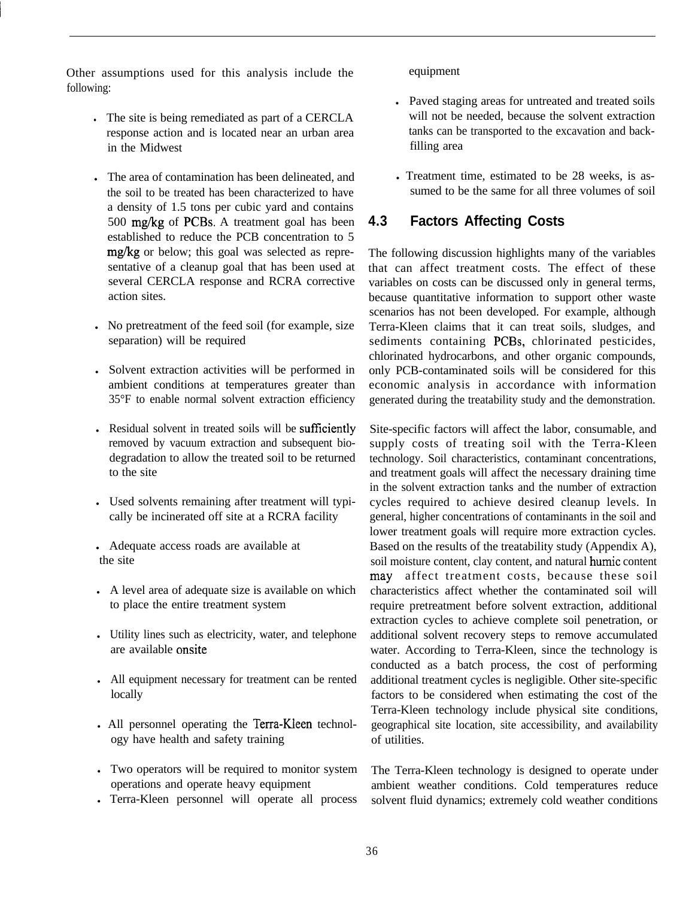Other assumptions used for this analysis include the following:

- The site is being remediated as part of a CERCLA response action and is located near an urban area in the Midwest
- The area of contamination has been delineated, and the soil to be treated has been characterized to have a density of 1.5 tons per cubic yard and contains 500 mg/kg of PCBs. A treatment goal has been established to reduce the PCB concentration to 5 mg/kg or below; this goal was selected as representative of a cleanup goal that has been used at several CERCLA response and RCRA corrective action sites.
- No pretreatment of the feed soil (for example, size separation) will be required
- Solvent extraction activities will be performed in ambient conditions at temperatures greater than 35°F to enable normal solvent extraction efficiency
- Residual solvent in treated soils will be sufficiently removed by vacuum extraction and subsequent biodegradation to allow the treated soil to be returned to the site
- Used solvents remaining after treatment will typically be incinerated off site at a RCRA facility
- Adequate access roads are available at the site
- A level area of adequate size is available on which to place the entire treatment system
- Utility lines such as electricity, water, and telephone are available onsite
- All equipment necessary for treatment can be rented locally
- All personnel operating the Terra-Kleen technology have health and safety training
- Two operators will be required to monitor system operations and operate heavy equipment
- Terra-Kleen personnel will operate all process equipment
- Paved staging areas for untreated and treated soils will not be needed, because the solvent extraction tanks can be transported to the excavation and backfilling area
- Treatment time, estimated to be 28 weeks, is assumed to be the same for all three volumes of soil

## 4.3 Factors Affecting Costs

The following discussion highlights many of the variables that can affect treatment costs. The effect of these variables on costs can be discussed only in general terms, because quantitative information to support other waste scenarios has not been developed. For example, although Terra-Kleen claims that it can treat soils, sludges, and sediments containing PCBs, chlorinated pesticides, chlorinated hydrocarbons, and other organic compounds, only PCB-contaminated soils will be considered for this economic analysis in accordance with information generated during the treatability study and the demonstration.

Site-specific factors will affect the labor, consumable, and supply costs of treating soil with the Terra-Kleen technology. Soil characteristics, contaminant concentrations, and treatment goals will affect the necessary draining time in the solvent extraction tanks and the number of extraction cycles required to achieve desired cleanup levels. In general, higher concentrations of contaminants in the soil and lower treatment goals will require more extraction cycles. Based on the results of the treatability study (Appendix A), soil moisture content, clay content, and natural humic content may affect treatment costs, because these soil characteristics affect whether the contaminated soil will require pretreatment before solvent extraction, additional extraction cycles to achieve complete soil penetration, or additional solvent recovery steps to remove accumulated water. According to Terra-Kleen, since the technology is conducted as a batch process, the cost of performing additional treatment cycles is negligible. Other site-specific factors to be considered when estimating the cost of the Terra-Kleen technology include physical site conditions, geographical site location, site accessibility, and availability of utilities.

The Terra-Kleen technology is designed to operate under ambient weather conditions. Cold temperatures reduce solvent fluid dynamics; extremely cold weather conditions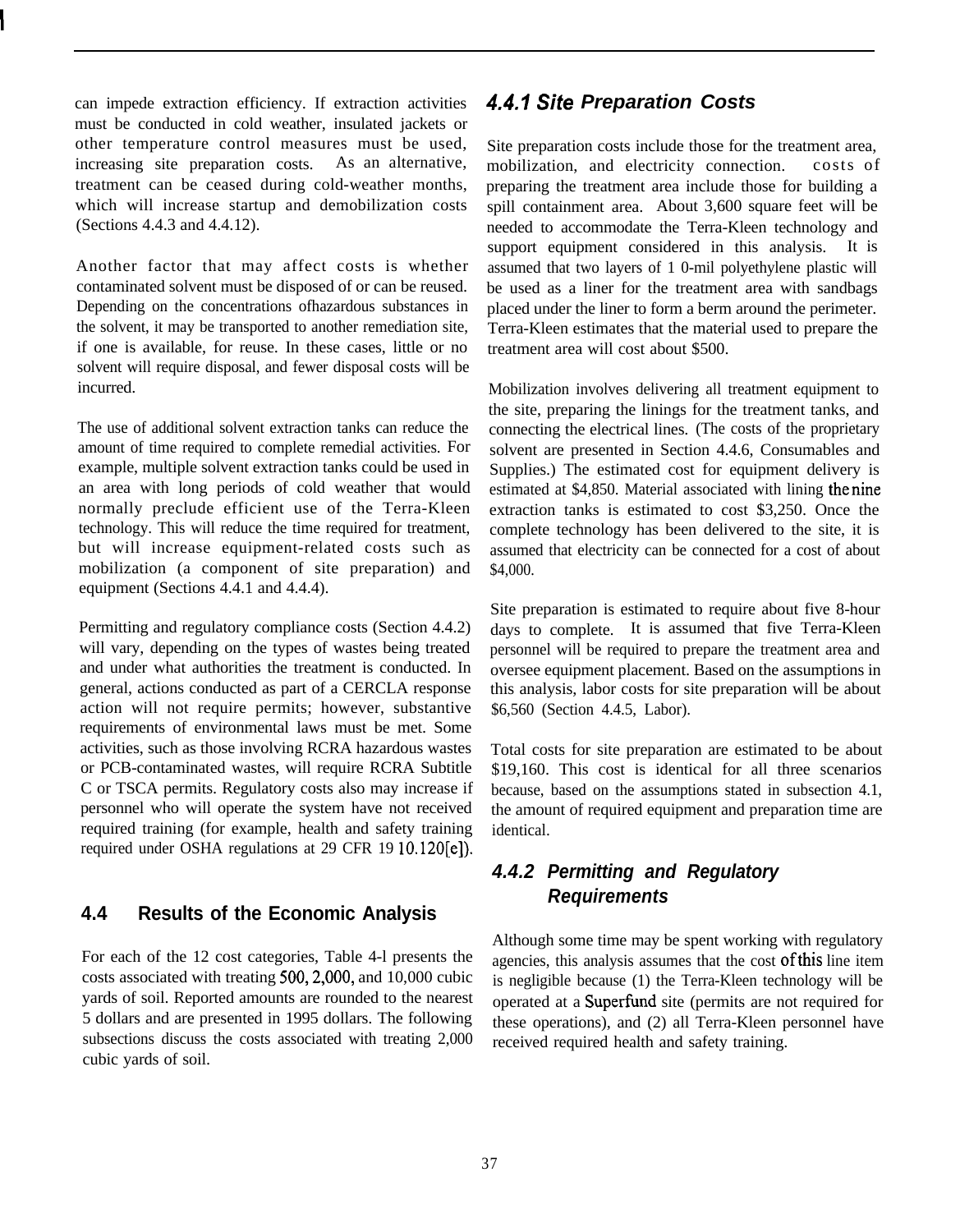can impede extraction efficiency. If extraction activities must be conducted in cold weather, insulated jackets or other temperature control measures must be used, increasing site preparation costs. As an alternative, treatment can be ceased during cold-weather months, which will increase startup and demobilization costs (Sections 4.4.3 and 4.4.12).

Another factor that may affect costs is whether contaminated solvent must be disposed of or can be reused. Depending on the concentrations ofhazardous substances in the solvent, it may be transported to another remediation site, if one is available, for reuse. In these cases, little or no solvent will require disposal, and fewer disposal costs will be incurred.

The use of additional solvent extraction tanks can reduce the amount of time required to complete remedial activities. For example, multiple solvent extraction tanks could be used in an area with long periods of cold weather that would normally preclude efficient use of the Terra-Kleen technology. This will reduce the time required for treatment, but will increase equipment-related costs such as mobilization (a component of site preparation) and equipment (Sections 4.4.1 and 4.4.4).

Permitting and regulatory compliance costs (Section 4.4.2) will vary, depending on the types of wastes being treated and under what authorities the treatment is conducted. In general, actions conducted as part of a CERCLA response action will not require permits; however, substantive requirements of environmental laws must be met. Some activities, such as those involving RCRA hazardous wastes or PCB-contaminated wastes, will require RCRA Subtitle C or TSCA permits. Regulatory costs also may increase if personnel who will operate the system have not received required training (for example, health and safety training required under OSHA regulations at 29 CFR 19 10.120[e]).

## 4.4 Results of the Economic Analysis

For each of the 12 cost categories, Table 4-l presents the costs associated with treating 500, 2,000, and 10,000 cubic yards of soil. Reported amounts are rounded to the nearest 5 dollars and are presented in 1995 dollars. The following subsections discuss the costs associated with treating 2,000 cubic yards of soil.

### 4.4.1 Site Preparation Costs

Site preparation costs include those for the treatment area, mobilization, and electricity connection. costs of preparing the treatment area include those for building a spill containment area. About 3,600 square feet will be needed to accommodate the Terra-Kleen technology and support equipment considered in this analysis. It is assumed that two layers of 1 0-mil polyethylene plastic will be used as a liner for the treatment area with sandbags placed under the liner to form a berm around the perimeter. Terra-Kleen estimates that the material used to prepare the treatment area will cost about $500.

Mobilization involves delivering all treatment equipment to the site, preparing the linings for the treatment tanks, and connecting the electrical lines. (The costs of the proprietary solvent are presented in Section 4.4.6, Consumables and Supplies.) The estimated cost for equipment delivery is estimated at $4,850. Material associated with lining the nine extraction tanks is estimated to cost $3,250. Once the complete technology has been delivered to the site, it is assumed that electricity can be connected for a cost of about $4,000.

Site preparation is estimated to require about five 8-hour days to complete. It is assumed that five Terra-Kleen personnel will be required to prepare the treatment area and oversee equipment placement. Based on the assumptions in this analysis, labor costs for site preparation will be about $6,560 (Section 4.4.5, Labor).

Total costs for site preparation are estimated to be about $19,160. This cost is identical for all three scenarios because, based on the assumptions stated in subsection 4.1, the amount of required equipment and preparation time are identical.

### 4.4.2 Permitting and Regulatory Requirements

Although some time may be spent working with regulatory agencies, this analysis assumes that the cost of this line item is negligible because (1) the Terra-Kleen technology will be operated at a Superfund site (permits are not required for these operations), and (2) all Terra-Kleen personnel have received required health and safety training.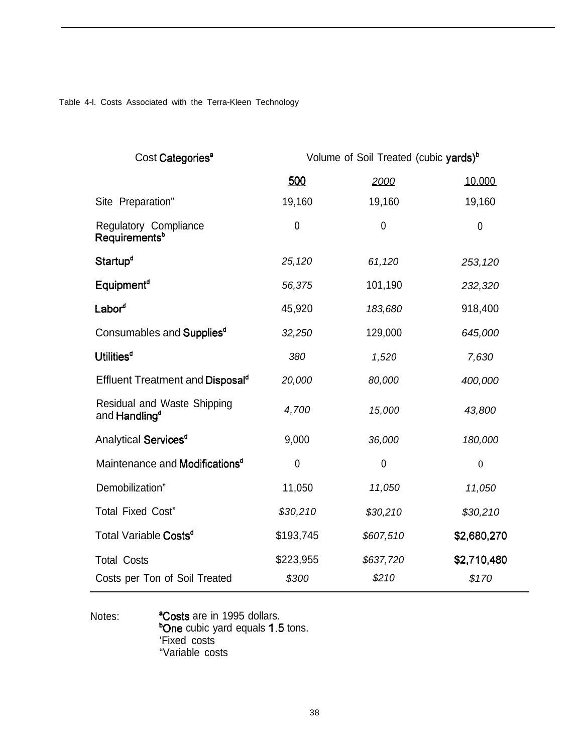Table 4-l. Costs Associated with the Terra-Kleen Technology

| Cost Categories[a] | Volume of Soil Treated (cubic yards)[b] | | |
|---|---|---|---|
| | 500 | 2000 | 10.000 |
| Site Preparation" | 19,160 | 19,160 | 19,160 |
| Regulatory Compliance Requirements[b] | 0 | 0 | 0 |
| Startup[d] | 25,120 | 61,120 | 253,120 |
| Equipment[d] | 56,375 | 101,190 | 232,320 |
| Labor[d] | 45,920 | 183,680 | 918,400 |
| Consumables and Supplies[d] | 32,250 | 129,000 | 645,000 |
| Utilities[d] | 380 | 1,520 | 7,630 |
| Effluent Treatment and Disposal[d] | 20,000 | 80,000 | 400,000 |
| Residual and Waste Shipping and Handling[d] | 4,700 | 15,000 | 43,800 |
| Analytical Services[d] | 9,000 | 36,000 | 180,000 |
| Maintenance and Modifications[d] | 0 | 0 | 0 |
| Demobilization" | 11,050 | 11,050 | 11,050 |
| Total Fixed Cost" | $30,210 | $30,210 | $30,210 |
| Total Variable Costs[d] | $193,745 | $607,510 | $2,680,270 |
| Total Costs | $223,955 | $637,720 | $2,710,480 |
| Costs per Ton of Soil Treated | $300 | $210 | $170 |

Notes: [a]Costs are in 1995 dollars.
[b]One cubic yard equals 1.5 tons.
'Fixed costs
"Variable costs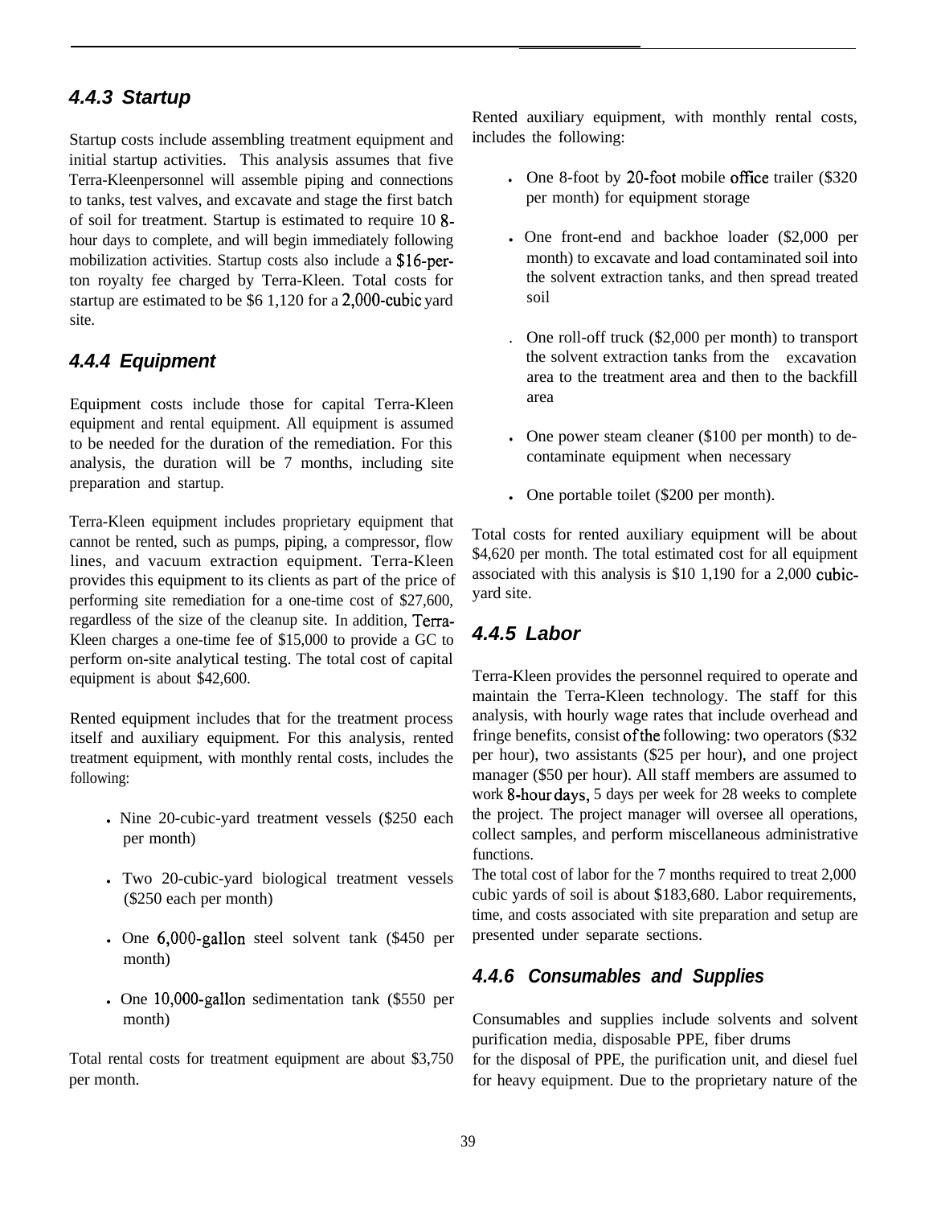### 4.4.3 Startup

Startup costs include assembling treatment equipment and initial startup activities. This analysis assumes that five Terra-Kleenpersonnel will assemble piping and connections to tanks, test valves, and excavate and stage the first batch of soil for treatment. Startup is estimated to require 10 8-hour days to complete, and will begin immediately following mobilization activities. Startup costs also include a $16-per-ton royalty fee charged by Terra-Kleen. Total costs for startup are estimated to be $6 1,120 for a 2,000-cubic yard site.

### 4.4.4 Equipment

Equipment costs include those for capital Terra-Kleen equipment and rental equipment. All equipment is assumed to be needed for the duration of the remediation. For this analysis, the duration will be 7 months, including site preparation and startup.

Terra-Kleen equipment includes proprietary equipment that cannot be rented, such as pumps, piping, a compressor, flow lines, and vacuum extraction equipment. Terra-Kleen provides this equipment to its clients as part of the price of performing site remediation for a one-time cost of $27,600, regardless of the size of the cleanup site. In addition, Terra-Kleen charges a one-time fee of $15,000 to provide a GC to perform on-site analytical testing. The total cost of capital equipment is about $42,600.

Rented equipment includes that for the treatment process itself and auxiliary equipment. For this analysis, rented treatment equipment, with monthly rental costs, includes the following:

- Nine 20-cubic-yard treatment vessels ($250 each per month)
- Two 20-cubic-yard biological treatment vessels ($250 each per month)
- One 6,000-gallon steel solvent tank ($450 per month)
- One 10,000-gallon sedimentation tank ($550 per month)

Total rental costs for treatment equipment are about $3,750 per month.

Rented auxiliary equipment, with monthly rental costs, includes the following:

- One 8-foot by 20-foot mobile office trailer ($320 per month) for equipment storage
- One front-end and backhoe loader ($2,000 per month) to excavate and load contaminated soil into the solvent extraction tanks, and then spread treated soil
- One roll-off truck ($2,000 per month) to transport the solvent extraction tanks from the excavation area to the treatment area and then to the backfill area
- One power steam cleaner ($100 per month) to de-contaminate equipment when necessary
- One portable toilet ($200 per month).

Total costs for rented auxiliary equipment will be about $4,620 per month. The total estimated cost for all equipment associated with this analysis is $10 1,190 for a 2,000 cubic-yard site.

### 4.4.5 Labor

Terra-Kleen provides the personnel required to operate and maintain the Terra-Kleen technology. The staff for this analysis, with hourly wage rates that include overhead and fringe benefits, consist of the following: two operators ($32 per hour), two assistants ($25 per hour), and one project manager ($50 per hour). All staff members are assumed to work 8-hour days, 5 days per week for 28 weeks to complete the project. The project manager will oversee all operations, collect samples, and perform miscellaneous administrative functions.

The total cost of labor for the 7 months required to treat 2,000 cubic yards of soil is about $183,680. Labor requirements, time, and costs associated with site preparation and setup are presented under separate sections.

### 4.4.6 Consumables and Supplies

Consumables and supplies include solvents and solvent purification media, disposable PPE, fiber drums for the disposal of PPE, the purification unit, and diesel fuel for heavy equipment. Due to the proprietary nature of the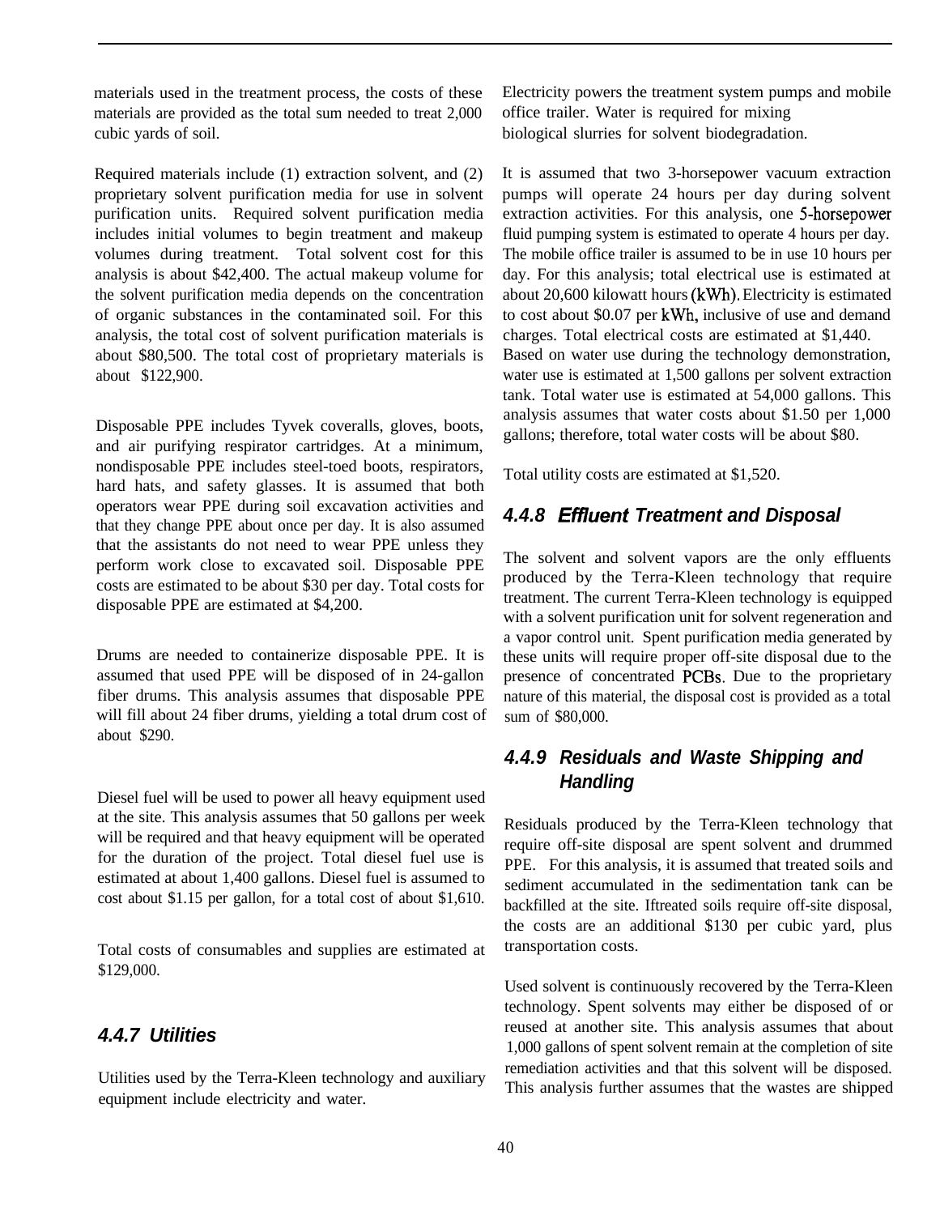materials used in the treatment process, the costs of these materials are provided as the total sum needed to treat 2,000 cubic yards of soil.

Required materials include (1) extraction solvent, and (2) proprietary solvent purification media for use in solvent purification units. Required solvent purification media includes initial volumes to begin treatment and makeup volumes during treatment. Total solvent cost for this analysis is about $42,400. The actual makeup volume for the solvent purification media depends on the concentration of organic substances in the contaminated soil. For this analysis, the total cost of solvent purification materials is about $80,500. The total cost of proprietary materials is about $122,900.

Disposable PPE includes Tyvek coveralls, gloves, boots, and air purifying respirator cartridges. At a minimum, nondisposable PPE includes steel-toed boots, respirators, hard hats, and safety glasses. It is assumed that both operators wear PPE during soil excavation activities and that they change PPE about once per day. It is also assumed that the assistants do not need to wear PPE unless they perform work close to excavated soil. Disposable PPE costs are estimated to be about $30 per day. Total costs for disposable PPE are estimated at $4,200.

Drums are needed to containerize disposable PPE. It is assumed that used PPE will be disposed of in 24-gallon fiber drums. This analysis assumes that disposable PPE will fill about 24 fiber drums, yielding a total drum cost of about $290.

Diesel fuel will be used to power all heavy equipment used at the site. This analysis assumes that 50 gallons per week will be required and that heavy equipment will be operated for the duration of the project. Total diesel fuel use is estimated at about 1,400 gallons. Diesel fuel is assumed to cost about $1.15 per gallon, for a total cost of about $1,610.

Total costs of consumables and supplies are estimated at $129,000.

### 4.4.7 Utilities

Utilities used by the Terra-Kleen technology and auxiliary equipment include electricity and water. Electricity powers the treatment system pumps and mobile office trailer. Water is required for mixing biological slurries for solvent biodegradation.

It is assumed that two 3-horsepower vacuum extraction pumps will operate 24 hours per day during solvent extraction activities. For this analysis, one 5-horsepower fluid pumping system is estimated to operate 4 hours per day. The mobile office trailer is assumed to be in use 10 hours per day. For this analysis; total electrical use is estimated at about 20,600 kilowatt hours (kWh). Electricity is estimated to cost about $0.07 per kWh, inclusive of use and demand charges. Total electrical costs are estimated at $1,440.
Based on water use during the technology demonstration, water use is estimated at 1,500 gallons per solvent extraction tank. Total water use is estimated at 54,000 gallons. This analysis assumes that water costs about $1.50 per 1,000 gallons; therefore, total water costs will be about $80.

Total utility costs are estimated at $1,520.

### 4.4.8 Effluent Treatment and Disposal

The solvent and solvent vapors are the only effluents produced by the Terra-Kleen technology that require treatment. The current Terra-Kleen technology is equipped with a solvent purification unit for solvent regeneration and a vapor control unit. Spent purification media generated by these units will require proper off-site disposal due to the presence of concentrated PCBs. Due to the proprietary nature of this material, the disposal cost is provided as a total sum of $80,000.

### 4.4.9 Residuals and Waste Shipping and Handling

Residuals produced by the Terra-Kleen technology that require off-site disposal are spent solvent and drummed PPE. For this analysis, it is assumed that treated soils and sediment accumulated in the sedimentation tank can be backfilled at the site. Iftreated soils require off-site disposal, the costs are an additional $130 per cubic yard, plus transportation costs.

Used solvent is continuously recovered by the Terra-Kleen technology. Spent solvents may either be disposed of or reused at another site. This analysis assumes that about 1,000 gallons of spent solvent remain at the completion of site remediation activities and that this solvent will be disposed. This analysis further assumes that the wastes are shipped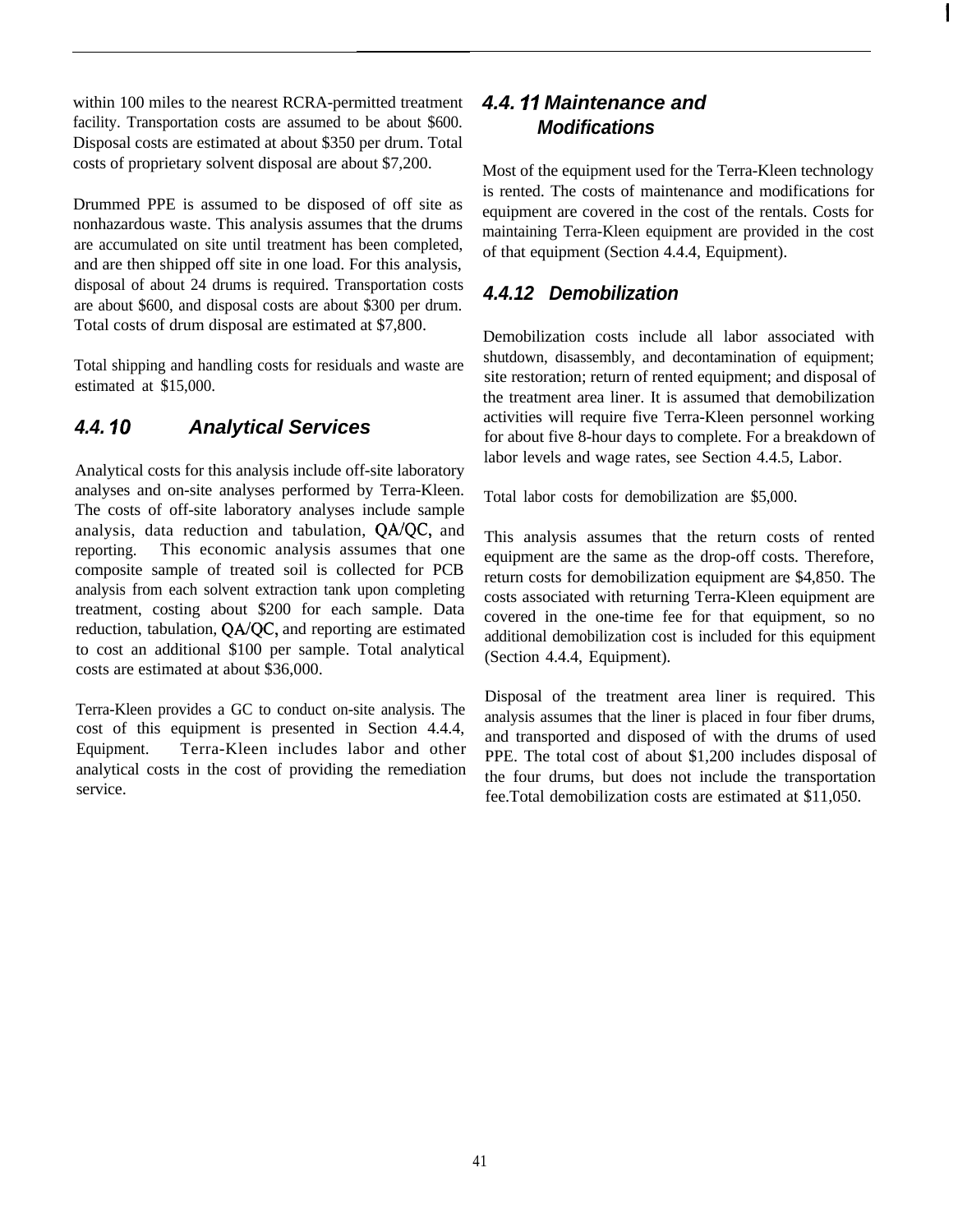within 100 miles to the nearest RCRA-permitted treatment facility. Transportation costs are assumed to be about $600. Disposal costs are estimated at about $350 per drum. Total costs of proprietary solvent disposal are about $7,200.

Drummed PPE is assumed to be disposed of off site as nonhazardous waste. This analysis assumes that the drums are accumulated on site until treatment has been completed, and are then shipped off site in one load. For this analysis, disposal of about 24 drums is required. Transportation costs are about $600, and disposal costs are about $300 per drum. Total costs of drum disposal are estimated at $7,800.

Total shipping and handling costs for residuals and waste are estimated at $15,000.

### 4.4.10 Analytical Services

Analytical costs for this analysis include off-site laboratory analyses and on-site analyses performed by Terra-Kleen. The costs of off-site laboratory analyses include sample analysis, data reduction and tabulation, QA/QC, and reporting. This economic analysis assumes that one composite sample of treated soil is collected for PCB analysis from each solvent extraction tank upon completing treatment, costing about $200 for each sample. Data reduction, tabulation, QA/QC, and reporting are estimated to cost an additional $100 per sample. Total analytical costs are estimated at about $36,000.

Terra-Kleen provides a GC to conduct on-site analysis. The cost of this equipment is presented in Section 4.4.4, Equipment. Terra-Kleen includes labor and other analytical costs in the cost of providing the remediation service.

### 4.4.11 Maintenance and Modifications

Most of the equipment used for the Terra-Kleen technology is rented. The costs of maintenance and modifications for equipment are covered in the cost of the rentals. Costs for maintaining Terra-Kleen equipment are provided in the cost of that equipment (Section 4.4.4, Equipment).

### 4.4.12 Demobilization

Demobilization costs include all labor associated with shutdown, disassembly, and decontamination of equipment; site restoration; return of rented equipment; and disposal of the treatment area liner. It is assumed that demobilization activities will require five Terra-Kleen personnel working for about five 8-hour days to complete. For a breakdown of labor levels and wage rates, see Section 4.4.5, Labor.

Total labor costs for demobilization are $5,000.

This analysis assumes that the return costs of rented equipment are the same as the drop-off costs. Therefore, return costs for demobilization equipment are $4,850. The costs associated with returning Terra-Kleen equipment are covered in the one-time fee for that equipment, so no additional demobilization cost is included for this equipment (Section 4.4.4, Equipment).

Disposal of the treatment area liner is required. This analysis assumes that the liner is placed in four fiber drums, and transported and disposed of with the drums of used PPE. The total cost of about $1,200 includes disposal of the four drums, but does not include the transportation fee.Total demobilization costs are estimated at $11,050.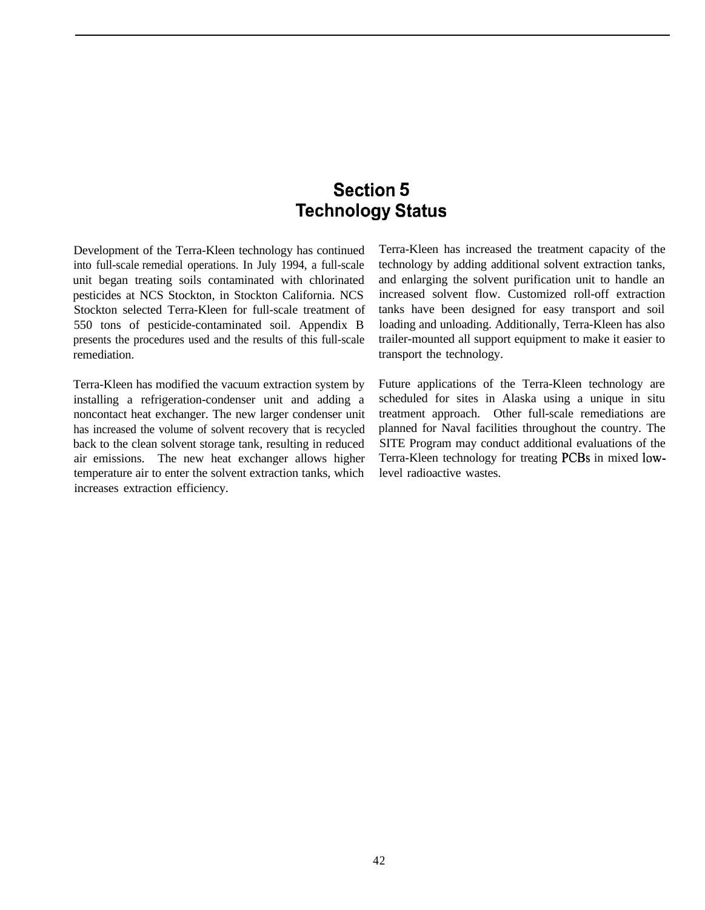# Section 5
# Technology Status

Development of the Terra-Kleen technology has continued into full-scale remedial operations. In July 1994, a full-scale unit began treating soils contaminated with chlorinated pesticides at NCS Stockton, in Stockton California. NCS Stockton selected Terra-Kleen for full-scale treatment of 550 tons of pesticide-contaminated soil. Appendix B presents the procedures used and the results of this full-scale remediation.

Terra-Kleen has modified the vacuum extraction system by installing a refrigeration-condenser unit and adding a noncontact heat exchanger. The new larger condenser unit has increased the volume of solvent recovery that is recycled back to the clean solvent storage tank, resulting in reduced air emissions. The new heat exchanger allows higher temperature air to enter the solvent extraction tanks, which increases extraction efficiency.

Terra-Kleen has increased the treatment capacity of the technology by adding additional solvent extraction tanks, and enlarging the solvent purification unit to handle an increased solvent flow. Customized roll-off extraction tanks have been designed for easy transport and soil loading and unloading. Additionally, Terra-Kleen has also trailer-mounted all support equipment to make it easier to transport the technology.

Future applications of the Terra-Kleen technology are scheduled for sites in Alaska using a unique in situ treatment approach. Other full-scale remediations are planned for Naval facilities throughout the country. The SITE Program may conduct additional evaluations of the Terra-Kleen technology for treating PCBs in mixed low-level radioactive wastes.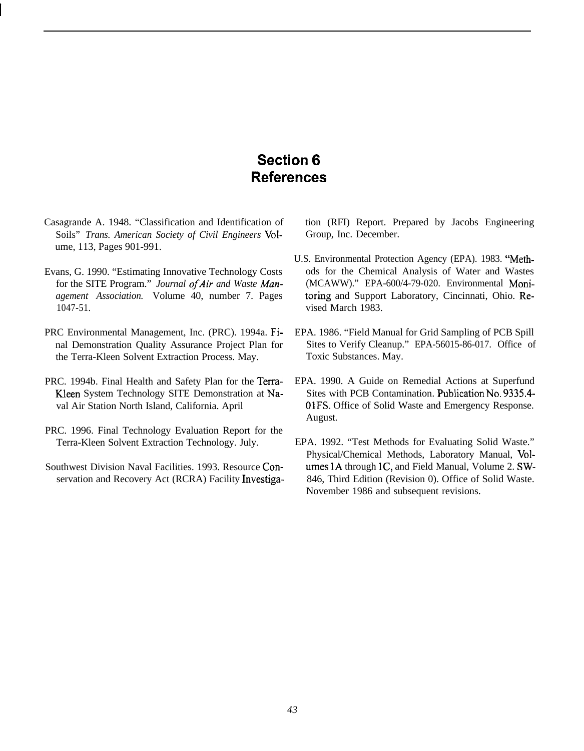# Section 6
# References

Casagrande A. 1948. "Classification and Identification of Soils" *Trans. American Society of Civil Engineers* Volume, 113, Pages 901-991.

Evans, G. 1990. "Estimating Innovative Technology Costs for the SITE Program." *Journal of Air and Waste Management Association.* Volume 40, number 7. Pages 1047-51.

PRC Environmental Management, Inc. (PRC). 1994a. Final Demonstration Quality Assurance Project Plan for the Terra-Kleen Solvent Extraction Process. May.

PRC. 1994b. Final Health and Safety Plan for the Terra-Kleen System Technology SITE Demonstration at Naval Air Station North Island, California. April

PRC. 1996. Final Technology Evaluation Report for the Terra-Kleen Solvent Extraction Technology. July.

Southwest Division Naval Facilities. 1993. Resource Conservation and Recovery Act (RCRA) Facility Investigation (RFI) Report. Prepared by Jacobs Engineering Group, Inc. December.

U.S. Environmental Protection Agency (EPA). 1983. "Methods for the Chemical Analysis of Water and Wastes (MCAWW)." EPA-600/4-79-020. Environmental Monitoring and Support Laboratory, Cincinnati, Ohio. Revised March 1983.

EPA. 1986. "Field Manual for Grid Sampling of PCB Spill Sites to Verify Cleanup." EPA-56015-86-017. Office of Toxic Substances. May.

EPA. 1990. A Guide on Remedial Actions at Superfund Sites with PCB Contamination. Publication No. 9335.4-01FS. Office of Solid Waste and Emergency Response. August.

EPA. 1992. "Test Methods for Evaluating Solid Waste." Physical/Chemical Methods, Laboratory Manual, Volumes 1A through 1C, and Field Manual, Volume 2. SW-846, Third Edition (Revision 0). Office of Solid Waste. November 1986 and subsequent revisions.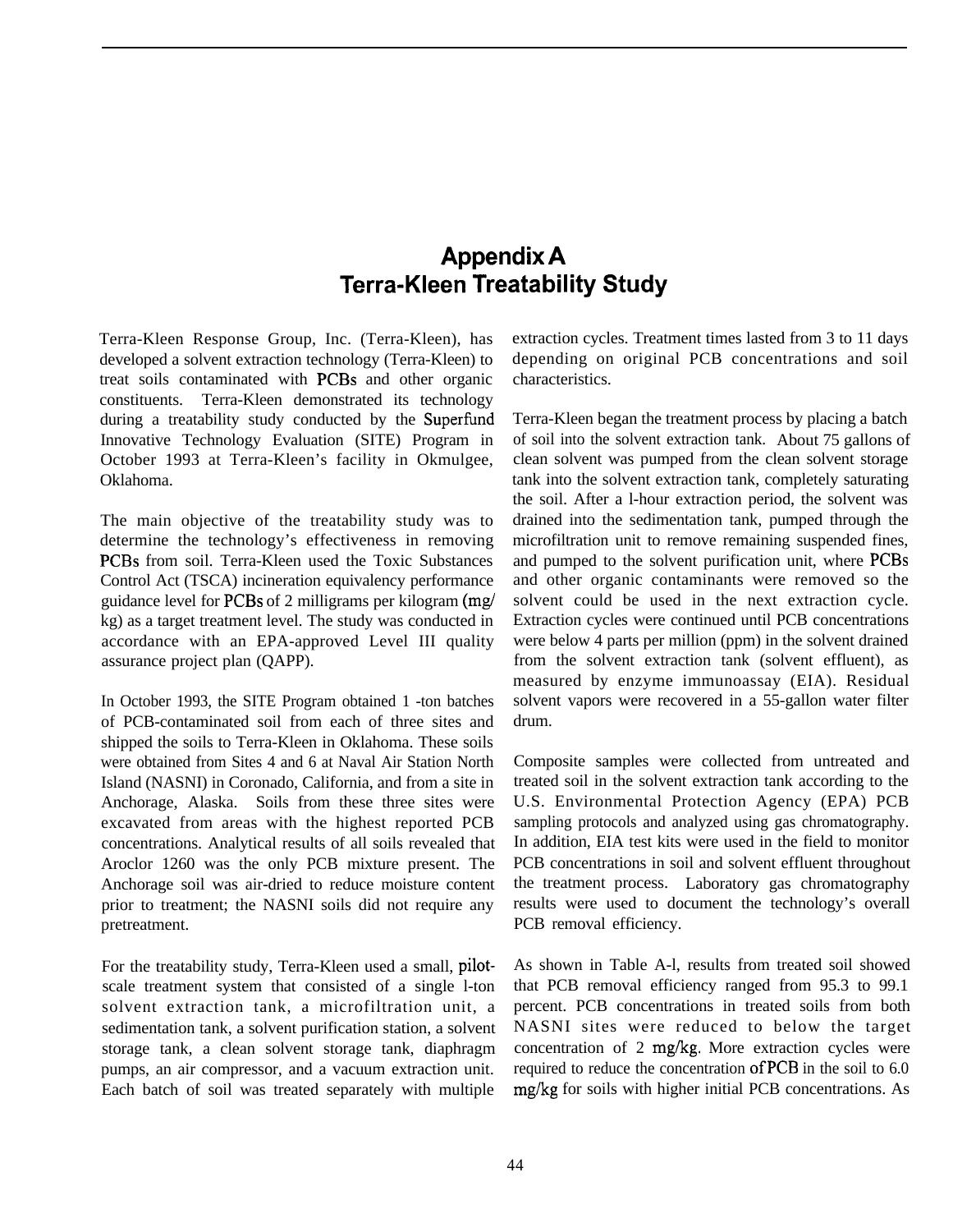# Appendix A
# Terra-Kleen Treatability Study

Terra-Kleen Response Group, Inc. (Terra-Kleen), has developed a solvent extraction technology (Terra-Kleen) to treat soils contaminated with PCBs and other organic constituents. Terra-Kleen demonstrated its technology during a treatability study conducted by the Superfund Innovative Technology Evaluation (SITE) Program in October 1993 at Terra-Kleen's facility in Okmulgee, Oklahoma.

The main objective of the treatability study was to determine the technology's effectiveness in removing PCBs from soil. Terra-Kleen used the Toxic Substances Control Act (TSCA) incineration equivalency performance guidance level for PCBs of 2 milligrams per kilogram (mg/kg) as a target treatment level. The study was conducted in accordance with an EPA-approved Level III quality assurance project plan (QAPP).

In October 1993, the SITE Program obtained 1 -ton batches of PCB-contaminated soil from each of three sites and shipped the soils to Terra-Kleen in Oklahoma. These soils were obtained from Sites 4 and 6 at Naval Air Station North Island (NASNI) in Coronado, California, and from a site in Anchorage, Alaska. Soils from these three sites were excavated from areas with the highest reported PCB concentrations. Analytical results of all soils revealed that Aroclor 1260 was the only PCB mixture present. The Anchorage soil was air-dried to reduce moisture content prior to treatment; the NASNI soils did not require any pretreatment.

For the treatability study, Terra-Kleen used a small, pilot-scale treatment system that consisted of a single l-ton solvent extraction tank, a microfiltration unit, a sedimentation tank, a solvent purification station, a solvent storage tank, a clean solvent storage tank, diaphragm pumps, an air compressor, and a vacuum extraction unit. Each batch of soil was treated separately with multiple extraction cycles. Treatment times lasted from 3 to 11 days depending on original PCB concentrations and soil characteristics.

Terra-Kleen began the treatment process by placing a batch of soil into the solvent extraction tank. About 75 gallons of clean solvent was pumped from the clean solvent storage tank into the solvent extraction tank, completely saturating the soil. After a l-hour extraction period, the solvent was drained into the sedimentation tank, pumped through the microfiltration unit to remove remaining suspended fines, and pumped to the solvent purification unit, where PCBs and other organic contaminants were removed so the solvent could be used in the next extraction cycle. Extraction cycles were continued until PCB concentrations were below 4 parts per million (ppm) in the solvent drained from the solvent extraction tank (solvent effluent), as measured by enzyme immunoassay (EIA). Residual solvent vapors were recovered in a 55-gallon water filter drum.

Composite samples were collected from untreated and treated soil in the solvent extraction tank according to the U.S. Environmental Protection Agency (EPA) PCB sampling protocols and analyzed using gas chromatography. In addition, EIA test kits were used in the field to monitor PCB concentrations in soil and solvent effluent throughout the treatment process. Laboratory gas chromatography results were used to document the technology's overall PCB removal efficiency.

As shown in Table A-l, results from treated soil showed that PCB removal efficiency ranged from 95.3 to 99.1 percent. PCB concentrations in treated soils from both NASNI sites were reduced to below the target concentration of 2 mg/kg. More extraction cycles were required to reduce the concentration of PCB in the soil to 6.0 mg/kg for soils with higher initial PCB concentrations. As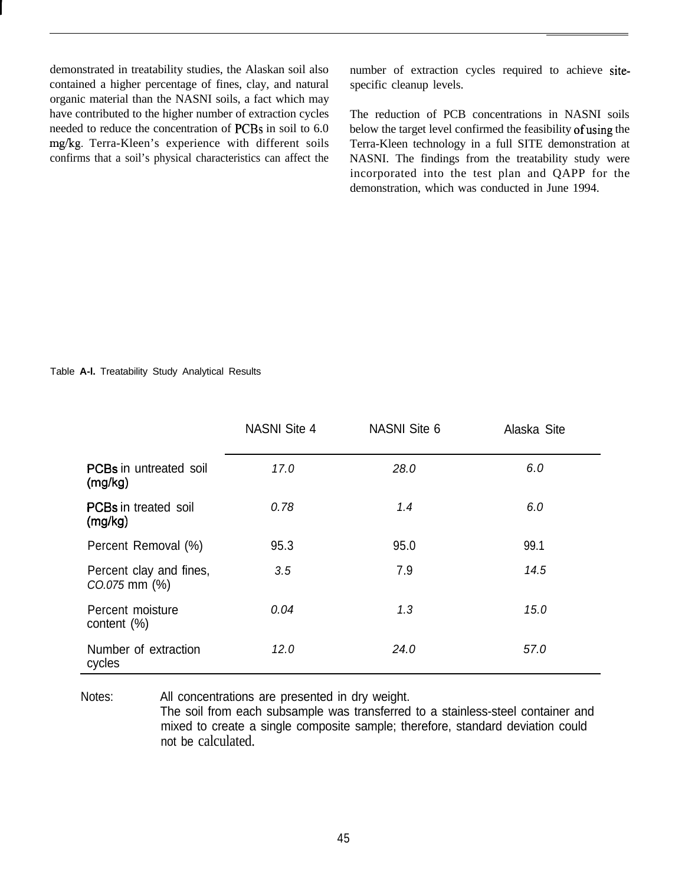demonstrated in treatability studies, the Alaskan soil also contained a higher percentage of fines, clay, and natural organic material than the NASNI soils, a fact which may have contributed to the higher number of extraction cycles needed to reduce the concentration of PCBs in soil to 6.0 mg/kg. Terra-Kleen's experience with different soils confirms that a soil's physical characteristics can affect the number of extraction cycles required to achieve site-specific cleanup levels.

The reduction of PCB concentrations in NASNI soils below the target level confirmed the feasibility of using the Terra-Kleen technology in a full SITE demonstration at NASNI. The findings from the treatability study were incorporated into the test plan and QAPP for the demonstration, which was conducted in June 1994.

Table **A-l.** Treatability Study Analytical Results

| | NASNI Site 4 | NASNI Site 6 | Alaska Site |
|---|---|---|---|
| PCBs in untreated soil (mg/kg) | 17.0 | 28.0 | 6.0 |
| PCBs in treated soil (mg/kg) | 0.78 | 1.4 | 6.0 |
| Percent Removal (%) | 95.3 | 95.0 | 99.1 |
| Percent clay and fines, CO.075 mm (%) | 3.5 | 7.9 | 14.5 |
| Percent moisture content (%) | 0.04 | 1.3 | 15.0 |
| Number of extraction cycles | 12.0 | 24.0 | 57.0 |

Notes: All concentrations are presented in dry weight.
The soil from each subsample was transferred to a stainless-steel container and mixed to create a single composite sample; therefore, standard deviation could not be calculated.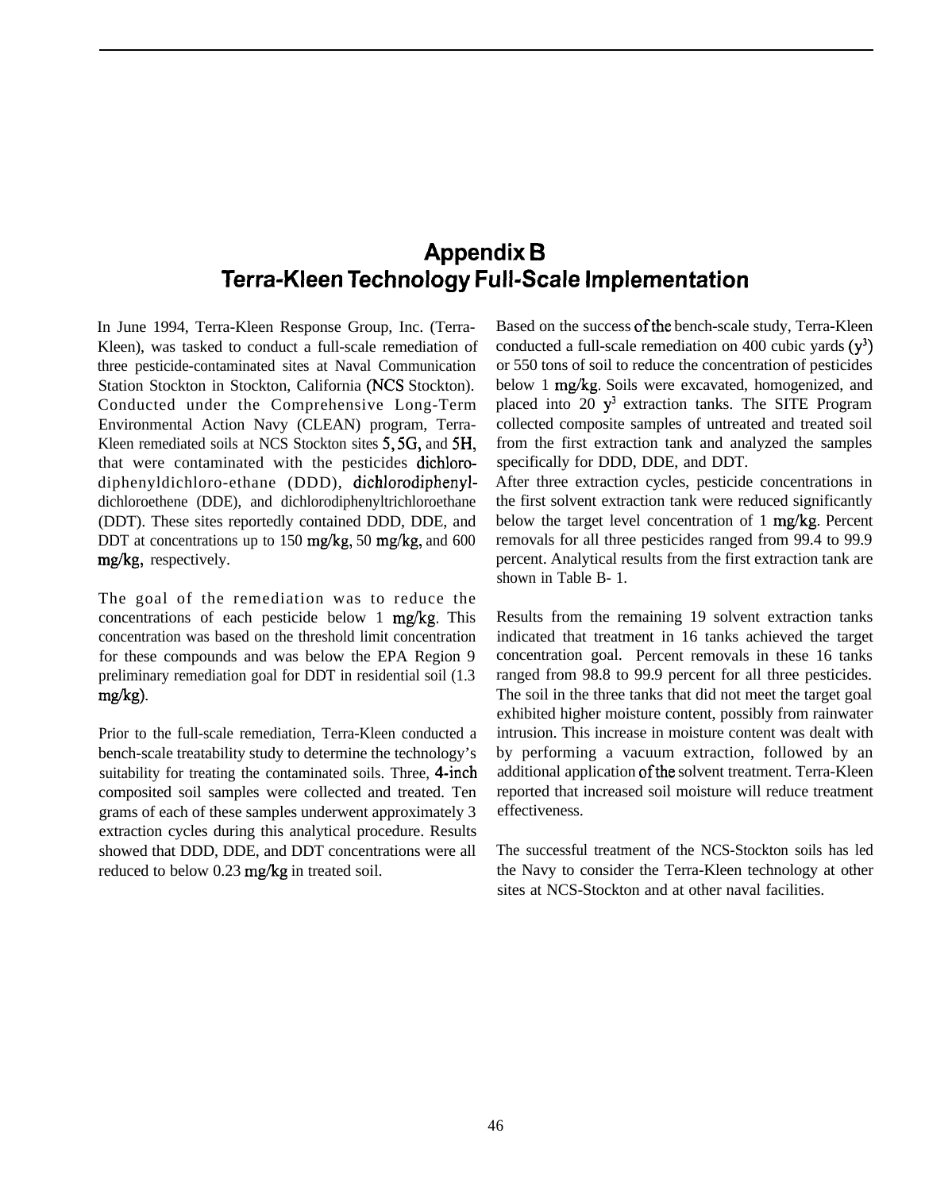# Appendix B
# Terra-Kleen Technology Full-Scale Implementation

In June 1994, Terra-Kleen Response Group, Inc. (Terra-Kleen), was tasked to conduct a full-scale remediation of three pesticide-contaminated sites at Naval Communication Station Stockton in Stockton, California (NCS Stockton). Conducted under the Comprehensive Long-Term Environmental Action Navy (CLEAN) program, Terra-Kleen remediated soils at NCS Stockton sites 5, 5G, and 5H, that were contaminated with the pesticides dichlorodiphenyldichloro-ethane (DDD), dichlorodiphenyldichloroethene (DDE), and dichlorodiphenyltrichloroethane (DDT). These sites reportedly contained DDD, DDE, and DDT at concentrations up to 150 mg/kg, 50 mg/kg, and 600 mg/kg, respectively.

The goal of the remediation was to reduce the concentrations of each pesticide below 1 mg/kg. This concentration was based on the threshold limit concentration for these compounds and was below the EPA Region 9 preliminary remediation goal for DDT in residential soil (1.3 mg/kg).

Prior to the full-scale remediation, Terra-Kleen conducted a bench-scale treatability study to determine the technology's suitability for treating the contaminated soils. Three, 4-inch composited soil samples were collected and treated. Ten grams of each of these samples underwent approximately 3 extraction cycles during this analytical procedure. Results showed that DDD, DDE, and DDT concentrations were all reduced to below 0.23 mg/kg in treated soil.

Based on the success of the bench-scale study, Terra-Kleen conducted a full-scale remediation on 400 cubic yards ($y^3$) or 550 tons of soil to reduce the concentration of pesticides below 1 mg/kg. Soils were excavated, homogenized, and placed into 20 $y^3$ extraction tanks. The SITE Program collected composite samples of untreated and treated soil from the first extraction tank and analyzed the samples specifically for DDD, DDE, and DDT.

After three extraction cycles, pesticide concentrations in the first solvent extraction tank were reduced significantly below the target level concentration of 1 mg/kg. Percent removals for all three pesticides ranged from 99.4 to 99.9 percent. Analytical results from the first extraction tank are shown in Table B- 1.

Results from the remaining 19 solvent extraction tanks indicated that treatment in 16 tanks achieved the target concentration goal. Percent removals in these 16 tanks ranged from 98.8 to 99.9 percent for all three pesticides. The soil in the three tanks that did not meet the target goal exhibited higher moisture content, possibly from rainwater intrusion. This increase in moisture content was dealt with by performing a vacuum extraction, followed by an additional application of the solvent treatment. Terra-Kleen reported that increased soil moisture will reduce treatment effectiveness.

The successful treatment of the NCS-Stockton soils has led the Navy to consider the Terra-Kleen technology at other sites at NCS-Stockton and at other naval facilities.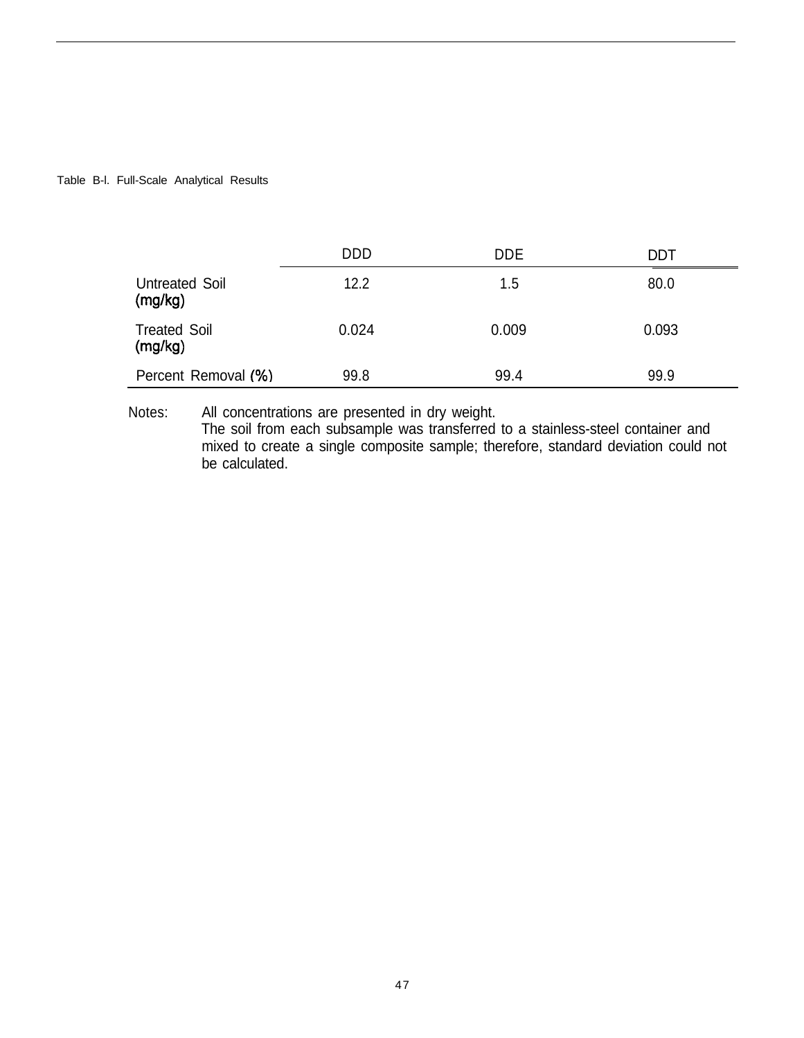Table B-l. Full-Scale Analytical Results

| | DDD | DDE | DDT |
|---|---|---|---|
| Untreated Soil (mg/kg) | 12.2 | 1.5 | 80.0 |
| Treated Soil (mg/kg) | 0.024 | 0.009 | 0.093 |
| Percent Removal (%) | 99.8 | 99.4 | 99.9 |

Notes: All concentrations are presented in dry weight.
The soil from each subsample was transferred to a stainless-steel container and mixed to create a single composite sample; therefore, standard deviation could not be calculated.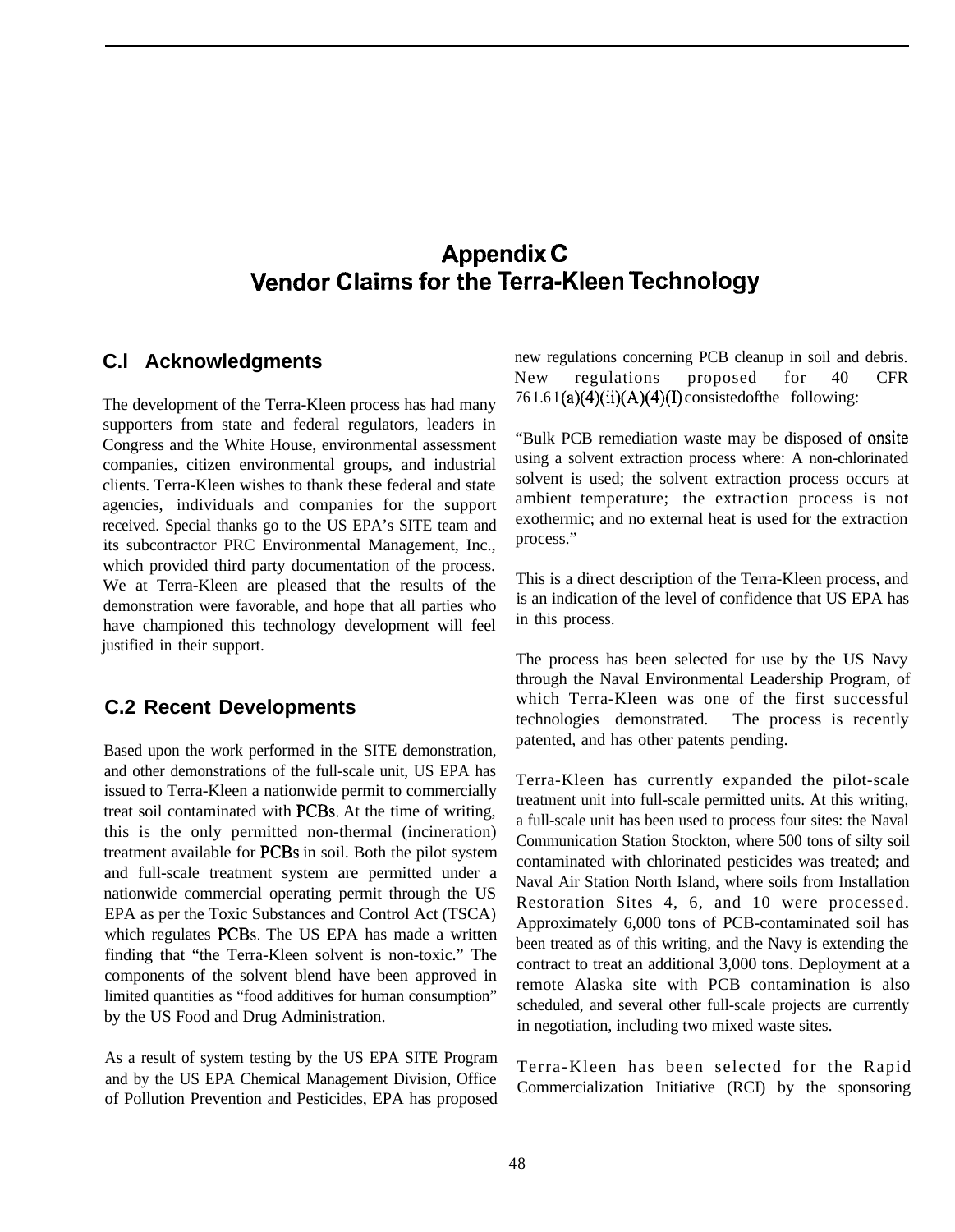# Appendix C
# Vendor Claims for the Terra-Kleen Technology

## C.l Acknowledgments

The development of the Terra-Kleen process has had many supporters from state and federal regulators, leaders in Congress and the White House, environmental assessment companies, citizen environmental groups, and industrial clients. Terra-Kleen wishes to thank these federal and state agencies, individuals and companies for the support received. Special thanks go to the US EPA's SITE team and its subcontractor PRC Environmental Management, Inc., which provided third party documentation of the process. We at Terra-Kleen are pleased that the results of the demonstration were favorable, and hope that all parties who have championed this technology development will feel justified in their support.

## C.2 Recent Developments

Based upon the work performed in the SITE demonstration, and other demonstrations of the full-scale unit, US EPA has issued to Terra-Kleen a nationwide permit to commercially treat soil contaminated with PCBs. At the time of writing, this is the only permitted non-thermal (incineration) treatment available for PCBs in soil. Both the pilot system and full-scale treatment system are permitted under a nationwide commercial operating permit through the US EPA as per the Toxic Substances and Control Act (TSCA) which regulates PCBs. The US EPA has made a written finding that "the Terra-Kleen solvent is non-toxic." The components of the solvent blend have been approved in limited quantities as "food additives for human consumption" by the US Food and Drug Administration.

As a result of system testing by the US EPA SITE Program and by the US EPA Chemical Management Division, Office of Pollution Prevention and Pesticides, EPA has proposed new regulations concerning PCB cleanup in soil and debris. New regulations proposed for 40 CFR 761.61(a)(4)(ii)(A)(4)(I) consisted of the following:

"Bulk PCB remediation waste may be disposed of onsite using a solvent extraction process where: A non-chlorinated solvent is used; the solvent extraction process occurs at ambient temperature; the extraction process is not exothermic; and no external heat is used for the extraction process."

This is a direct description of the Terra-Kleen process, and is an indication of the level of confidence that US EPA has in this process.

The process has been selected for use by the US Navy through the Naval Environmental Leadership Program, of which Terra-Kleen was one of the first successful technologies demonstrated. The process is recently patented, and has other patents pending.

Terra-Kleen has currently expanded the pilot-scale treatment unit into full-scale permitted units. At this writing, a full-scale unit has been used to process four sites: the Naval Communication Station Stockton, where 500 tons of silty soil contaminated with chlorinated pesticides was treated; and Naval Air Station North Island, where soils from Installation Restoration Sites 4, 6, and 10 were processed. Approximately 6,000 tons of PCB-contaminated soil has been treated as of this writing, and the Navy is extending the contract to treat an additional 3,000 tons. Deployment at a remote Alaska site with PCB contamination is also scheduled, and several other full-scale projects are currently in negotiation, including two mixed waste sites.

Terra-Kleen has been selected for the Rapid Commercialization Initiative (RCI) by the sponsoring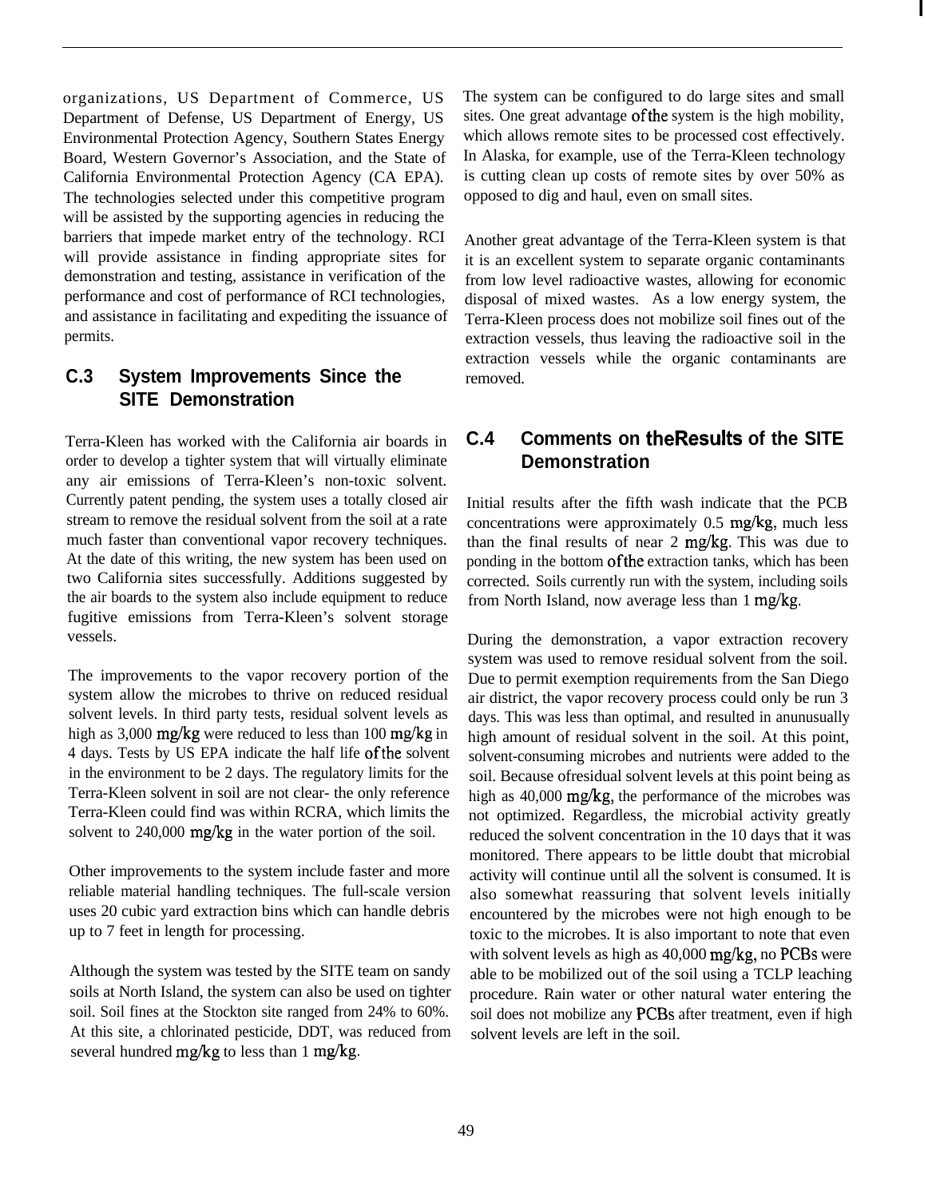organizations, US Department of Commerce, US Department of Defense, US Department of Energy, US Environmental Protection Agency, Southern States Energy Board, Western Governor's Association, and the State of California Environmental Protection Agency (CA EPA). The technologies selected under this competitive program will be assisted by the supporting agencies in reducing the barriers that impede market entry of the technology. RCI will provide assistance in finding appropriate sites for demonstration and testing, assistance in verification of the performance and cost of performance of RCI technologies, and assistance in facilitating and expediting the issuance of permits.

## C.3 System Improvements Since the SITE Demonstration

Terra-Kleen has worked with the California air boards in order to develop a tighter system that will virtually eliminate any air emissions of Terra-Kleen's non-toxic solvent. Currently patent pending, the system uses a totally closed air stream to remove the residual solvent from the soil at a rate much faster than conventional vapor recovery techniques. At the date of this writing, the new system has been used on two California sites successfully. Additions suggested by the air boards to the system also include equipment to reduce fugitive emissions from Terra-Kleen's solvent storage vessels.

The improvements to the vapor recovery portion of the system allow the microbes to thrive on reduced residual solvent levels. In third party tests, residual solvent levels as high as 3,000 mg/kg were reduced to less than 100 mg/kg in 4 days. Tests by US EPA indicate the half life of the solvent in the environment to be 2 days. The regulatory limits for the Terra-Kleen solvent in soil are not clear- the only reference Terra-Kleen could find was within RCRA, which limits the solvent to 240,000 mg/kg in the water portion of the soil.

Other improvements to the system include faster and more reliable material handling techniques. The full-scale version uses 20 cubic yard extraction bins which can handle debris up to 7 feet in length for processing.

Although the system was tested by the SITE team on sandy soils at North Island, the system can also be used on tighter soil. Soil fines at the Stockton site ranged from 24% to 60%. At this site, a chlorinated pesticide, DDT, was reduced from several hundred mg/kg to less than 1 mg/kg.

The system can be configured to do large sites and small sites. One great advantage of the system is the high mobility, which allows remote sites to be processed cost effectively. In Alaska, for example, use of the Terra-Kleen technology is cutting clean up costs of remote sites by over 50% as opposed to dig and haul, even on small sites.

Another great advantage of the Terra-Kleen system is that it is an excellent system to separate organic contaminants from low level radioactive wastes, allowing for economic disposal of mixed wastes. As a low energy system, the Terra-Kleen process does not mobilize soil fines out of the extraction vessels, thus leaving the radioactive soil in the extraction vessels while the organic contaminants are removed.

## C.4 Comments on the Results of the SITE Demonstration

Initial results after the fifth wash indicate that the PCB concentrations were approximately 0.5 mg/kg, much less than the final results of near 2 mg/kg. This was due to ponding in the bottom of the extraction tanks, which has been corrected. Soils currently run with the system, including soils from North Island, now average less than 1 mg/kg.

During the demonstration, a vapor extraction recovery system was used to remove residual solvent from the soil. Due to permit exemption requirements from the San Diego air district, the vapor recovery process could only be run 3 days. This was less than optimal, and resulted in an unusually high amount of residual solvent in the soil. At this point, solvent-consuming microbes and nutrients were added to the soil. Because of residual solvent levels at this point being as high as 40,000 mg/kg, the performance of the microbes was not optimized. Regardless, the microbial activity greatly reduced the solvent concentration in the 10 days that it was monitored. There appears to be little doubt that microbial activity will continue until all the solvent is consumed. It is also somewhat reassuring that solvent levels initially encountered by the microbes were not high enough to be toxic to the microbes. It is also important to note that even with solvent levels as high as 40,000 mg/kg, no PCBs were able to be mobilized out of the soil using a TCLP leaching procedure. Rain water or other natural water entering the soil does not mobilize any PCBs after treatment, even if high solvent levels are left in the soil.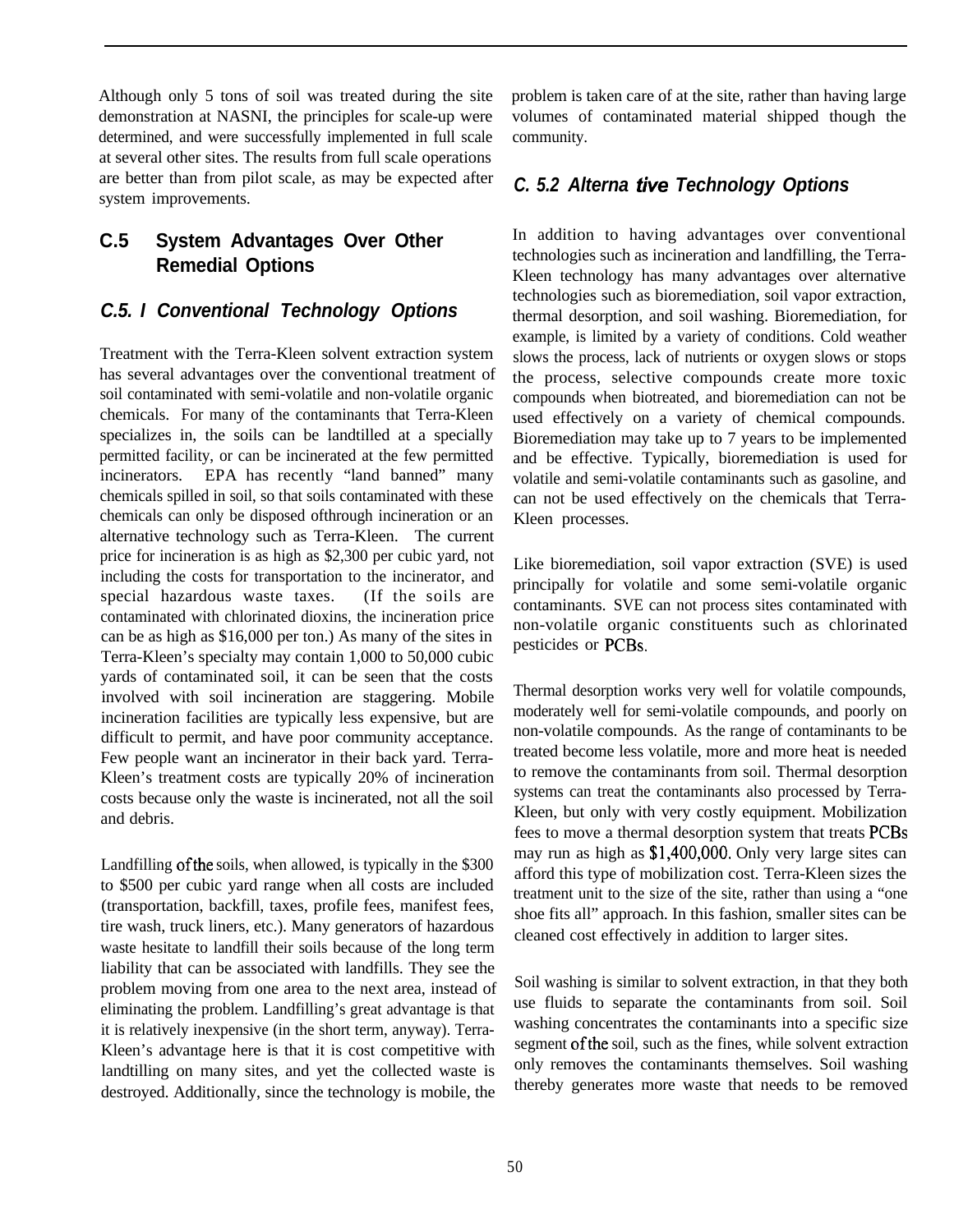Although only 5 tons of soil was treated during the site demonstration at NASNI, the principles for scale-up were determined, and were successfully implemented in full scale at several other sites. The results from full scale operations are better than from pilot scale, as may be expected after system improvements.

## C.5 System Advantages Over Other Remedial Options

### *C.5. I Conventional Technology Options*

Treatment with the Terra-Kleen solvent extraction system has several advantages over the conventional treatment of soil contaminated with semi-volatile and non-volatile organic chemicals. For many of the contaminants that Terra-Kleen specializes in, the soils can be landtilled at a specially permitted facility, or can be incinerated at the few permitted incinerators. EPA has recently "land banned" many chemicals spilled in soil, so that soils contaminated with these chemicals can only be disposed ofthrough incineration or an alternative technology such as Terra-Kleen. The current price for incineration is as high as $2,300 per cubic yard, not including the costs for transportation to the incinerator, and special hazardous waste taxes. (If the soils are contaminated with chlorinated dioxins, the incineration price can be as high as $16,000 per ton.) As many of the sites in Terra-Kleen's specialty may contain 1,000 to 50,000 cubic yards of contaminated soil, it can be seen that the costs involved with soil incineration are staggering. Mobile incineration facilities are typically less expensive, but are difficult to permit, and have poor community acceptance. Few people want an incinerator in their back yard. Terra-Kleen's treatment costs are typically 20% of incineration costs because only the waste is incinerated, not all the soil and debris.

Landfilling ofthe soils, when allowed, is typically in the $300 to $500 per cubic yard range when all costs are included (transportation, backfill, taxes, profile fees, manifest fees, tire wash, truck liners, etc.). Many generators of hazardous waste hesitate to landfill their soils because of the long term liability that can be associated with landfills. They see the problem moving from one area to the next area, instead of eliminating the problem. Landfilling's great advantage is that it is relatively inexpensive (in the short term, anyway). Terra-Kleen's advantage here is that it is cost competitive with landtilling on many sites, and yet the collected waste is destroyed. Additionally, since the technology is mobile, the problem is taken care of at the site, rather than having large volumes of contaminated material shipped though the community.

### *C. 5.2 Alternative Technology Options*

In addition to having advantages over conventional technologies such as incineration and landfilling, the Terra-Kleen technology has many advantages over alternative technologies such as bioremediation, soil vapor extraction, thermal desorption, and soil washing. Bioremediation, for example, is limited by a variety of conditions. Cold weather slows the process, lack of nutrients or oxygen slows or stops the process, selective compounds create more toxic compounds when biotreated, and bioremediation can not be used effectively on a variety of chemical compounds. Bioremediation may take up to 7 years to be implemented and be effective. Typically, bioremediation is used for volatile and semi-volatile contaminants such as gasoline, and can not be used effectively on the chemicals that Terra-Kleen processes.

Like bioremediation, soil vapor extraction (SVE) is used principally for volatile and some semi-volatile organic contaminants. SVE can not process sites contaminated with non-volatile organic constituents such as chlorinated pesticides or PCBs.

Thermal desorption works very well for volatile compounds, moderately well for semi-volatile compounds, and poorly on non-volatile compounds. As the range of contaminants to be treated become less volatile, more and more heat is needed to remove the contaminants from soil. Thermal desorption systems can treat the contaminants also processed by Terra-Kleen, but only with very costly equipment. Mobilization fees to move a thermal desorption system that treats PCBs may run as high as $1,400,000. Only very large sites can afford this type of mobilization cost. Terra-Kleen sizes the treatment unit to the size of the site, rather than using a "one shoe fits all" approach. In this fashion, smaller sites can be cleaned cost effectively in addition to larger sites.

Soil washing is similar to solvent extraction, in that they both use fluids to separate the contaminants from soil. Soil washing concentrates the contaminants into a specific size segment ofthe soil, such as the fines, while solvent extraction only removes the contaminants themselves. Soil washing thereby generates more waste that needs to be removed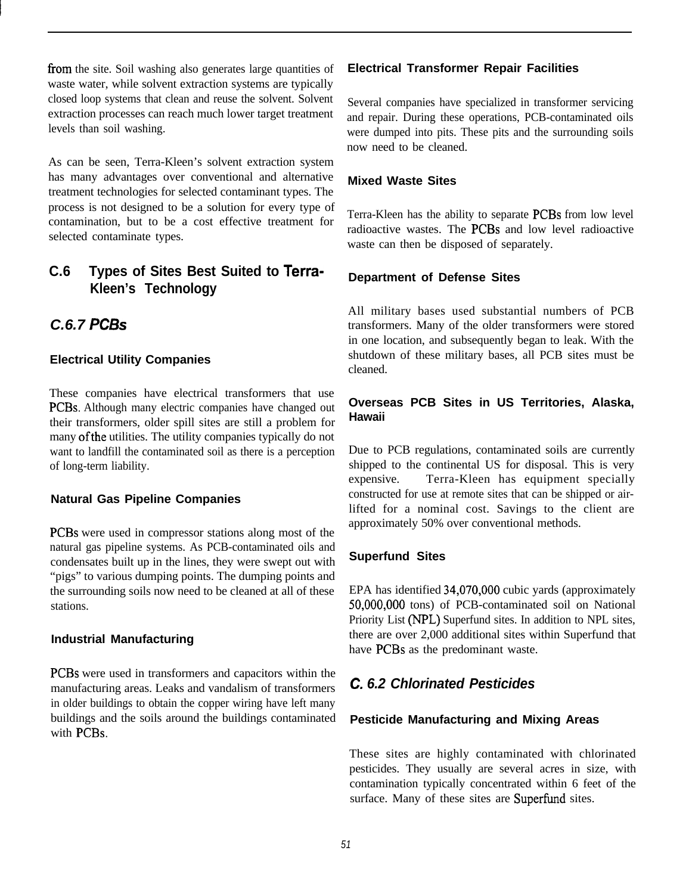from the site. Soil washing also generates large quantities of waste water, while solvent extraction systems are typically closed loop systems that clean and reuse the solvent. Solvent extraction processes can reach much lower target treatment levels than soil washing.

As can be seen, Terra-Kleen's solvent extraction system has many advantages over conventional and alternative treatment technologies for selected contaminant types. The process is not designed to be a solution for every type of contamination, but to be a cost effective treatment for selected contaminate types.

## C.6 Types of Sites Best Suited to Terra-Kleen's Technology

### *C.6.7 PCBs*

#### Electrical Utility Companies

These companies have electrical transformers that use PCBs. Although many electric companies have changed out their transformers, older spill sites are still a problem for many of the utilities. The utility companies typically do not want to landfill the contaminated soil as there is a perception of long-term liability.

#### Natural Gas Pipeline Companies

PCBs were used in compressor stations along most of the natural gas pipeline systems. As PCB-contaminated oils and condensates built up in the lines, they were swept out with "pigs" to various dumping points. The dumping points and the surrounding soils now need to be cleaned at all of these stations.

#### Industrial Manufacturing

PCBs were used in transformers and capacitors within the manufacturing areas. Leaks and vandalism of transformers in older buildings to obtain the copper wiring have left many buildings and the soils around the buildings contaminated with PCBs.

#### Electrical Transformer Repair Facilities

Several companies have specialized in transformer servicing and repair. During these operations, PCB-contaminated oils were dumped into pits. These pits and the surrounding soils now need to be cleaned.

#### Mixed Waste Sites

Terra-Kleen has the ability to separate PCBs from low level radioactive wastes. The PCBs and low level radioactive waste can then be disposed of separately.

#### Department of Defense Sites

All military bases used substantial numbers of PCB transformers. Many of the older transformers were stored in one location, and subsequently began to leak. With the shutdown of these military bases, all PCB sites must be cleaned.

#### Overseas PCB Sites in US Territories, Alaska, Hawaii

Due to PCB regulations, contaminated soils are currently shipped to the continental US for disposal. This is very expensive. Terra-Kleen has equipment specially constructed for use at remote sites that can be shipped or air-lifted for a nominal cost. Savings to the client are approximately 50% over conventional methods.

#### Superfund Sites

EPA has identified 34,070,000 cubic yards (approximately 50,000,000 tons) of PCB-contaminated soil on National Priority List (NPL) Superfund sites. In addition to NPL sites, there are over 2,000 additional sites within Superfund that have PCBs as the predominant waste.

### *C. 6.2 Chlorinated Pesticides*

#### Pesticide Manufacturing and Mixing Areas

These sites are highly contaminated with chlorinated pesticides. They usually are several acres in size, with contamination typically concentrated within 6 feet of the surface. Many of these sites are Superfund sites.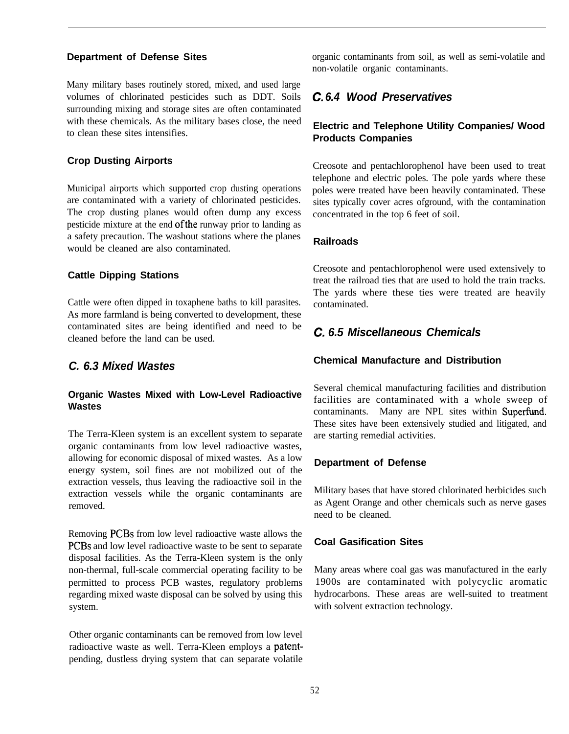#### Department of Defense Sites

Many military bases routinely stored, mixed, and used large volumes of chlorinated pesticides such as DDT. Soils surrounding mixing and storage sites are often contaminated with these chemicals. As the military bases close, the need to clean these sites intensifies.

#### Crop Dusting Airports

Municipal airports which supported crop dusting operations are contaminated with a variety of chlorinated pesticides. The crop dusting planes would often dump any excess pesticide mixture at the end of the runway prior to landing as a safety precaution. The washout stations where the planes would be cleaned are also contaminated.

#### Cattle Dipping Stations

Cattle were often dipped in toxaphene baths to kill parasites. As more farmland is being converted to development, these contaminated sites are being identified and need to be cleaned before the land can be used.

### *C. 6.3 Mixed Wastes*

#### Organic Wastes Mixed with Low-Level Radioactive Wastes

The Terra-Kleen system is an excellent system to separate organic contaminants from low level radioactive wastes, allowing for economic disposal of mixed wastes. As a low energy system, soil fines are not mobilized out of the extraction vessels, thus leaving the radioactive soil in the extraction vessels while the organic contaminants are removed.

Removing PCBs from low level radioactive waste allows the PCBs and low level radioactive waste to be sent to separate disposal facilities. As the Terra-Kleen system is the only non-thermal, full-scale commercial operating facility to be permitted to process PCB wastes, regulatory problems regarding mixed waste disposal can be solved by using this system.

Other organic contaminants can be removed from low level radioactive waste as well. Terra-Kleen employs a patent-pending, dustless drying system that can separate volatile organic contaminants from soil, as well as semi-volatile and non-volatile organic contaminants.

### *C. 6.4 Wood Preservatives*

#### Electric and Telephone Utility Companies/ Wood Products Companies

Creosote and pentachlorophenol have been used to treat telephone and electric poles. The pole yards where these poles were treated have been heavily contaminated. These sites typically cover acres ofground, with the contamination concentrated in the top 6 feet of soil.

#### Railroads

Creosote and pentachlorophenol were used extensively to treat the railroad ties that are used to hold the train tracks. The yards where these ties were treated are heavily contaminated.

### *C. 6.5 Miscellaneous Chemicals*

#### Chemical Manufacture and Distribution

Several chemical manufacturing facilities and distribution facilities are contaminated with a whole sweep of contaminants. Many are NPL sites within Superfund. These sites have been extensively studied and litigated, and are starting remedial activities.

#### Department of Defense

Military bases that have stored chlorinated herbicides such as Agent Orange and other chemicals such as nerve gases need to be cleaned.

#### Coal Gasification Sites

Many areas where coal gas was manufactured in the early 1900s are contaminated with polycyclic aromatic hydrocarbons. These areas are well-suited to treatment with solvent extraction technology.